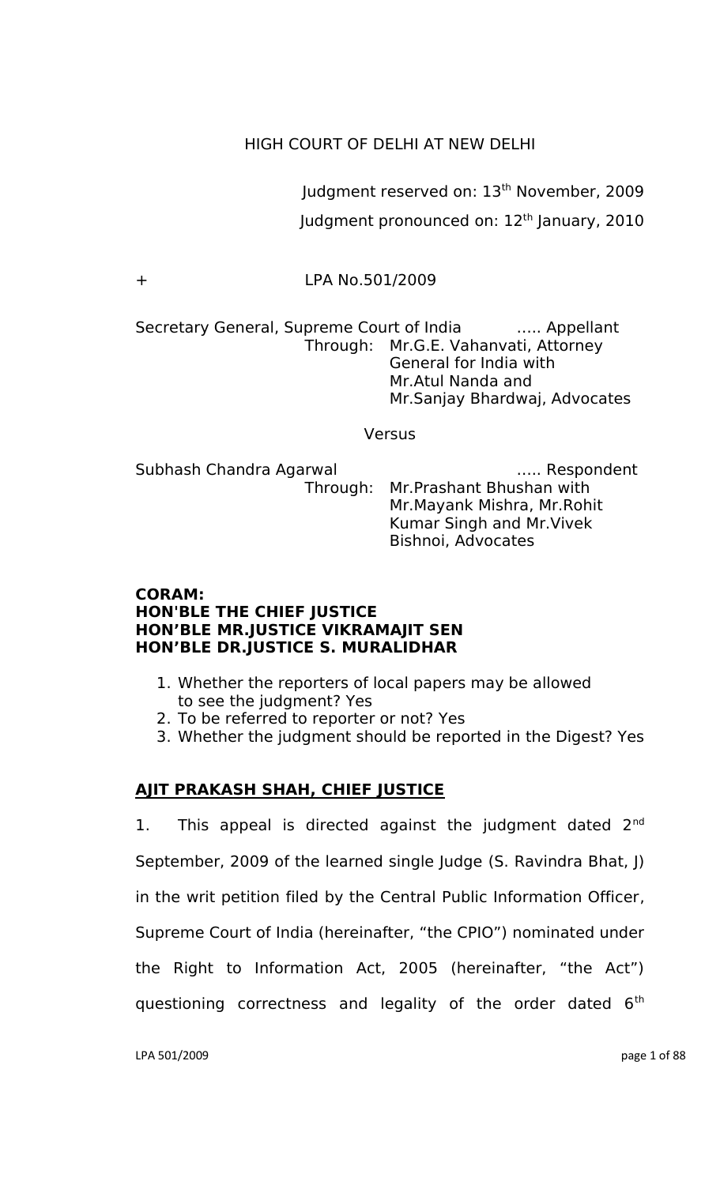HIGH COURT OF DELHI AT NEW DELHI

Judgment reserved on: 13th November, 2009

Judgment pronounced on: 12th January, 2010

+ LPA No.501/2009

Secretary General, Supreme Court of India ….. Appellant
Through: Mr.G.E. Vahanvati, Attorney General for India with Mr.Atul Nanda and Mr.Sanjay Bhardwaj, Advocates

Versus

Subhash Chandra Agarwal ….. Respondent
Through: Mr.Prashant Bhushan with Mr.Mayank Mishra, Mr.Rohit Kumar Singh and Mr.Vivek Bishnoi, Advocates

**CORAM:**
**HON'BLE THE CHIEF JUSTICE**
**HON'BLE MR.JUSTICE VIKRAMAJIT SEN**
**HON'BLE DR.JUSTICE S. MURALIDHAR**

1. Whether the reporters of local papers may be allowed to see the judgment? Yes
2. To be referred to reporter or not? Yes
3. Whether the judgment should be reported in the Digest? Yes

**AJIT PRAKASH SHAH, CHIEF JUSTICE**

1. This appeal is directed against the judgment dated 2nd September, 2009 of the learned single Judge (S. Ravindra Bhat, J) in the writ petition filed by the Central Public Information Officer, Supreme Court of India (hereinafter, "the CPIO") nominated under the Right to Information Act, 2005 (hereinafter, "the Act") questioning correctness and legality of the order dated 6th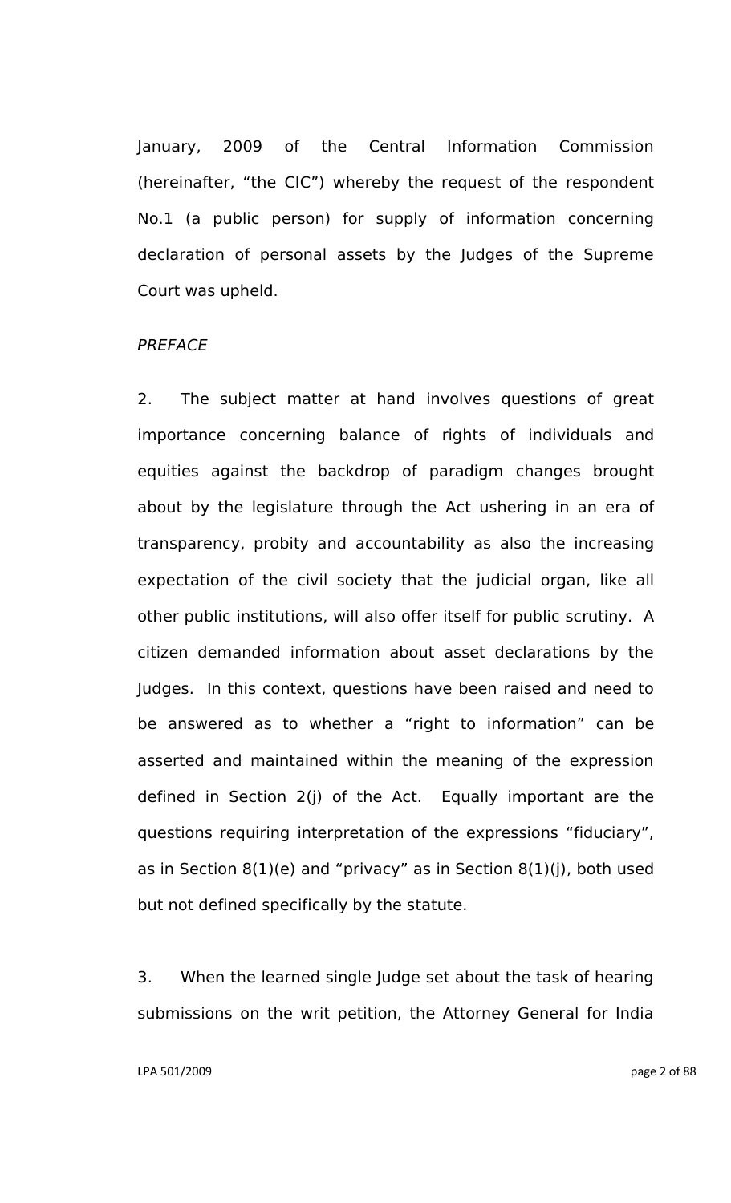January, 2009 of the Central Information Commission (hereinafter, "the CIC") whereby the request of the respondent No.1 (a public person) for supply of information concerning declaration of personal assets by the Judges of the Supreme Court was upheld.

*PREFACE*

2. The subject matter at hand involves questions of great importance concerning balance of rights of individuals and equities against the backdrop of paradigm changes brought about by the legislature through the Act ushering in an era of transparency, probity and accountability as also the increasing expectation of the civil society that the judicial organ, like all other public institutions, will also offer itself for public scrutiny. A citizen demanded information about asset declarations by the Judges. In this context, questions have been raised and need to be answered as to whether a "right to information" can be asserted and maintained within the meaning of the expression defined in Section 2(j) of the Act. Equally important are the questions requiring interpretation of the expressions "fiduciary", as in Section 8(1)(e) and "privacy" as in Section 8(1)(j), both used but not defined specifically by the statute.

3. When the learned single Judge set about the task of hearing submissions on the writ petition, the Attorney General for India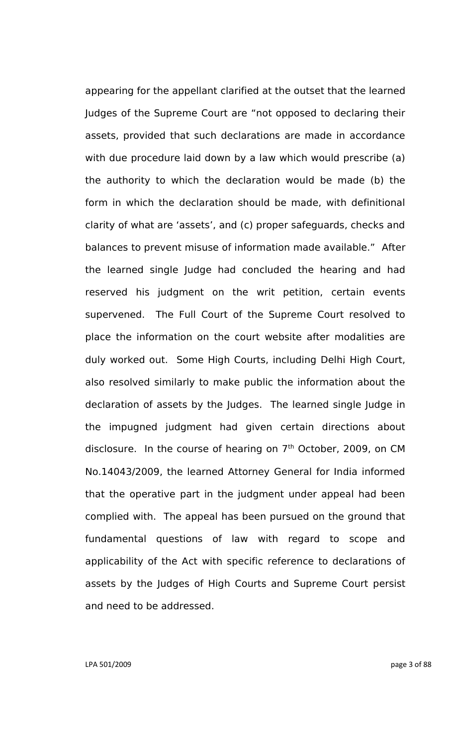appearing for the appellant clarified at the outset that the learned Judges of the Supreme Court are "not opposed to declaring their assets, provided that such declarations are made in accordance with due procedure laid down by a law which would prescribe (a) the authority to which the declaration would be made (b) the form in which the declaration should be made, with definitional clarity of what are 'assets', and (c) proper safeguards, checks and balances to prevent misuse of information made available." After the learned single Judge had concluded the hearing and had reserved his judgment on the writ petition, certain events supervened. The Full Court of the Supreme Court resolved to place the information on the court website after modalities are duly worked out. Some High Courts, including Delhi High Court, also resolved similarly to make public the information about the declaration of assets by the Judges. The learned single Judge in the impugned judgment had given certain directions about disclosure. In the course of hearing on 7th October, 2009, on CM No.14043/2009, the learned Attorney General for India informed that the operative part in the judgment under appeal had been complied with. The appeal has been pursued on the ground that fundamental questions of law with regard to scope and applicability of the Act with specific reference to declarations of assets by the Judges of High Courts and Supreme Court persist and need to be addressed.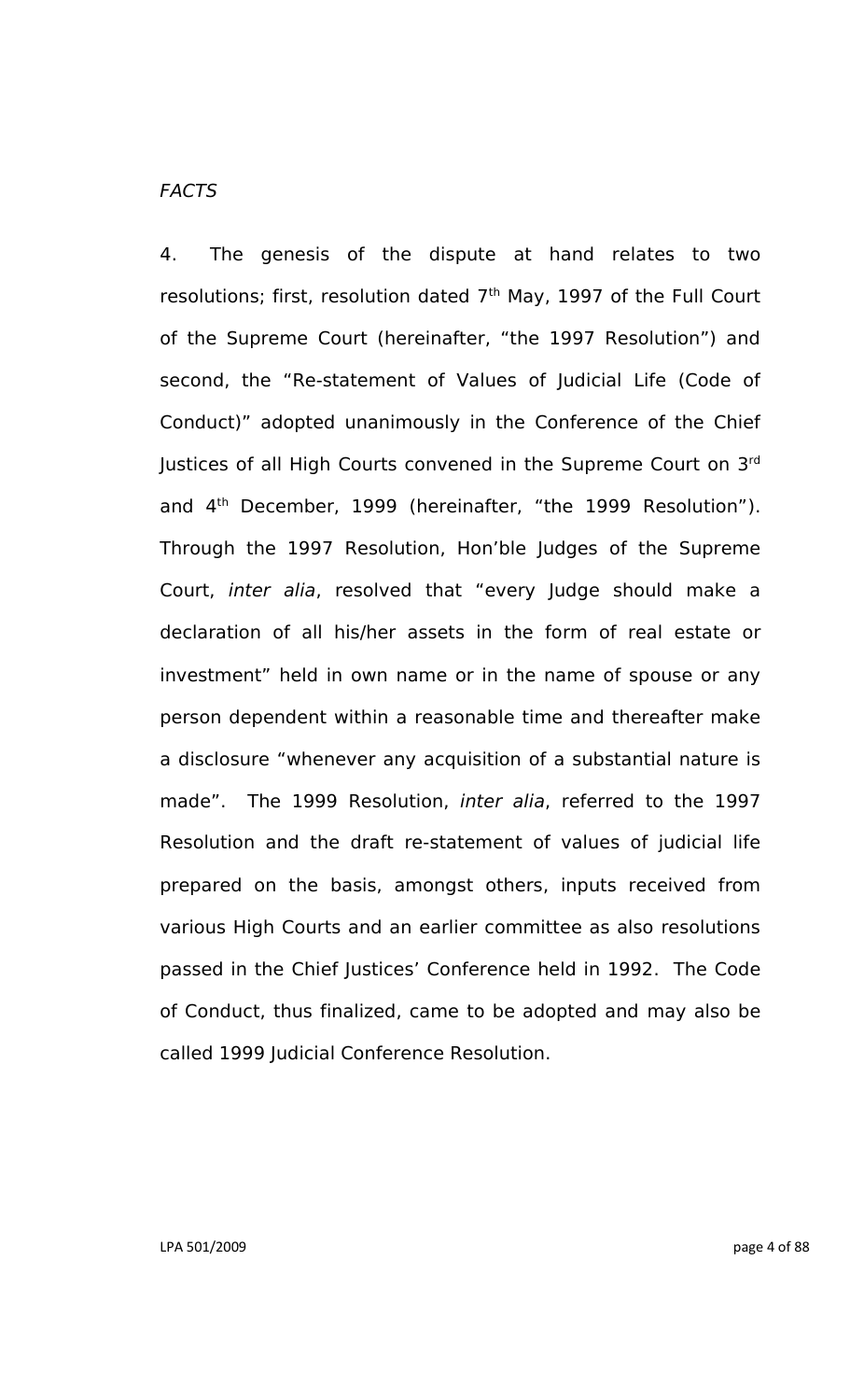*FACTS*

4. The genesis of the dispute at hand relates to two resolutions; first, resolution dated 7th May, 1997 of the Full Court of the Supreme Court (hereinafter, "the 1997 Resolution") and second, the "Re-statement of Values of Judicial Life (Code of Conduct)" adopted unanimously in the Conference of the Chief Justices of all High Courts convened in the Supreme Court on 3rd and 4th December, 1999 (hereinafter, "the 1999 Resolution"). Through the 1997 Resolution, Hon'ble Judges of the Supreme Court, *inter alia*, resolved that "every Judge should make a declaration of all his/her assets in the form of real estate or investment" held in own name or in the name of spouse or any person dependent within a reasonable time and thereafter make a disclosure "whenever any acquisition of a substantial nature is made". The 1999 Resolution, *inter alia*, referred to the 1997 Resolution and the draft re-statement of values of judicial life prepared on the basis, amongst others, inputs received from various High Courts and an earlier committee as also resolutions passed in the Chief Justices' Conference held in 1992. The Code of Conduct, thus finalized, came to be adopted and may also be called 1999 Judicial Conference Resolution.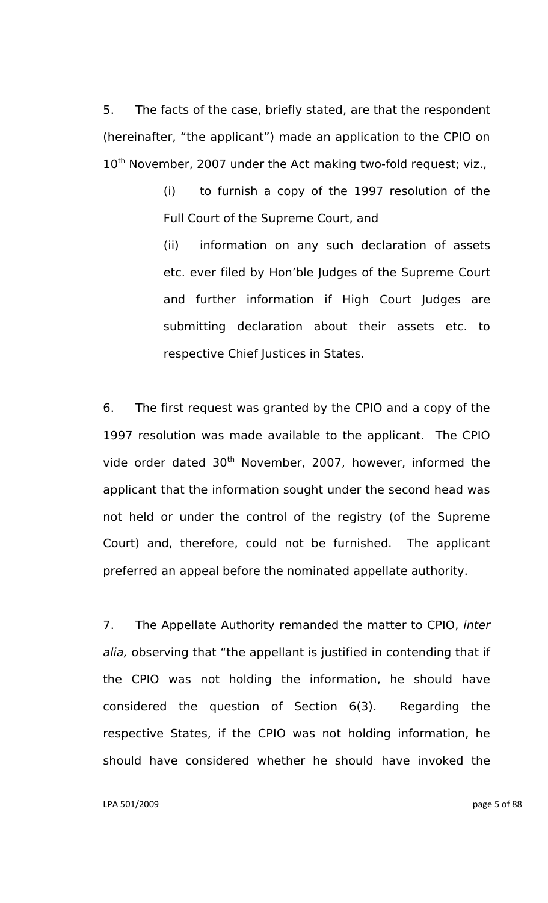5. The facts of the case, briefly stated, are that the respondent (hereinafter, "the applicant") made an application to the CPIO on 10th November, 2007 under the Act making two-fold request; viz.,

> (i) to furnish a copy of the 1997 resolution of the Full Court of the Supreme Court, and
>
> (ii) information on any such declaration of assets etc. ever filed by Hon'ble Judges of the Supreme Court and further information if High Court Judges are submitting declaration about their assets etc. to respective Chief Justices in States.

6. The first request was granted by the CPIO and a copy of the 1997 resolution was made available to the applicant. The CPIO vide order dated 30th November, 2007, however, informed the applicant that the information sought under the second head was not held or under the control of the registry (of the Supreme Court) and, therefore, could not be furnished. The applicant preferred an appeal before the nominated appellate authority.

7. The Appellate Authority remanded the matter to CPIO, *inter alia,* observing that "the appellant is justified in contending that if the CPIO was not holding the information, he should have considered the question of Section 6(3). Regarding the respective States, if the CPIO was not holding information, he should have considered whether he should have invoked the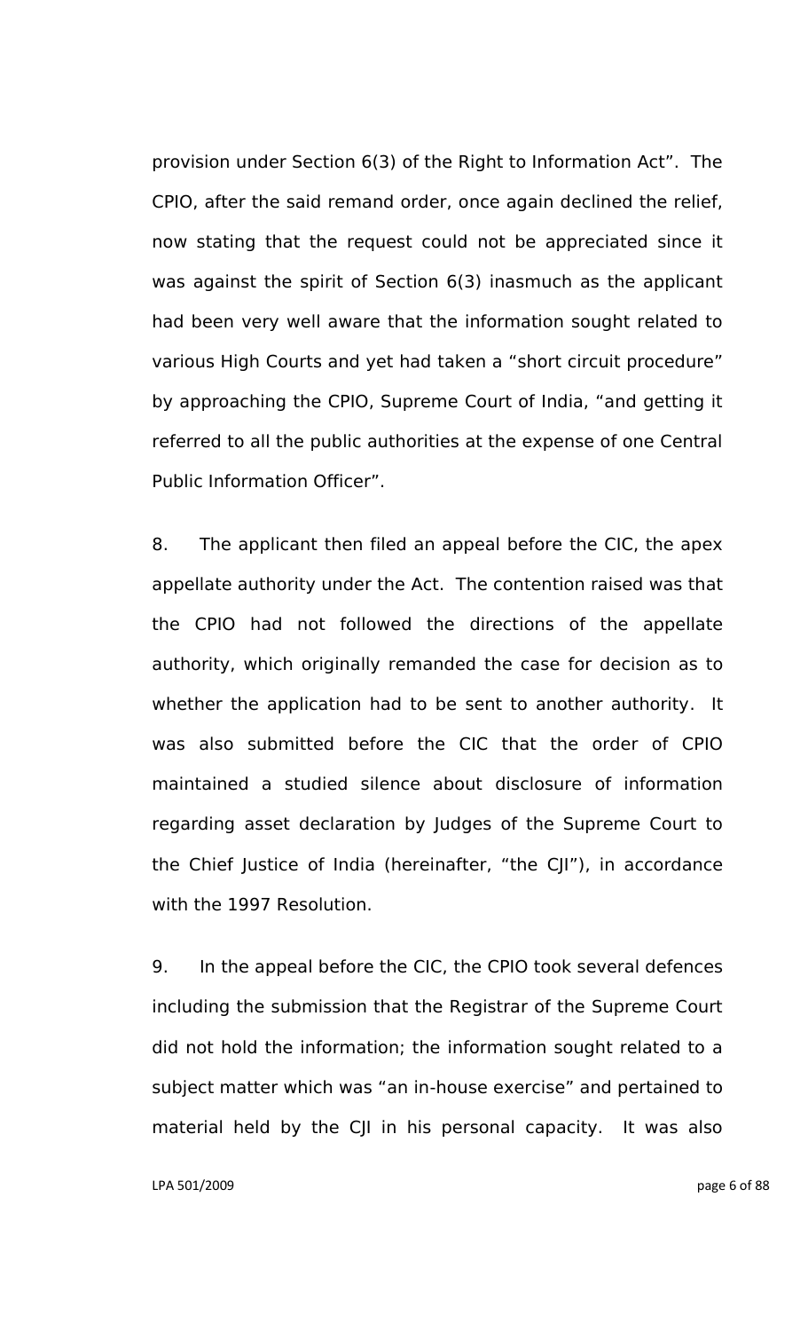provision under Section 6(3) of the Right to Information Act". The CPIO, after the said remand order, once again declined the relief, now stating that the request could not be appreciated since it was against the spirit of Section 6(3) inasmuch as the applicant had been very well aware that the information sought related to various High Courts and yet had taken a "short circuit procedure" by approaching the CPIO, Supreme Court of India, "and getting it referred to all the public authorities at the expense of one Central Public Information Officer".

8. The applicant then filed an appeal before the CIC, the apex appellate authority under the Act. The contention raised was that the CPIO had not followed the directions of the appellate authority, which originally remanded the case for decision as to whether the application had to be sent to another authority. It was also submitted before the CIC that the order of CPIO maintained a studied silence about disclosure of information regarding asset declaration by Judges of the Supreme Court to the Chief Justice of India (hereinafter, "the CJI"), in accordance with the 1997 Resolution.

9. In the appeal before the CIC, the CPIO took several defences including the submission that the Registrar of the Supreme Court did not hold the information; the information sought related to a subject matter which was "an in-house exercise" and pertained to material held by the CJI in his personal capacity. It was also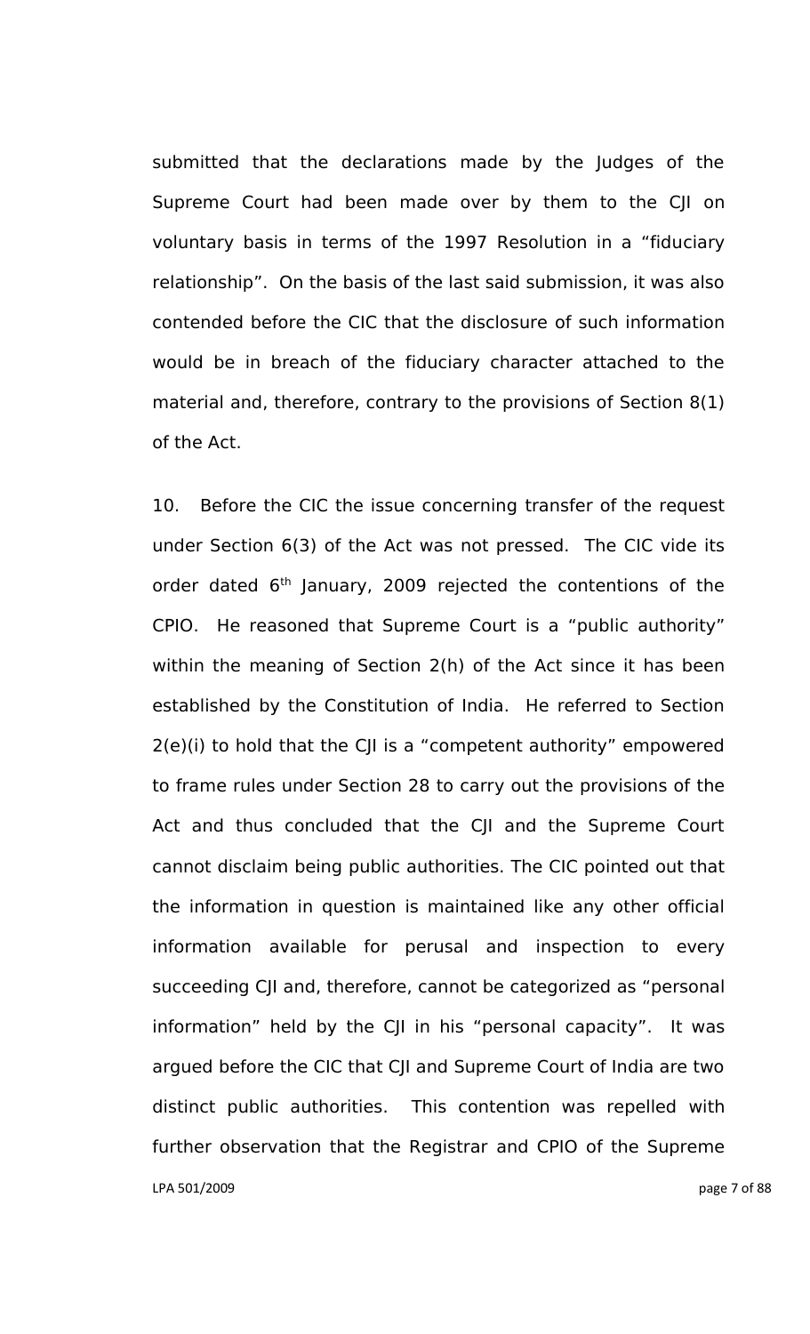submitted that the declarations made by the Judges of the Supreme Court had been made over by them to the CJI on voluntary basis in terms of the 1997 Resolution in a "fiduciary relationship". On the basis of the last said submission, it was also contended before the CIC that the disclosure of such information would be in breach of the fiduciary character attached to the material and, therefore, contrary to the provisions of Section 8(1) of the Act.

10. Before the CIC the issue concerning transfer of the request under Section 6(3) of the Act was not pressed. The CIC vide its order dated 6th January, 2009 rejected the contentions of the CPIO. He reasoned that Supreme Court is a "public authority" within the meaning of Section 2(h) of the Act since it has been established by the Constitution of India. He referred to Section 2(e)(i) to hold that the CJI is a "competent authority" empowered to frame rules under Section 28 to carry out the provisions of the Act and thus concluded that the CJI and the Supreme Court cannot disclaim being public authorities. The CIC pointed out that the information in question is maintained like any other official information available for perusal and inspection to every succeeding CJI and, therefore, cannot be categorized as "personal information" held by the CJI in his "personal capacity". It was argued before the CIC that CJI and Supreme Court of India are two distinct public authorities. This contention was repelled with further observation that the Registrar and CPIO of the Supreme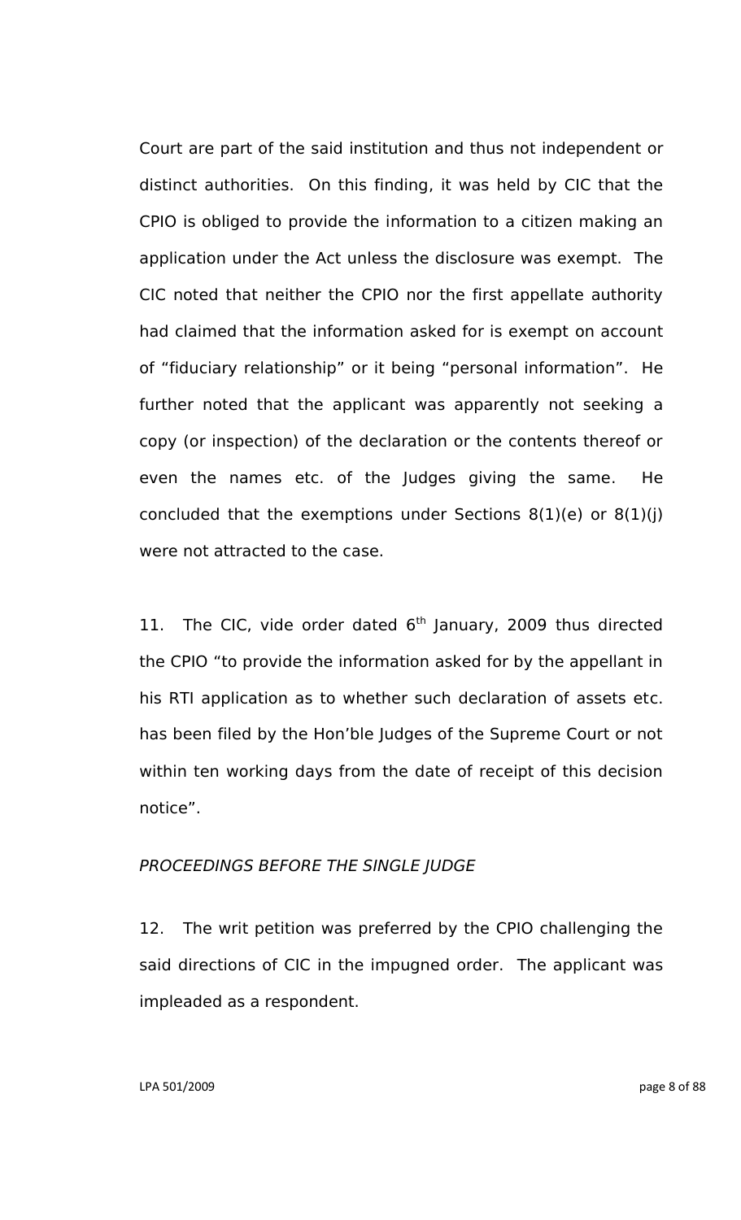Court are part of the said institution and thus not independent or distinct authorities. On this finding, it was held by CIC that the CPIO is obliged to provide the information to a citizen making an application under the Act unless the disclosure was exempt. The CIC noted that neither the CPIO nor the first appellate authority had claimed that the information asked for is exempt on account of "fiduciary relationship" or it being "personal information". He further noted that the applicant was apparently not seeking a copy (or inspection) of the declaration or the contents thereof or even the names etc. of the Judges giving the same. He concluded that the exemptions under Sections 8(1)(e) or 8(1)(j) were not attracted to the case.

11. The CIC, vide order dated 6th January, 2009 thus directed the CPIO "to provide the information asked for by the appellant in his RTI application as to whether such declaration of assets etc. has been filed by the Hon'ble Judges of the Supreme Court or not within ten working days from the date of receipt of this decision notice".

*PROCEEDINGS BEFORE THE SINGLE JUDGE*

12. The writ petition was preferred by the CPIO challenging the said directions of CIC in the impugned order. The applicant was impleaded as a respondent.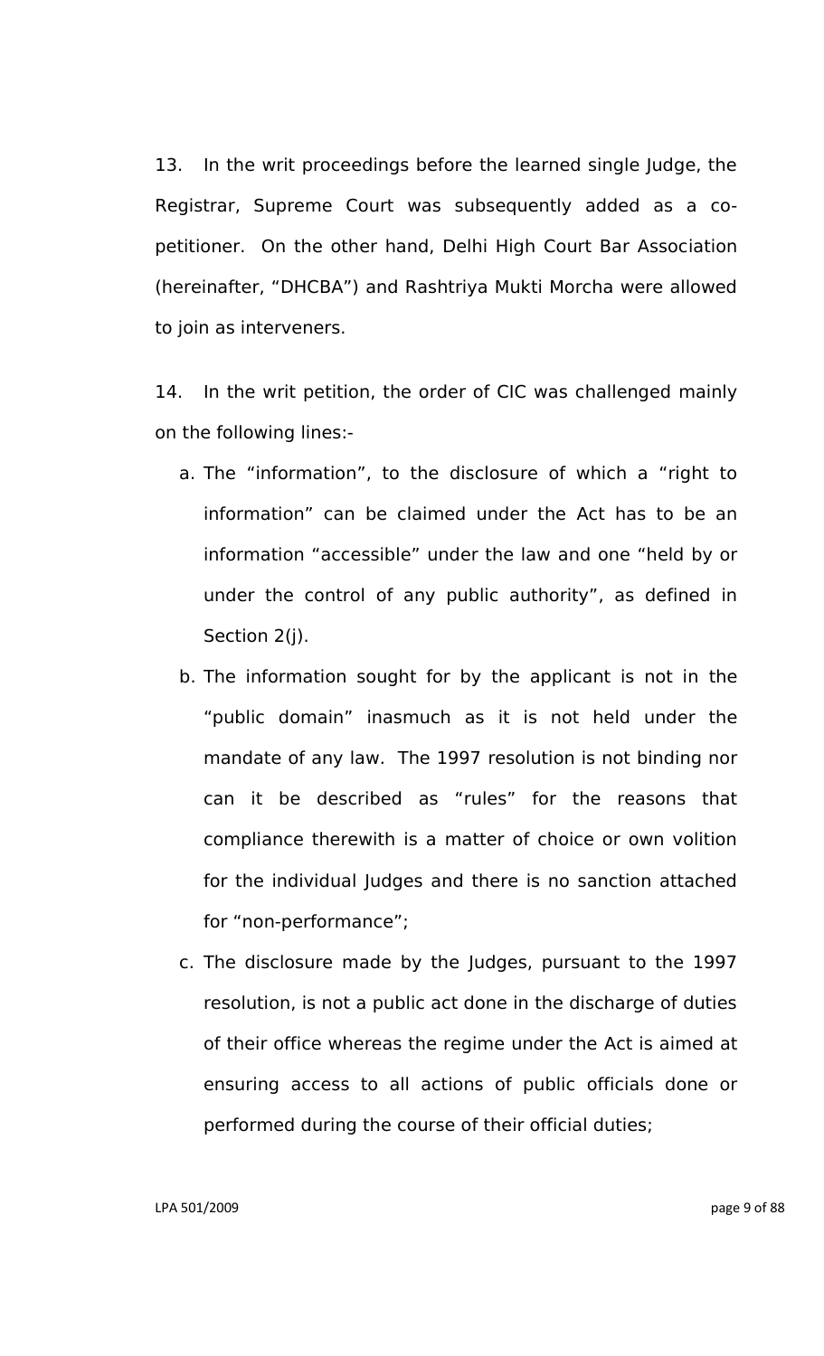13. In the writ proceedings before the learned single Judge, the Registrar, Supreme Court was subsequently added as a co-petitioner. On the other hand, Delhi High Court Bar Association (hereinafter, "DHCBA") and Rashtriya Mukti Morcha were allowed to join as interveners.

14. In the writ petition, the order of CIC was challenged mainly on the following lines:-

a. The "information", to the disclosure of which a "right to information" can be claimed under the Act has to be an information "accessible" under the law and one "held by or under the control of any public authority", as defined in Section 2(j).

b. The information sought for by the applicant is not in the "public domain" inasmuch as it is not held under the mandate of any law. The 1997 resolution is not binding nor can it be described as "rules" for the reasons that compliance therewith is a matter of choice or own volition for the individual Judges and there is no sanction attached for "non-performance";

c. The disclosure made by the Judges, pursuant to the 1997 resolution, is not a public act done in the discharge of duties of their office whereas the regime under the Act is aimed at ensuring access to all actions of public officials done or performed during the course of their official duties;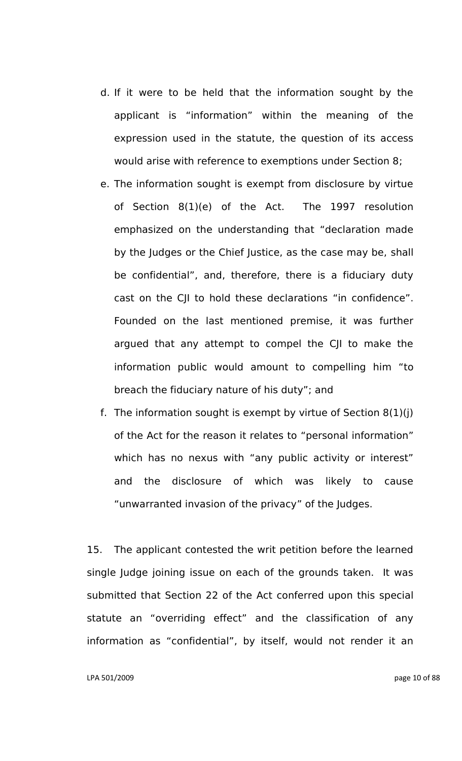d. If it were to be held that the information sought by the applicant is "information" within the meaning of the expression used in the statute, the question of its access would arise with reference to exemptions under Section 8;

e. The information sought is exempt from disclosure by virtue of Section 8(1)(e) of the Act. The 1997 resolution emphasized on the understanding that "declaration made by the Judges or the Chief Justice, as the case may be, shall be confidential", and, therefore, there is a fiduciary duty cast on the CJI to hold these declarations "in confidence". Founded on the last mentioned premise, it was further argued that any attempt to compel the CJI to make the information public would amount to compelling him "to breach the fiduciary nature of his duty"; and

f. The information sought is exempt by virtue of Section 8(1)(j) of the Act for the reason it relates to "personal information" which has no nexus with "any public activity or interest" and the disclosure of which was likely to cause "unwarranted invasion of the privacy" of the Judges.

15. The applicant contested the writ petition before the learned single Judge joining issue on each of the grounds taken. It was submitted that Section 22 of the Act conferred upon this special statute an "overriding effect" and the classification of any information as "confidential", by itself, would not render it an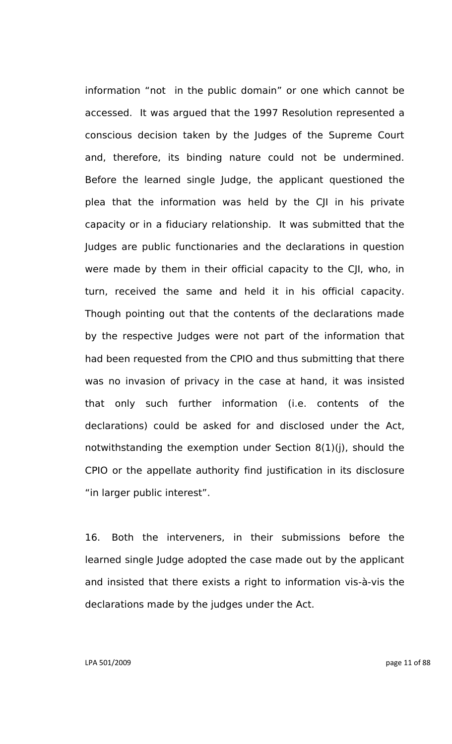information “not  in the public domain” or one which cannot be accessed.  It was argued that the 1997 Resolution represented a conscious decision taken by the Judges of the Supreme Court and, therefore, its binding nature could not be undermined. Before the learned single Judge, the applicant questioned the plea that the information was held by the CJI in his private capacity or in a fiduciary relationship.  It was submitted that the Judges are public functionaries and the declarations in question were made by them in their official capacity to the CJI, who, in turn, received the same and held it in his official capacity. Though pointing out that the contents of the declarations made by the respective Judges were not part of the information that had been requested from the CPIO and thus submitting that there was no invasion of privacy in the case at hand, it was insisted that only such further information (i.e. contents of the declarations) could be asked for and disclosed under the Act, notwithstanding the exemption under Section 8(1)(j), should the CPIO or the appellate authority find justification in its disclosure “in larger public interest”.

16.  Both the interveners, in their submissions before the learned single Judge adopted the case made out by the applicant and insisted that there exists a right to information vis-à-vis the declarations made by the judges under the Act.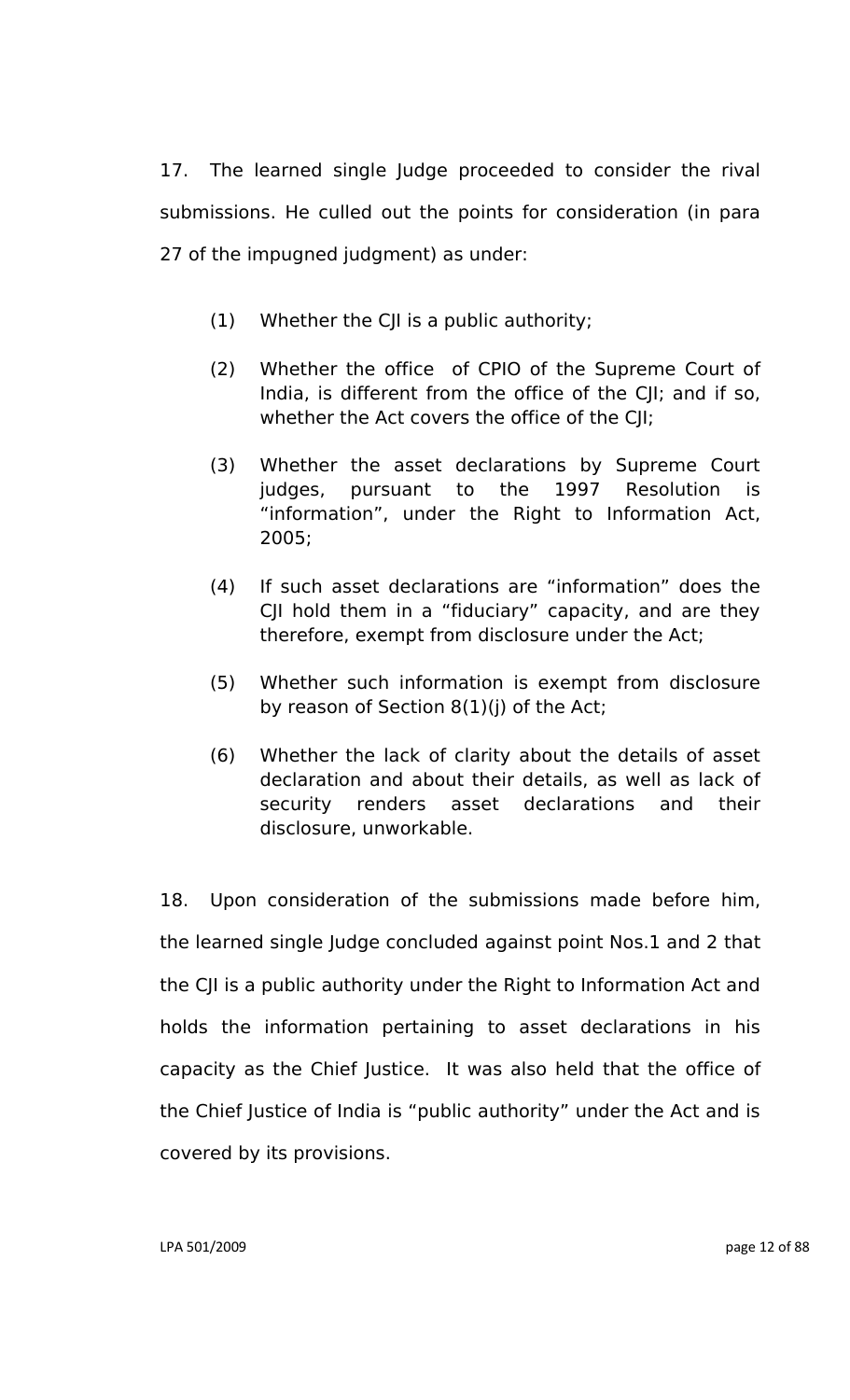17. The learned single Judge proceeded to consider the rival submissions. He culled out the points for consideration (in para 27 of the impugned judgment) as under:

(1) Whether the CJI is a public authority;

(2) Whether the office of CPIO of the Supreme Court of India, is different from the office of the CJI; and if so, whether the Act covers the office of the CJI;

(3) Whether the asset declarations by Supreme Court judges, pursuant to the 1997 Resolution is "information", under the Right to Information Act, 2005;

(4) If such asset declarations are "information" does the CJI hold them in a "fiduciary" capacity, and are they therefore, exempt from disclosure under the Act;

(5) Whether such information is exempt from disclosure by reason of Section 8(1)(j) of the Act;

(6) Whether the lack of clarity about the details of asset declaration and about their details, as well as lack of security renders asset declarations and their disclosure, unworkable.

18. Upon consideration of the submissions made before him, the learned single Judge concluded against point Nos.1 and 2 that the CJI is a public authority under the Right to Information Act and holds the information pertaining to asset declarations in his capacity as the Chief Justice. It was also held that the office of the Chief Justice of India is "public authority" under the Act and is covered by its provisions.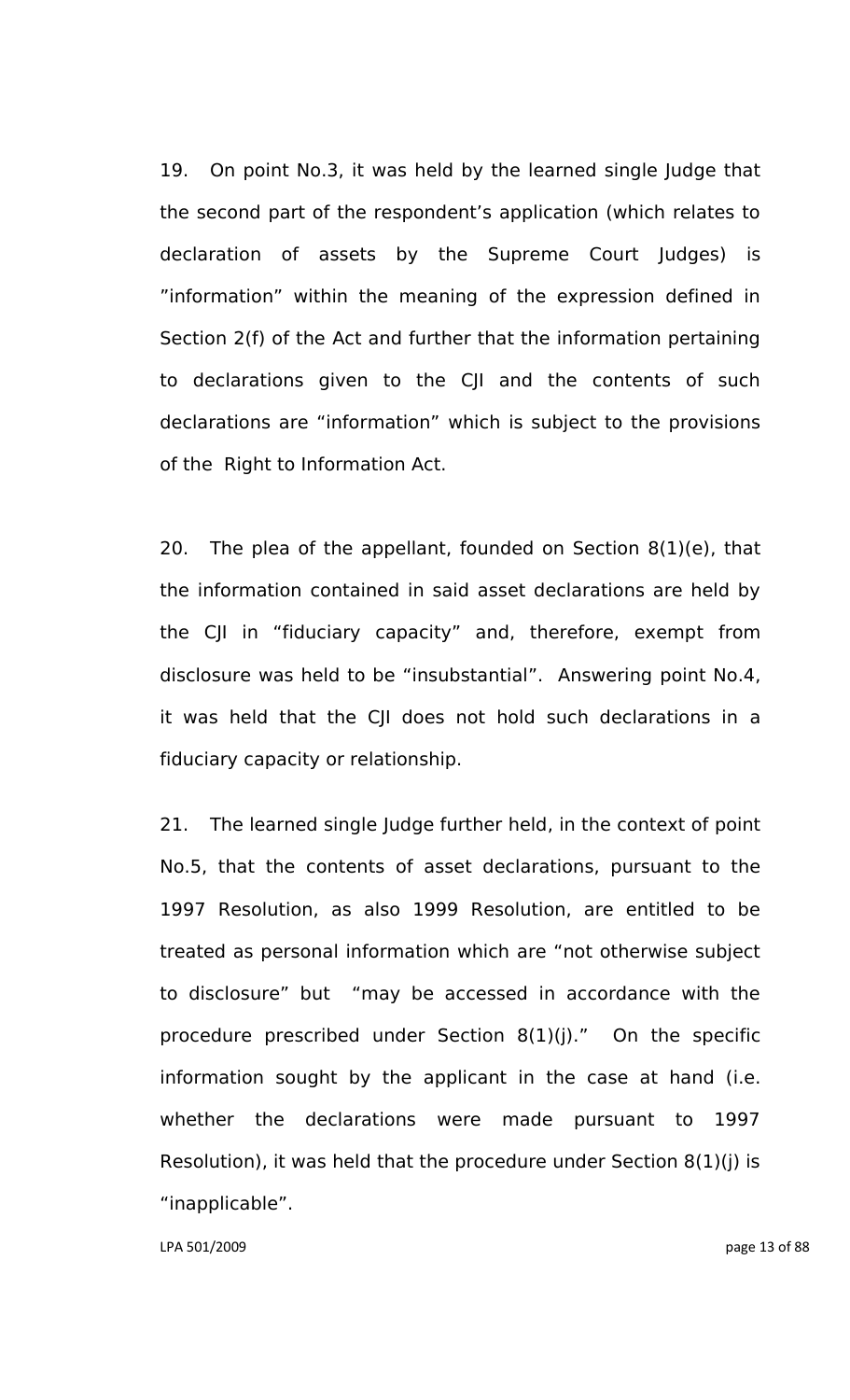19. On point No.3, it was held by the learned single Judge that the second part of the respondent's application (which relates to declaration of assets by the Supreme Court Judges) is "information" within the meaning of the expression defined in Section 2(f) of the Act and further that the information pertaining to declarations given to the CJI and the contents of such declarations are "information" which is subject to the provisions of the Right to Information Act.

20. The plea of the appellant, founded on Section 8(1)(e), that the information contained in said asset declarations are held by the CJI in "fiduciary capacity" and, therefore, exempt from disclosure was held to be "insubstantial". Answering point No.4, it was held that the CJI does not hold such declarations in a fiduciary capacity or relationship.

21. The learned single Judge further held, in the context of point No.5, that the contents of asset declarations, pursuant to the 1997 Resolution, as also 1999 Resolution, are entitled to be treated as personal information which are "not otherwise subject to disclosure" but "may be accessed in accordance with the procedure prescribed under Section 8(1)(j)." On the specific information sought by the applicant in the case at hand (i.e. whether the declarations were made pursuant to 1997 Resolution), it was held that the procedure under Section 8(1)(j) is "inapplicable".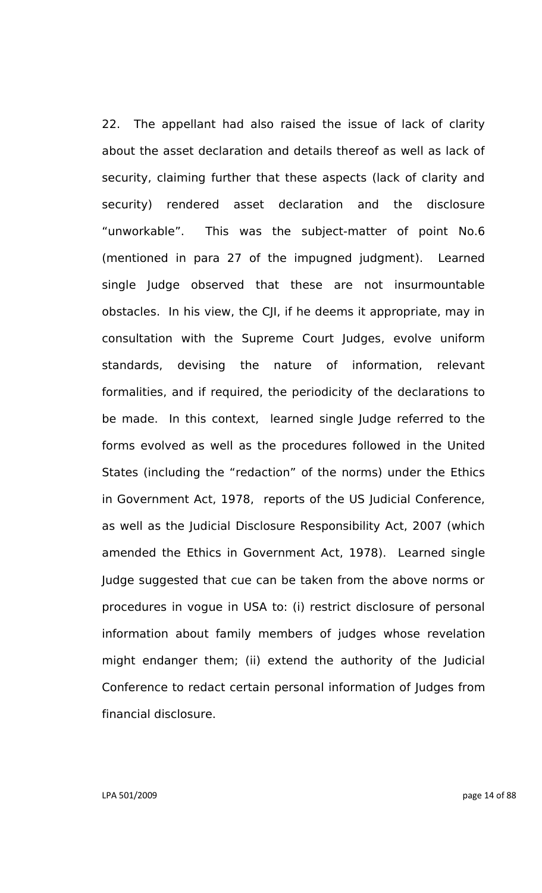22. The appellant had also raised the issue of lack of clarity about the asset declaration and details thereof as well as lack of security, claiming further that these aspects (lack of clarity and security) rendered asset declaration and the disclosure "unworkable". This was the subject-matter of point No.6 (mentioned in para 27 of the impugned judgment). Learned single Judge observed that these are not insurmountable obstacles. In his view, the CJI, if he deems it appropriate, may in consultation with the Supreme Court Judges, evolve uniform standards, devising the nature of information, relevant formalities, and if required, the periodicity of the declarations to be made. In this context, learned single Judge referred to the forms evolved as well as the procedures followed in the United States (including the "redaction" of the norms) under the Ethics in Government Act, 1978, reports of the US Judicial Conference, as well as the Judicial Disclosure Responsibility Act, 2007 (which amended the Ethics in Government Act, 1978). Learned single Judge suggested that cue can be taken from the above norms or procedures in vogue in USA to: (i) restrict disclosure of personal information about family members of judges whose revelation might endanger them; (ii) extend the authority of the Judicial Conference to redact certain personal information of Judges from financial disclosure.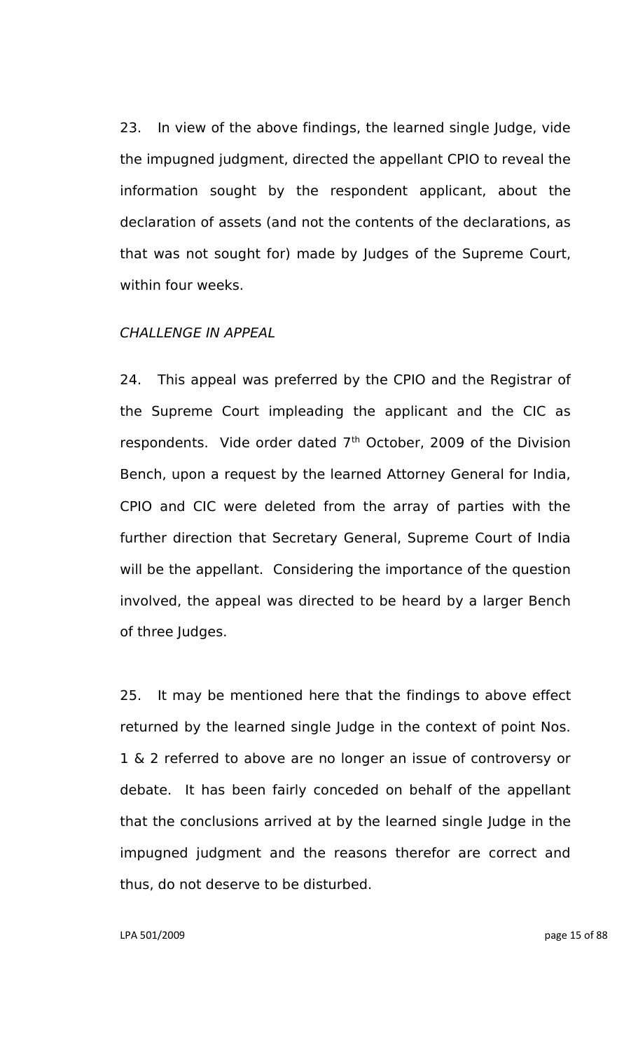23. In view of the above findings, the learned single Judge, vide the impugned judgment, directed the appellant CPIO to reveal the information sought by the respondent applicant, about the declaration of assets (and not the contents of the declarations, as that was not sought for) made by Judges of the Supreme Court, within four weeks.

*CHALLENGE IN APPEAL*

24. This appeal was preferred by the CPIO and the Registrar of the Supreme Court impleading the applicant and the CIC as respondents. Vide order dated 7th October, 2009 of the Division Bench, upon a request by the learned Attorney General for India, CPIO and CIC were deleted from the array of parties with the further direction that Secretary General, Supreme Court of India will be the appellant. Considering the importance of the question involved, the appeal was directed to be heard by a larger Bench of three Judges.

25. It may be mentioned here that the findings to above effect returned by the learned single Judge in the context of point Nos. 1 & 2 referred to above are no longer an issue of controversy or debate. It has been fairly conceded on behalf of the appellant that the conclusions arrived at by the learned single Judge in the impugned judgment and the reasons therefor are correct and thus, do not deserve to be disturbed.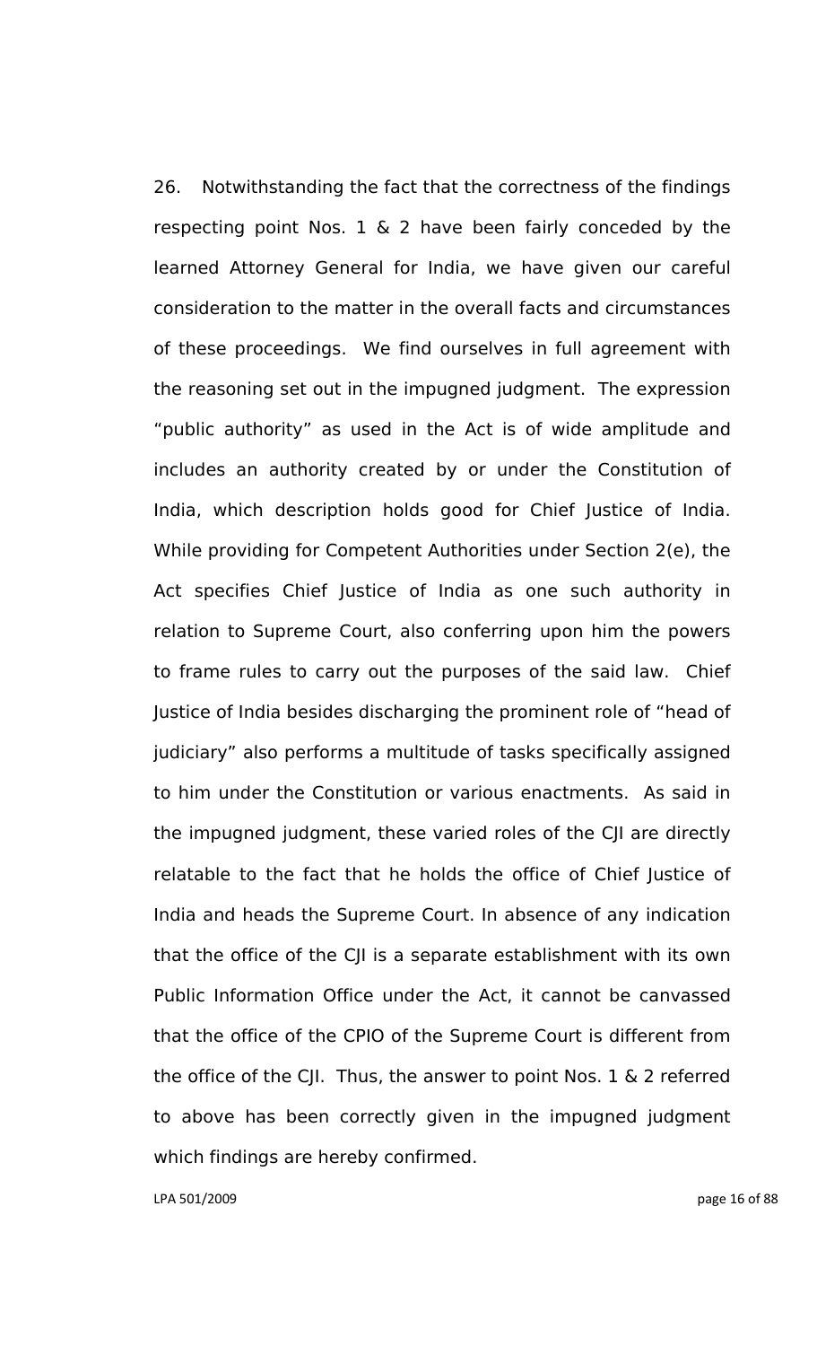26. Notwithstanding the fact that the correctness of the findings respecting point Nos. 1 & 2 have been fairly conceded by the learned Attorney General for India, we have given our careful consideration to the matter in the overall facts and circumstances of these proceedings. We find ourselves in full agreement with the reasoning set out in the impugned judgment. The expression "public authority" as used in the Act is of wide amplitude and includes an authority created by or under the Constitution of India, which description holds good for Chief Justice of India. While providing for Competent Authorities under Section 2(e), the Act specifies Chief Justice of India as one such authority in relation to Supreme Court, also conferring upon him the powers to frame rules to carry out the purposes of the said law. Chief Justice of India besides discharging the prominent role of "head of judiciary" also performs a multitude of tasks specifically assigned to him under the Constitution or various enactments. As said in the impugned judgment, these varied roles of the CJI are directly relatable to the fact that he holds the office of Chief Justice of India and heads the Supreme Court. In absence of any indication that the office of the CJI is a separate establishment with its own Public Information Office under the Act, it cannot be canvassed that the office of the CPIO of the Supreme Court is different from the office of the CJI. Thus, the answer to point Nos. 1 & 2 referred to above has been correctly given in the impugned judgment which findings are hereby confirmed.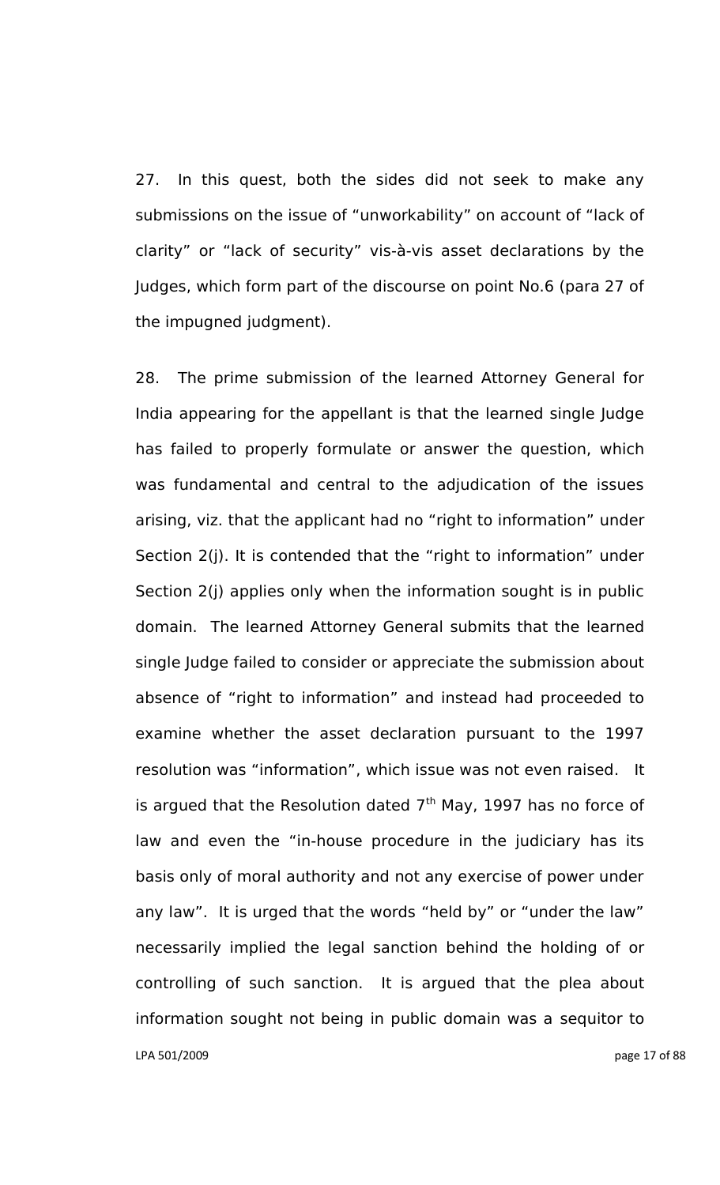27. In this quest, both the sides did not seek to make any submissions on the issue of "unworkability" on account of "lack of clarity" or "lack of security" vis-à-vis asset declarations by the Judges, which form part of the discourse on point No.6 (para 27 of the impugned judgment).

28. The prime submission of the learned Attorney General for India appearing for the appellant is that the learned single Judge has failed to properly formulate or answer the question, which was fundamental and central to the adjudication of the issues arising, viz. that the applicant had no "right to information" under Section 2(j). It is contended that the "right to information" under Section 2(j) applies only when the information sought is in public domain. The learned Attorney General submits that the learned single Judge failed to consider or appreciate the submission about absence of "right to information" and instead had proceeded to examine whether the asset declaration pursuant to the 1997 resolution was "information", which issue was not even raised. It is argued that the Resolution dated 7th May, 1997 has no force of law and even the "in-house procedure in the judiciary has its basis only of moral authority and not any exercise of power under any law". It is urged that the words "held by" or "under the law" necessarily implied the legal sanction behind the holding of or controlling of such sanction. It is argued that the plea about information sought not being in public domain was a sequitor to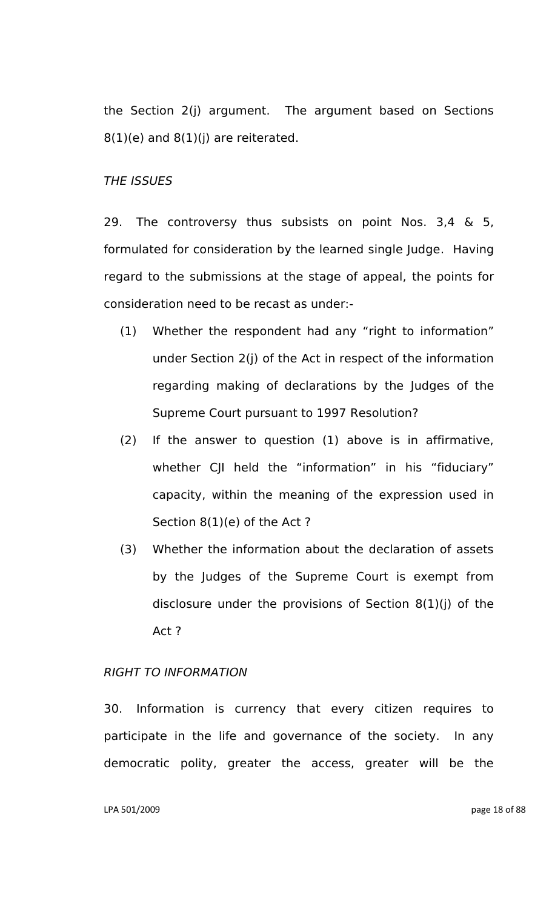the Section 2(j) argument. The argument based on Sections 8(1)(e) and 8(1)(j) are reiterated.

*THE ISSUES*

29. The controversy thus subsists on point Nos. 3,4 & 5, formulated for consideration by the learned single Judge. Having regard to the submissions at the stage of appeal, the points for consideration need to be recast as under:-

(1) Whether the respondent had any "right to information" under Section 2(j) of the Act in respect of the information regarding making of declarations by the Judges of the Supreme Court pursuant to 1997 Resolution?

(2) If the answer to question (1) above is in affirmative, whether CJI held the "information" in his "fiduciary" capacity, within the meaning of the expression used in Section 8(1)(e) of the Act ?

(3) Whether the information about the declaration of assets by the Judges of the Supreme Court is exempt from disclosure under the provisions of Section 8(1)(j) of the Act ?

*RIGHT TO INFORMATION*

30. Information is currency that every citizen requires to participate in the life and governance of the society. In any democratic polity, greater the access, greater will be the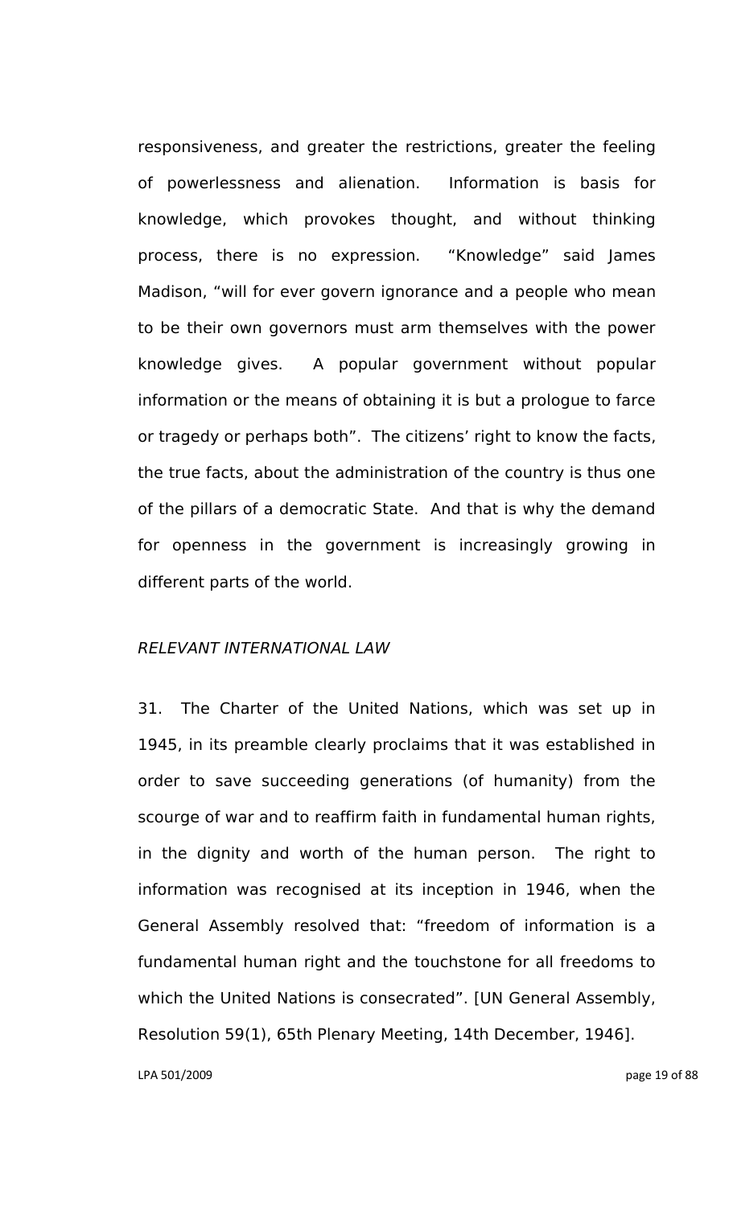responsiveness, and greater the restrictions, greater the feeling of powerlessness and alienation. Information is basis for knowledge, which provokes thought, and without thinking process, there is no expression. "Knowledge" said James Madison, "will for ever govern ignorance and a people who mean to be their own governors must arm themselves with the power knowledge gives. A popular government without popular information or the means of obtaining it is but a prologue to farce or tragedy or perhaps both". The citizens' right to know the facts, the true facts, about the administration of the country is thus one of the pillars of a democratic State. And that is why the demand for openness in the government is increasingly growing in different parts of the world.

*RELEVANT INTERNATIONAL LAW*

31. The Charter of the United Nations, which was set up in 1945, in its preamble clearly proclaims that it was established in order to save succeeding generations (of humanity) from the scourge of war and to reaffirm faith in fundamental human rights, in the dignity and worth of the human person. The right to information was recognised at its inception in 1946, when the General Assembly resolved that: "freedom of information is a fundamental human right and the touchstone for all freedoms to which the United Nations is consecrated". [UN General Assembly, Resolution 59(1), 65th Plenary Meeting, 14th December, 1946].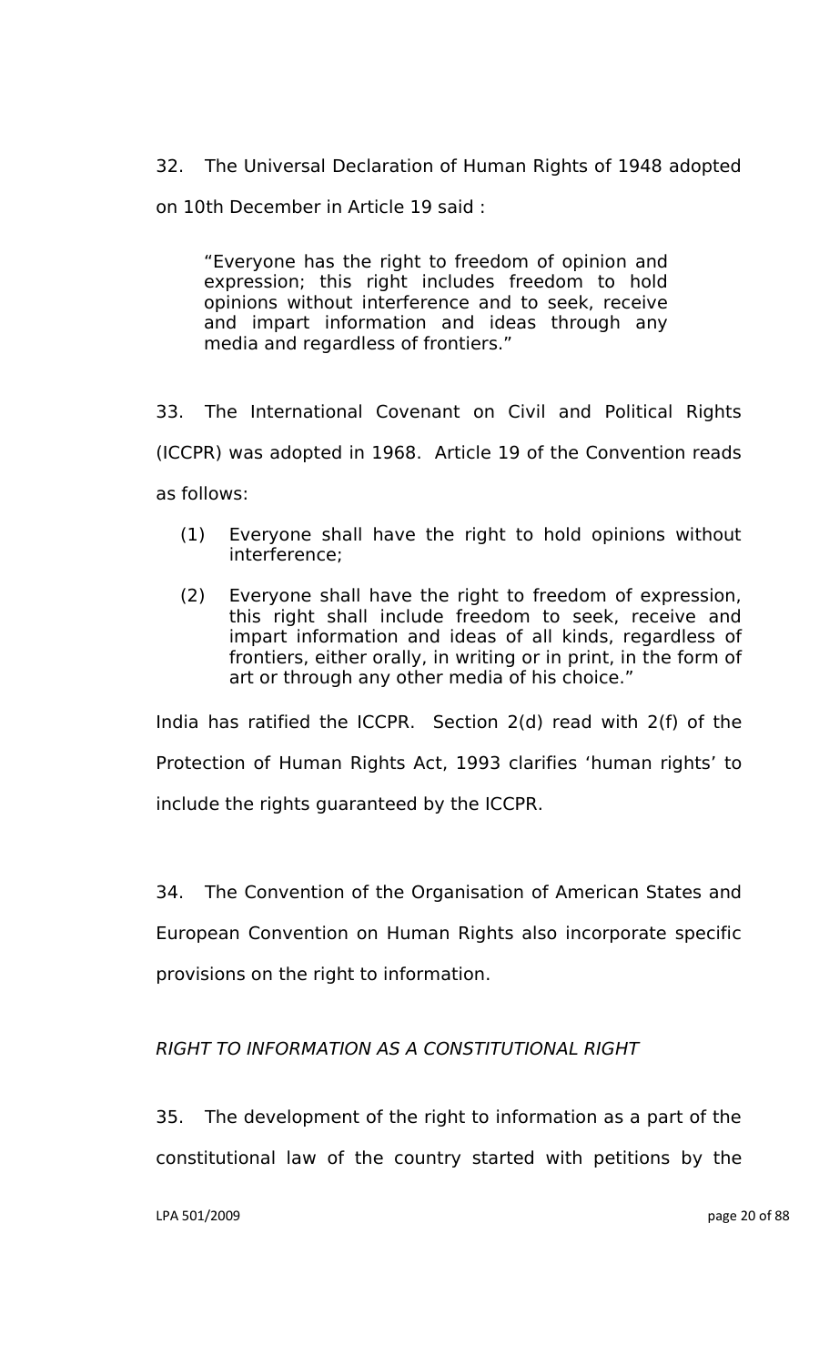32. The Universal Declaration of Human Rights of 1948 adopted on 10th December in Article 19 said :

> "Everyone has the right to freedom of opinion and expression; this right includes freedom to hold opinions without interference and to seek, receive and impart information and ideas through any media and regardless of frontiers."

33. The International Covenant on Civil and Political Rights (ICCPR) was adopted in 1968. Article 19 of the Convention reads as follows:

> (1) Everyone shall have the right to hold opinions without interference;
>
> (2) Everyone shall have the right to freedom of expression, this right shall include freedom to seek, receive and impart information and ideas of all kinds, regardless of frontiers, either orally, in writing or in print, in the form of art or through any other media of his choice."

India has ratified the ICCPR. Section 2(d) read with 2(f) of the Protection of Human Rights Act, 1993 clarifies 'human rights' to include the rights guaranteed by the ICCPR.

34. The Convention of the Organisation of American States and European Convention on Human Rights also incorporate specific provisions on the right to information.

*RIGHT TO INFORMATION AS A CONSTITUTIONAL RIGHT*

35. The development of the right to information as a part of the constitutional law of the country started with petitions by the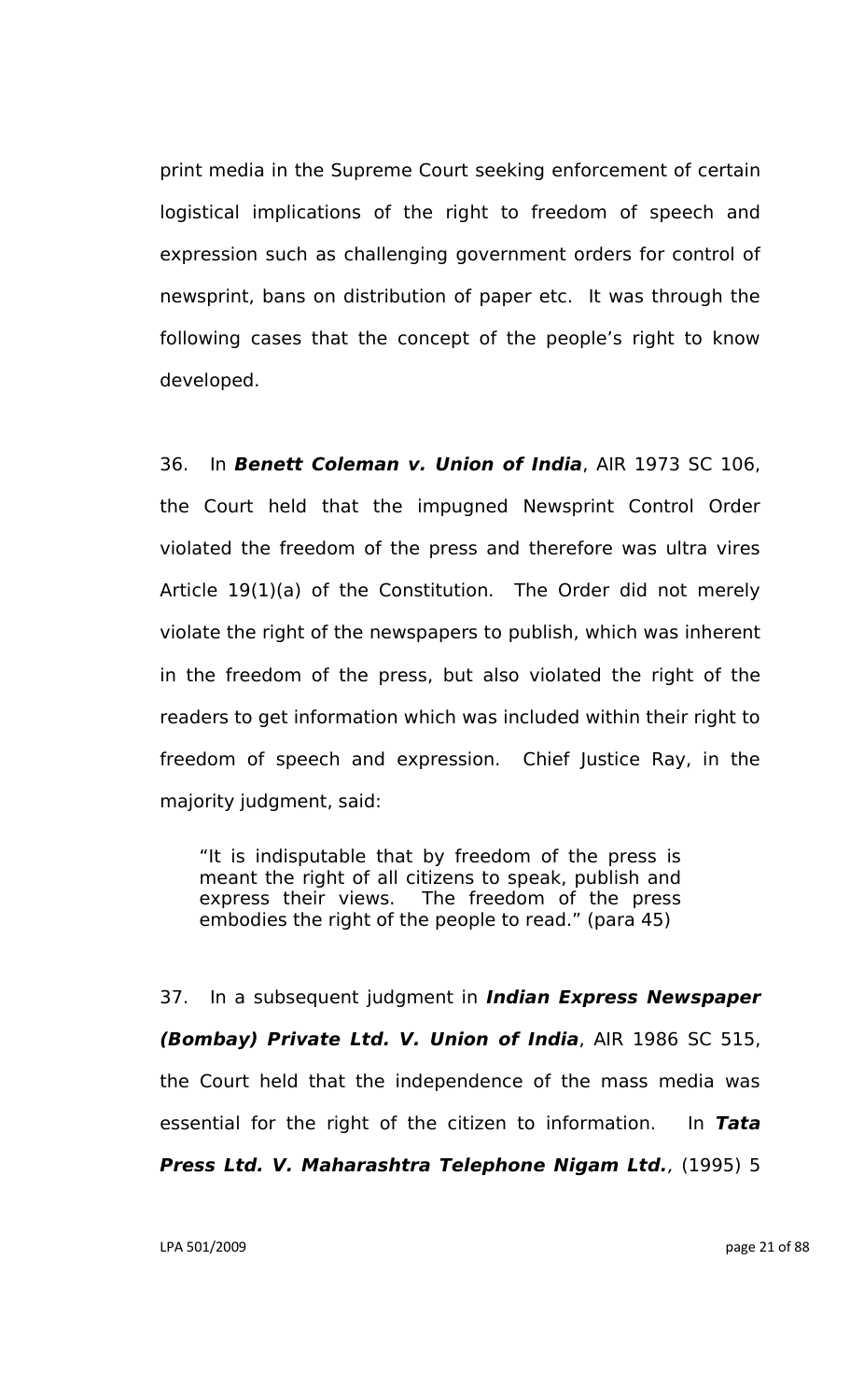print media in the Supreme Court seeking enforcement of certain logistical implications of the right to freedom of speech and expression such as challenging government orders for control of newsprint, bans on distribution of paper etc. It was through the following cases that the concept of the people's right to know developed.

36. In ***Benett Coleman v. Union of India***, AIR 1973 SC 106, the Court held that the impugned Newsprint Control Order violated the freedom of the press and therefore was ultra vires Article 19(1)(a) of the Constitution. The Order did not merely violate the right of the newspapers to publish, which was inherent in the freedom of the press, but also violated the right of the readers to get information which was included within their right to freedom of speech and expression. Chief Justice Ray, in the majority judgment, said:

> "It is indisputable that by freedom of the press is meant the right of all citizens to speak, publish and express their views. The freedom of the press embodies the right of the people to read." (para 45)

37. In a subsequent judgment in ***Indian Express Newspaper (Bombay) Private Ltd. V. Union of India***, AIR 1986 SC 515, the Court held that the independence of the mass media was essential for the right of the citizen to information. In ***Tata Press Ltd. V. Maharashtra Telephone Nigam Ltd.***, (1995) 5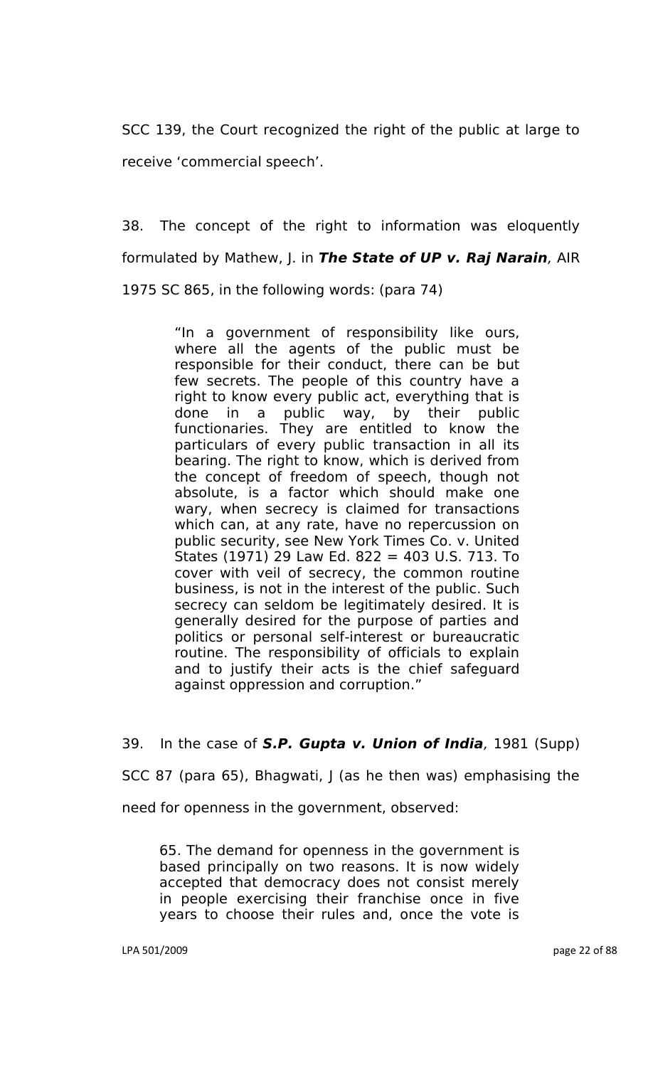SCC 139, the Court recognized the right of the public at large to receive 'commercial speech'.

38. The concept of the right to information was eloquently formulated by Mathew, J. in ***The State of UP v. Raj Narain**,* AIR 1975 SC 865, in the following words: (para 74)

> "In a government of responsibility like ours, where all the agents of the public must be responsible for their conduct, there can be but few secrets. The people of this country have a right to know every public act, everything that is done in a public way, by their public functionaries. They are entitled to know the particulars of every public transaction in all its bearing. The right to know, which is derived from the concept of freedom of speech, though not absolute, is a factor which should make one wary, when secrecy is claimed for transactions which can, at any rate, have no repercussion on public security, see New York Times Co. v. United States (1971) 29 Law Ed. 822 = 403 U.S. 713. To cover with veil of secrecy, the common routine business, is not in the interest of the public. Such secrecy can seldom be legitimately desired. It is generally desired for the purpose of parties and politics or personal self-interest or bureaucratic routine. The responsibility of officials to explain and to justify their acts is the chief safeguard against oppression and corruption."

39. In the case of ***S.P. Gupta v. Union of India***, 1981 (Supp) SCC 87 (para 65), Bhagwati, J (as he then was) emphasising the need for openness in the government, observed:

> 65. The demand for openness in the government is based principally on two reasons. It is now widely accepted that democracy does not consist merely in people exercising their franchise once in five years to choose their rules and, once the vote is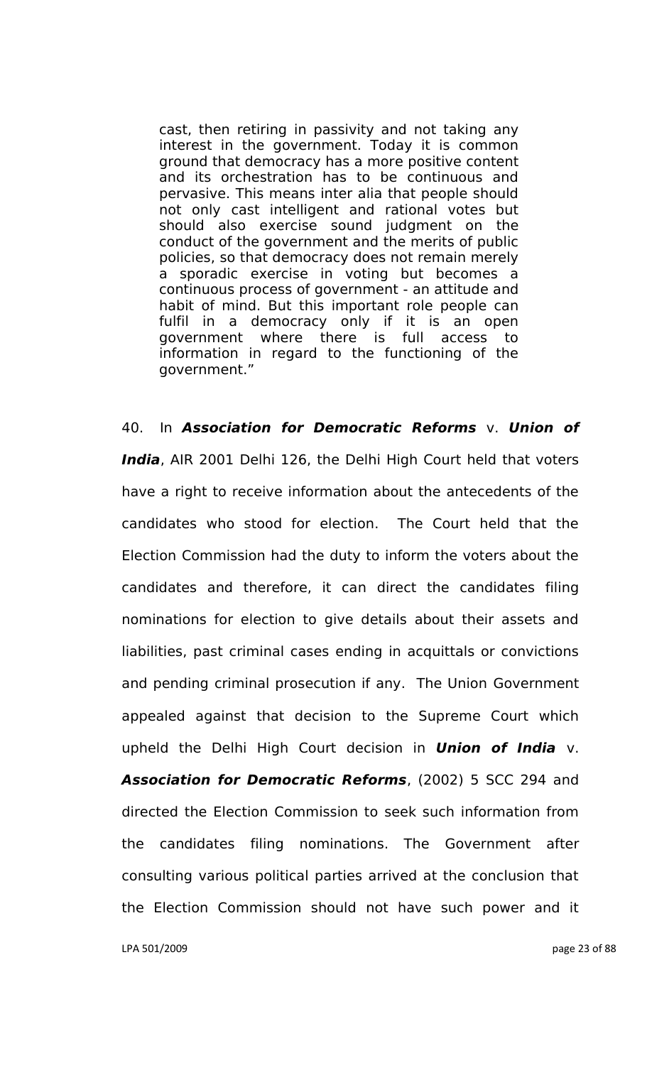> cast, then retiring in passivity and not taking any interest in the government. Today it is common ground that democracy has a more positive content and its orchestration has to be continuous and pervasive. This means inter alia that people should not only cast intelligent and rational votes but should also exercise sound judgment on the conduct of the government and the merits of public policies, so that democracy does not remain merely a sporadic exercise in voting but becomes a continuous process of government - an attitude and habit of mind. But this important role people can fulfil in a democracy only if it is an open government where there is full access to information in regard to the functioning of the government."

40. In ***Association for Democratic Reforms*** v. ***Union of India***, AIR 2001 Delhi 126, the Delhi High Court held that voters have a right to receive information about the antecedents of the candidates who stood for election. The Court held that the Election Commission had the duty to inform the voters about the candidates and therefore, it can direct the candidates filing nominations for election to give details about their assets and liabilities, past criminal cases ending in acquittals or convictions and pending criminal prosecution if any. The Union Government appealed against that decision to the Supreme Court which upheld the Delhi High Court decision in ***Union of India*** v. ***Association for Democratic Reforms***, (2002) 5 SCC 294 and directed the Election Commission to seek such information from the candidates filing nominations. The Government after consulting various political parties arrived at the conclusion that the Election Commission should not have such power and it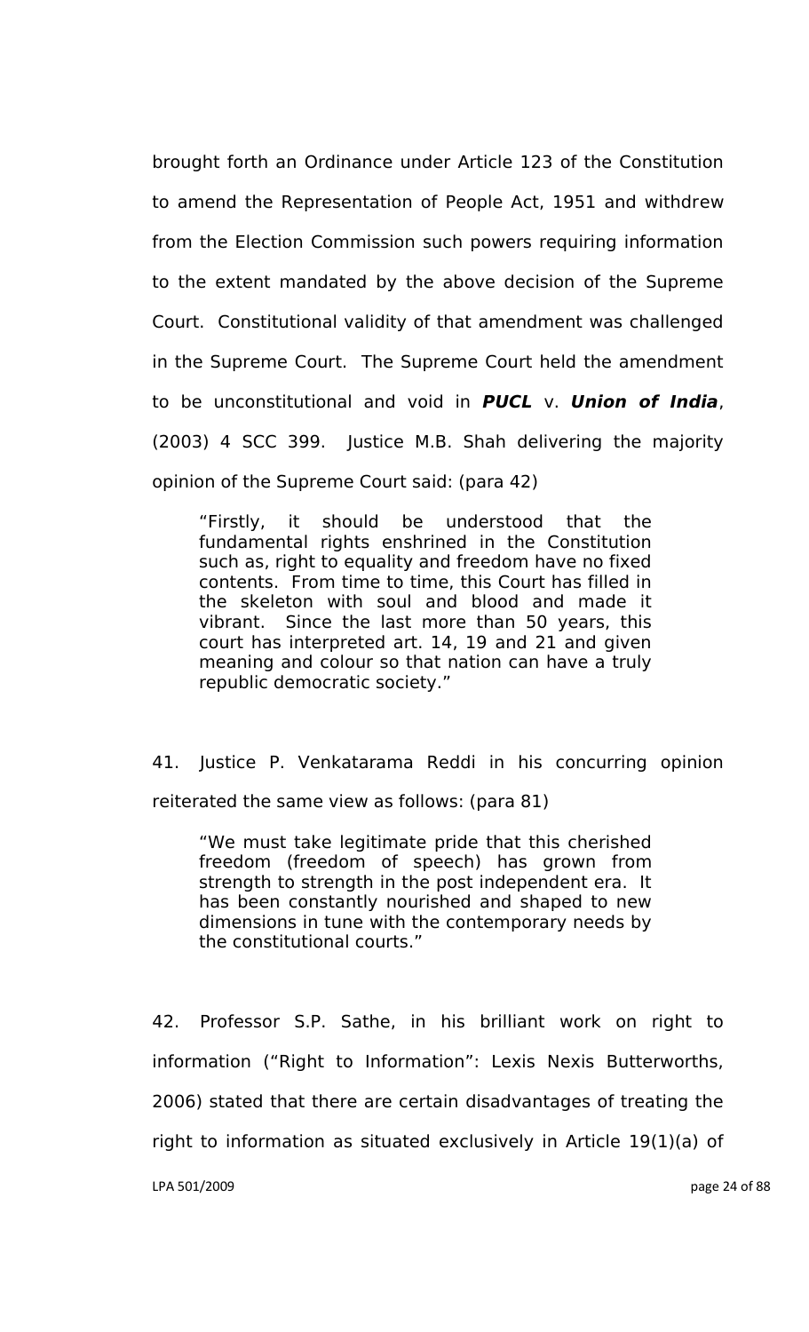brought forth an Ordinance under Article 123 of the Constitution to amend the Representation of People Act, 1951 and withdrew from the Election Commission such powers requiring information to the extent mandated by the above decision of the Supreme Court. Constitutional validity of that amendment was challenged in the Supreme Court. The Supreme Court held the amendment to be unconstitutional and void in ***PUCL*** v. ***Union of India***, (2003) 4 SCC 399. Justice M.B. Shah delivering the majority opinion of the Supreme Court said: (para 42)

> "Firstly, it should be understood that the fundamental rights enshrined in the Constitution such as, right to equality and freedom have no fixed contents. From time to time, this Court has filled in the skeleton with soul and blood and made it vibrant. Since the last more than 50 years, this court has interpreted art. 14, 19 and 21 and given meaning and colour so that nation can have a truly republic democratic society."

41. Justice P. Venkatarama Reddi in his concurring opinion reiterated the same view as follows: (para 81)

> "We must take legitimate pride that this cherished freedom (freedom of speech) has grown from strength to strength in the post independent era. It has been constantly nourished and shaped to new dimensions in tune with the contemporary needs by the constitutional courts."

42. Professor S.P. Sathe, in his brilliant work on right to information ("Right to Information": Lexis Nexis Butterworths, 2006) stated that there are certain disadvantages of treating the right to information as situated exclusively in Article 19(1)(a) of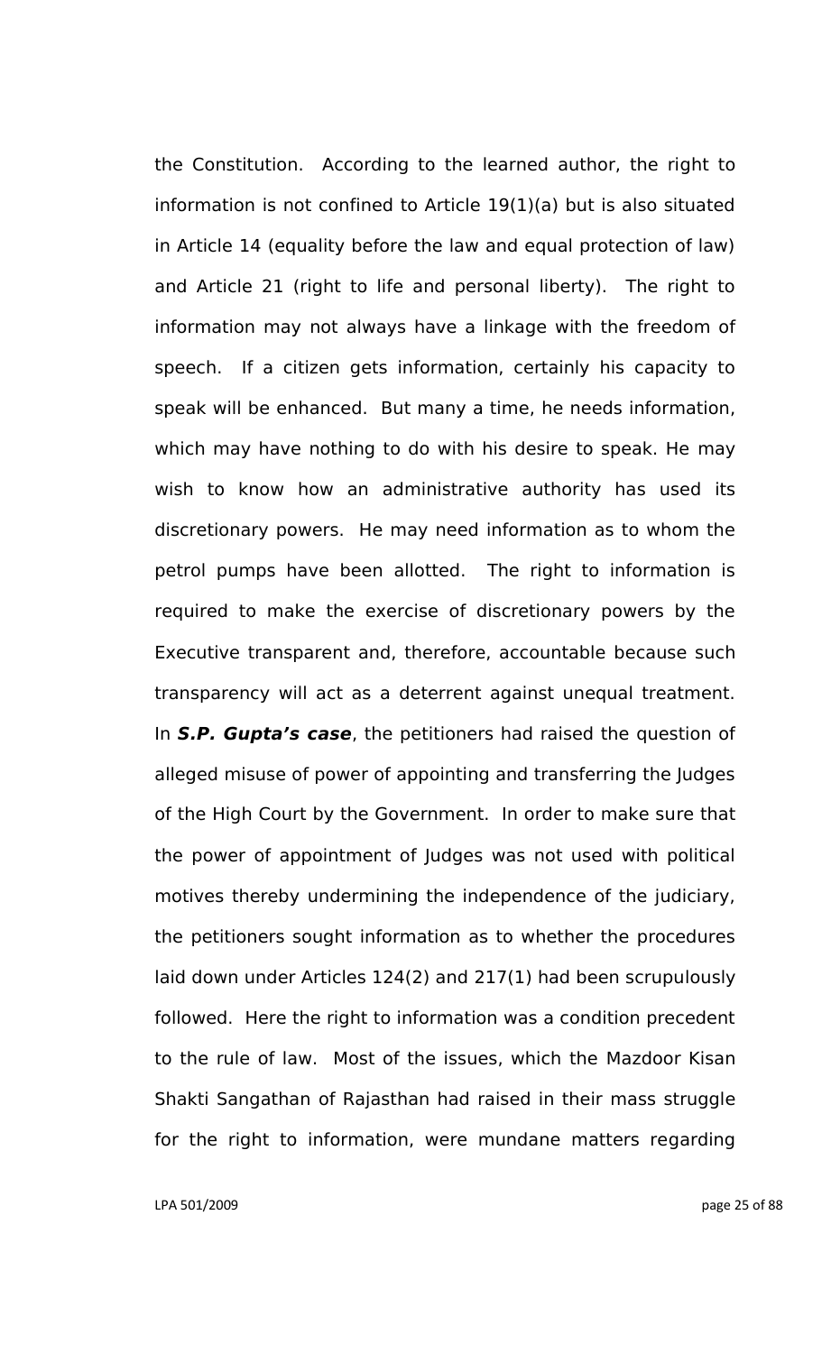the Constitution. According to the learned author, the right to information is not confined to Article 19(1)(a) but is also situated in Article 14 (equality before the law and equal protection of law) and Article 21 (right to life and personal liberty). The right to information may not always have a linkage with the freedom of speech. If a citizen gets information, certainly his capacity to speak will be enhanced. But many a time, he needs information, which may have nothing to do with his desire to speak. He may wish to know how an administrative authority has used its discretionary powers. He may need information as to whom the petrol pumps have been allotted. The right to information is required to make the exercise of discretionary powers by the Executive transparent and, therefore, accountable because such transparency will act as a deterrent against unequal treatment. In ***S.P. Gupta's case***, the petitioners had raised the question of alleged misuse of power of appointing and transferring the Judges of the High Court by the Government. In order to make sure that the power of appointment of Judges was not used with political motives thereby undermining the independence of the judiciary, the petitioners sought information as to whether the procedures laid down under Articles 124(2) and 217(1) had been scrupulously followed. Here the right to information was a condition precedent to the rule of law. Most of the issues, which the Mazdoor Kisan Shakti Sangathan of Rajasthan had raised in their mass struggle for the right to information, were mundane matters regarding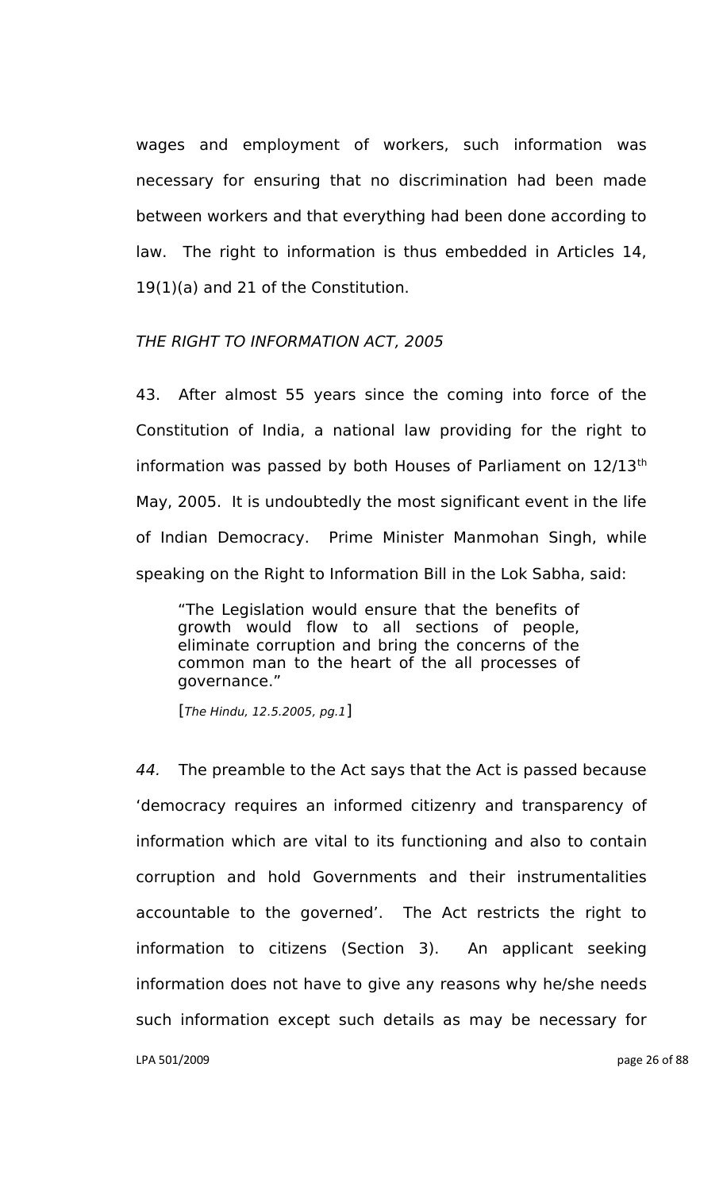wages and employment of workers, such information was necessary for ensuring that no discrimination had been made between workers and that everything had been done according to law. The right to information is thus embedded in Articles 14, 19(1)(a) and 21 of the Constitution.

*THE RIGHT TO INFORMATION ACT, 2005*

43. After almost 55 years since the coming into force of the Constitution of India, a national law providing for the right to information was passed by both Houses of Parliament on 12/13th May, 2005. It is undoubtedly the most significant event in the life of Indian Democracy. Prime Minister Manmohan Singh, while speaking on the Right to Information Bill in the Lok Sabha, said:

> "The Legislation would ensure that the benefits of growth would flow to all sections of people, eliminate corruption and bring the concerns of the common man to the heart of the all processes of governance."
>
> [*The Hindu, 12.5.2005, pg.1*]

*44.* The preamble to the Act says that the Act is passed because 'democracy requires an informed citizenry and transparency of information which are vital to its functioning and also to contain corruption and hold Governments and their instrumentalities accountable to the governed'. The Act restricts the right to information to citizens (Section 3). An applicant seeking information does not have to give any reasons why he/she needs such information except such details as may be necessary for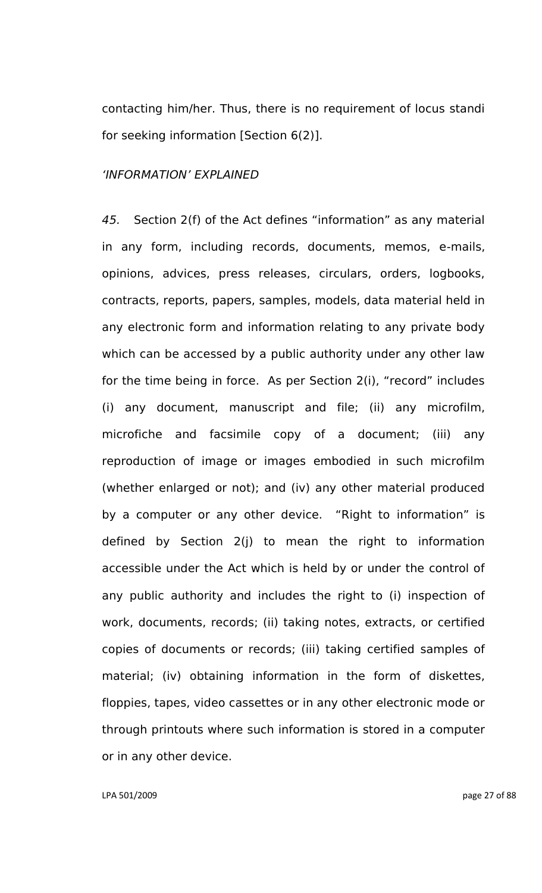contacting him/her. Thus, there is no requirement of locus standi for seeking information [Section 6(2)].

*'INFORMATION' EXPLAINED*

*45.* Section 2(f) of the Act defines "information" as any material in any form, including records, documents, memos, e-mails, opinions, advices, press releases, circulars, orders, logbooks, contracts, reports, papers, samples, models, data material held in any electronic form and information relating to any private body which can be accessed by a public authority under any other law for the time being in force. As per Section 2(i), "record" includes (i) any document, manuscript and file; (ii) any microfilm, microfiche and facsimile copy of a document; (iii) any reproduction of image or images embodied in such microfilm (whether enlarged or not); and (iv) any other material produced by a computer or any other device. "Right to information" is defined by Section 2(j) to mean the right to information accessible under the Act which is held by or under the control of any public authority and includes the right to (i) inspection of work, documents, records; (ii) taking notes, extracts, or certified copies of documents or records; (iii) taking certified samples of material; (iv) obtaining information in the form of diskettes, floppies, tapes, video cassettes or in any other electronic mode or through printouts where such information is stored in a computer or in any other device.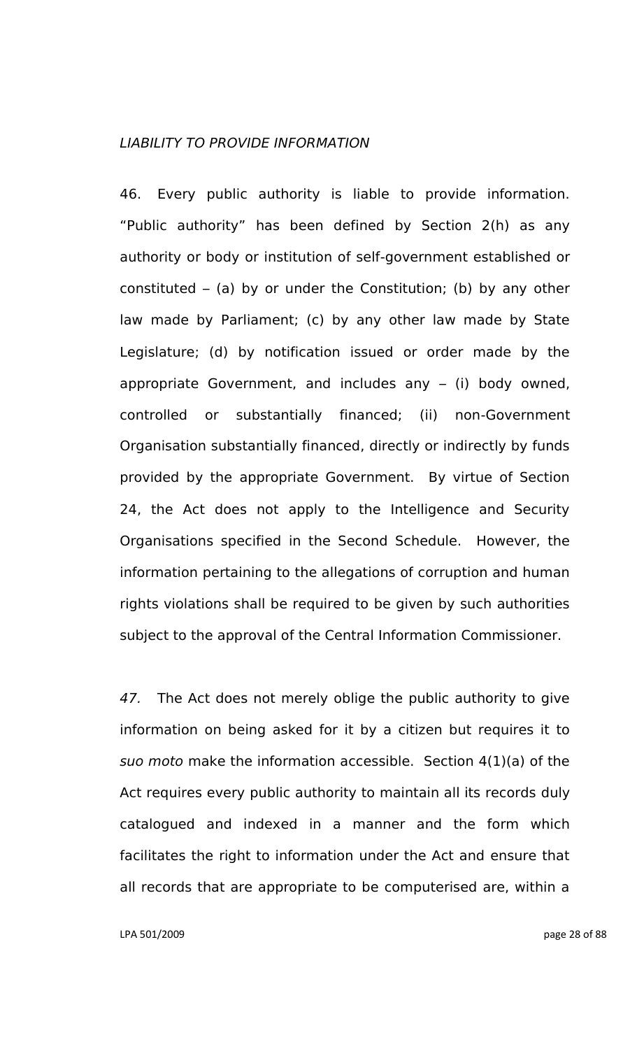*LIABILITY TO PROVIDE INFORMATION*

46. Every public authority is liable to provide information. "Public authority" has been defined by Section 2(h) as any authority or body or institution of self-government established or constituted – (a) by or under the Constitution; (b) by any other law made by Parliament; (c) by any other law made by State Legislature; (d) by notification issued or order made by the appropriate Government, and includes any – (i) body owned, controlled or substantially financed; (ii) non-Government Organisation substantially financed, directly or indirectly by funds provided by the appropriate Government. By virtue of Section 24, the Act does not apply to the Intelligence and Security Organisations specified in the Second Schedule. However, the information pertaining to the allegations of corruption and human rights violations shall be required to be given by such authorities subject to the approval of the Central Information Commissioner.

*47.* The Act does not merely oblige the public authority to give information on being asked for it by a citizen but requires it to *suo moto* make the information accessible. Section 4(1)(a) of the Act requires every public authority to maintain all its records duly catalogued and indexed in a manner and the form which facilitates the right to information under the Act and ensure that all records that are appropriate to be computerised are, within a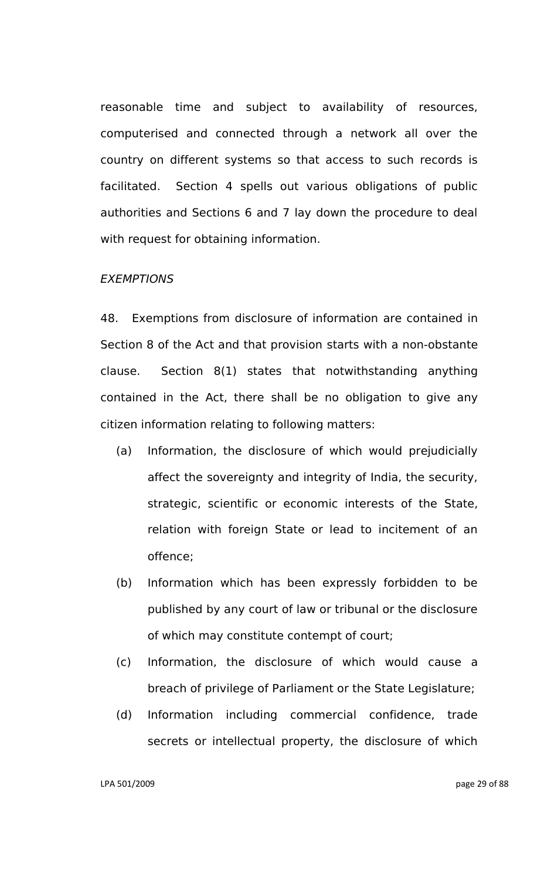reasonable time and subject to availability of resources, computerised and connected through a network all over the country on different systems so that access to such records is facilitated. Section 4 spells out various obligations of public authorities and Sections 6 and 7 lay down the procedure to deal with request for obtaining information.

*EXEMPTIONS*

48. Exemptions from disclosure of information are contained in Section 8 of the Act and that provision starts with a non-obstante clause. Section 8(1) states that notwithstanding anything contained in the Act, there shall be no obligation to give any citizen information relating to following matters:

(a) Information, the disclosure of which would prejudicially affect the sovereignty and integrity of India, the security, strategic, scientific or economic interests of the State, relation with foreign State or lead to incitement of an offence;

(b) Information which has been expressly forbidden to be published by any court of law or tribunal or the disclosure of which may constitute contempt of court;

(c) Information, the disclosure of which would cause a breach of privilege of Parliament or the State Legislature;

(d) Information including commercial confidence, trade secrets or intellectual property, the disclosure of which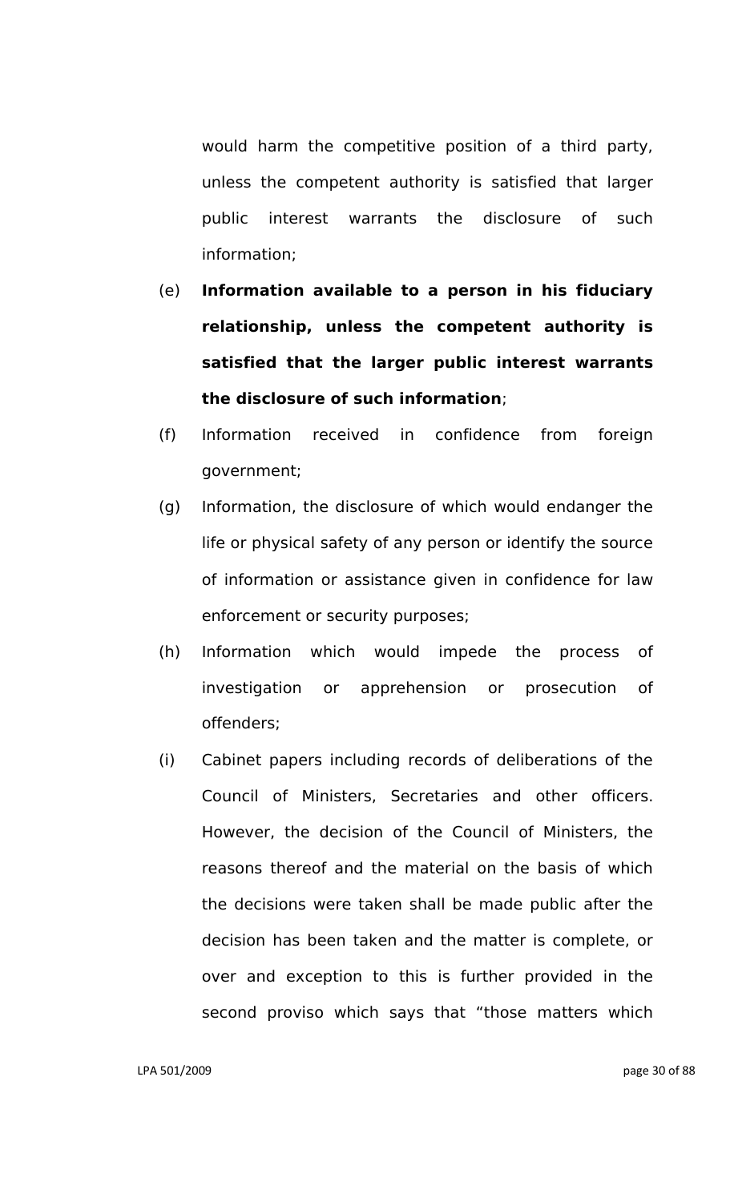would harm the competitive position of a third party, unless the competent authority is satisfied that larger public interest warrants the disclosure of such information;

(e) **Information available to a person in his fiduciary relationship, unless the competent authority is satisfied that the larger public interest warrants the disclosure of such information**;

(f) Information received in confidence from foreign government;

(g) Information, the disclosure of which would endanger the life or physical safety of any person or identify the source of information or assistance given in confidence for law enforcement or security purposes;

(h) Information which would impede the process of investigation or apprehension or prosecution of offenders;

(i) Cabinet papers including records of deliberations of the Council of Ministers, Secretaries and other officers. However, the decision of the Council of Ministers, the reasons thereof and the material on the basis of which the decisions were taken shall be made public after the decision has been taken and the matter is complete, or over and exception to this is further provided in the second proviso which says that "those matters which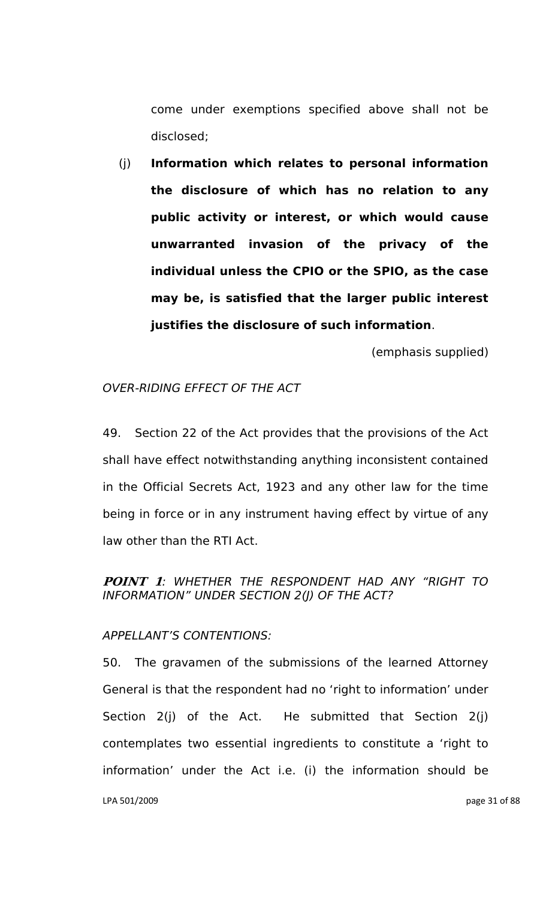come under exemptions specified above shall not be disclosed;

(j) **Information which relates to personal information the disclosure of which has no relation to any public activity or interest, or which would cause unwarranted invasion of the privacy of the individual unless the CPIO or the SPIO, as the case may be, is satisfied that the larger public interest justifies the disclosure of such information**.

(emphasis supplied)

*OVER-RIDING EFFECT OF THE ACT*

49. Section 22 of the Act provides that the provisions of the Act shall have effect notwithstanding anything inconsistent contained in the Official Secrets Act, 1923 and any other law for the time being in force or in any instrument having effect by virtue of any law other than the RTI Act.

***POINT 1**: WHETHER THE RESPONDENT HAD ANY "RIGHT TO INFORMATION" UNDER SECTION 2(J) OF THE ACT?*

*APPELLANT'S CONTENTIONS:*

50. The gravamen of the submissions of the learned Attorney General is that the respondent had no 'right to information' under Section 2(j) of the Act. He submitted that Section 2(j) contemplates two essential ingredients to constitute a 'right to information' under the Act i.e. (i) the information should be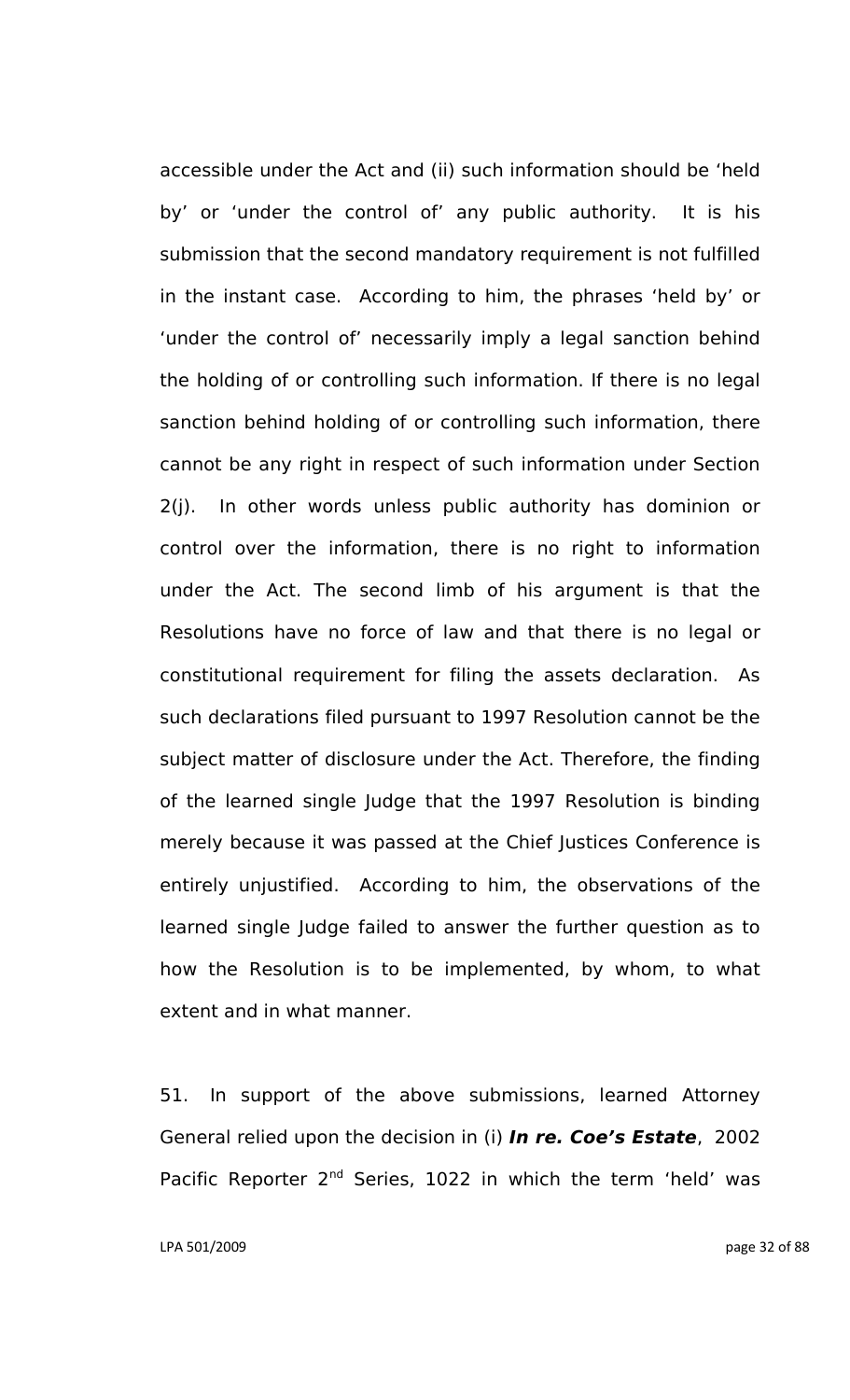accessible under the Act and (ii) such information should be 'held by' or 'under the control of' any public authority. It is his submission that the second mandatory requirement is not fulfilled in the instant case. According to him, the phrases 'held by' or 'under the control of' necessarily imply a legal sanction behind the holding of or controlling such information. If there is no legal sanction behind holding of or controlling such information, there cannot be any right in respect of such information under Section 2(j). In other words unless public authority has dominion or control over the information, there is no right to information under the Act. The second limb of his argument is that the Resolutions have no force of law and that there is no legal or constitutional requirement for filing the assets declaration. As such declarations filed pursuant to 1997 Resolution cannot be the subject matter of disclosure under the Act. Therefore, the finding of the learned single Judge that the 1997 Resolution is binding merely because it was passed at the Chief Justices Conference is entirely unjustified. According to him, the observations of the learned single Judge failed to answer the further question as to how the Resolution is to be implemented, by whom, to what extent and in what manner.

51. In support of the above submissions, learned Attorney General relied upon the decision in (i) ***In re. Coe's Estate***, 2002 Pacific Reporter 2nd Series, 1022 in which the term 'held' was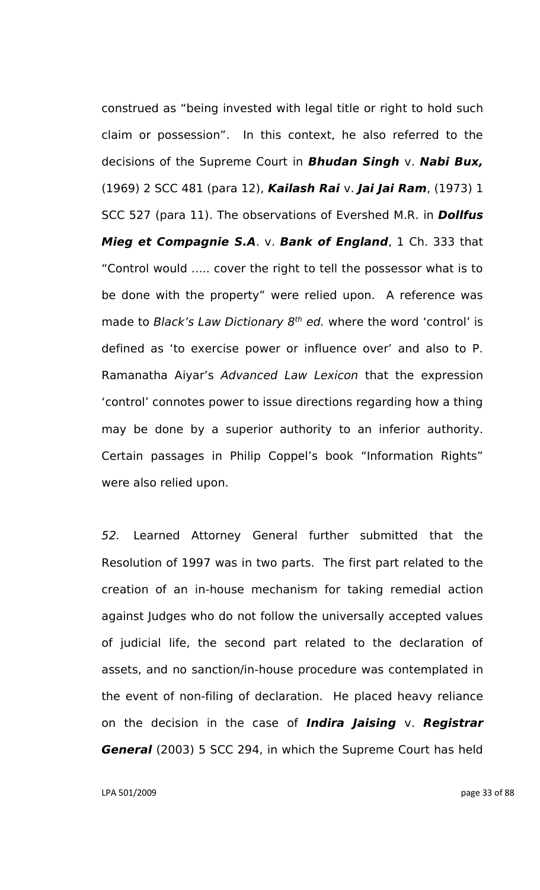construed as "being invested with legal title or right to hold such claim or possession". In this context, he also referred to the decisions of the Supreme Court in ***Bhudan Singh*** v. ***Nabi Bux,*** (1969) 2 SCC 481 (para 12), ***Kailash Rai*** v. ***Jai Jai Ram***, (1973) 1 SCC 527 (para 11). The observations of Evershed M.R. in ***Dollfus Mieg et Compagnie S.A***. v. ***Bank of England***, 1 Ch. 333 that "Control would ..... cover the right to tell the possessor what is to be done with the property" were relied upon. A reference was made to *Black's Law Dictionary 8th ed.* where the word 'control' is defined as 'to exercise power or influence over' and also to P. Ramanatha Aiyar's *Advanced Law Lexicon* that the expression 'control' connotes power to issue directions regarding how a thing may be done by a superior authority to an inferior authority. Certain passages in Philip Coppel's book "Information Rights" were also relied upon.

*52.* Learned Attorney General further submitted that the Resolution of 1997 was in two parts. The first part related to the creation of an in-house mechanism for taking remedial action against Judges who do not follow the universally accepted values of judicial life, the second part related to the declaration of assets, and no sanction/in-house procedure was contemplated in the event of non-filing of declaration. He placed heavy reliance on the decision in the case of ***Indira Jaising*** v. ***Registrar General*** (2003) 5 SCC 294, in which the Supreme Court has held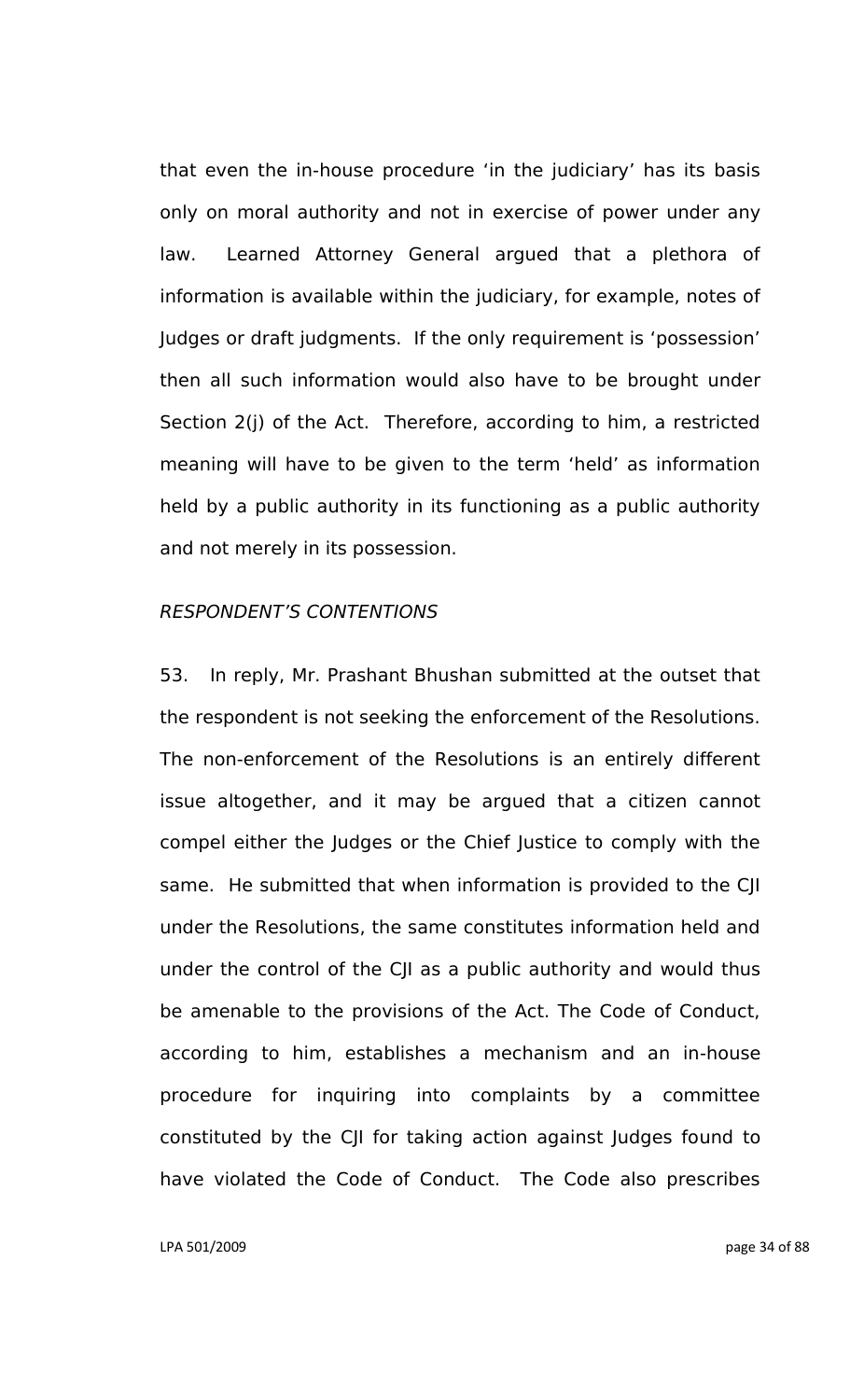that even the in-house procedure 'in the judiciary' has its basis only on moral authority and not in exercise of power under any law. Learned Attorney General argued that a plethora of information is available within the judiciary, for example, notes of Judges or draft judgments. If the only requirement is 'possession' then all such information would also have to be brought under Section 2(j) of the Act. Therefore, according to him, a restricted meaning will have to be given to the term 'held' as information held by a public authority in its functioning as a public authority and not merely in its possession.

*RESPONDENT'S CONTENTIONS*

53. In reply, Mr. Prashant Bhushan submitted at the outset that the respondent is not seeking the enforcement of the Resolutions. The non-enforcement of the Resolutions is an entirely different issue altogether, and it may be argued that a citizen cannot compel either the Judges or the Chief Justice to comply with the same. He submitted that when information is provided to the CJI under the Resolutions, the same constitutes information held and under the control of the CJI as a public authority and would thus be amenable to the provisions of the Act. The Code of Conduct, according to him, establishes a mechanism and an in-house procedure for inquiring into complaints by a committee constituted by the CJI for taking action against Judges found to have violated the Code of Conduct. The Code also prescribes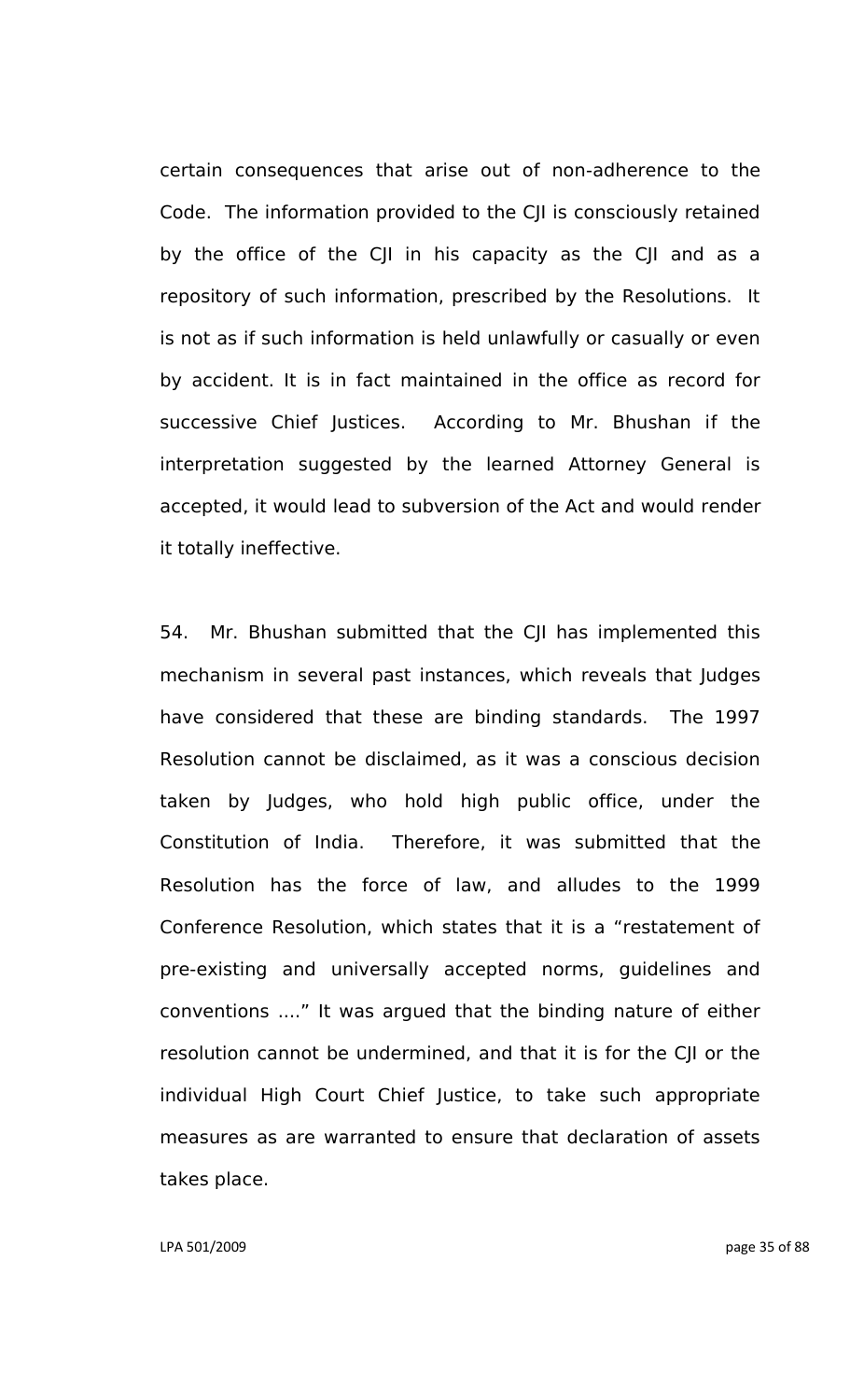certain consequences that arise out of non-adherence to the Code. The information provided to the CJI is consciously retained by the office of the CJI in his capacity as the CJI and as a repository of such information, prescribed by the Resolutions. It is not as if such information is held unlawfully or casually or even by accident. It is in fact maintained in the office as record for successive Chief Justices. According to Mr. Bhushan if the interpretation suggested by the learned Attorney General is accepted, it would lead to subversion of the Act and would render it totally ineffective.

54. Mr. Bhushan submitted that the CJI has implemented this mechanism in several past instances, which reveals that Judges have considered that these are binding standards. The 1997 Resolution cannot be disclaimed, as it was a conscious decision taken by Judges, who hold high public office, under the Constitution of India. Therefore, it was submitted that the Resolution has the force of law, and alludes to the 1999 Conference Resolution, which states that it is a "restatement of pre-existing and universally accepted norms, guidelines and conventions ...." It was argued that the binding nature of either resolution cannot be undermined, and that it is for the CJI or the individual High Court Chief Justice, to take such appropriate measures as are warranted to ensure that declaration of assets takes place.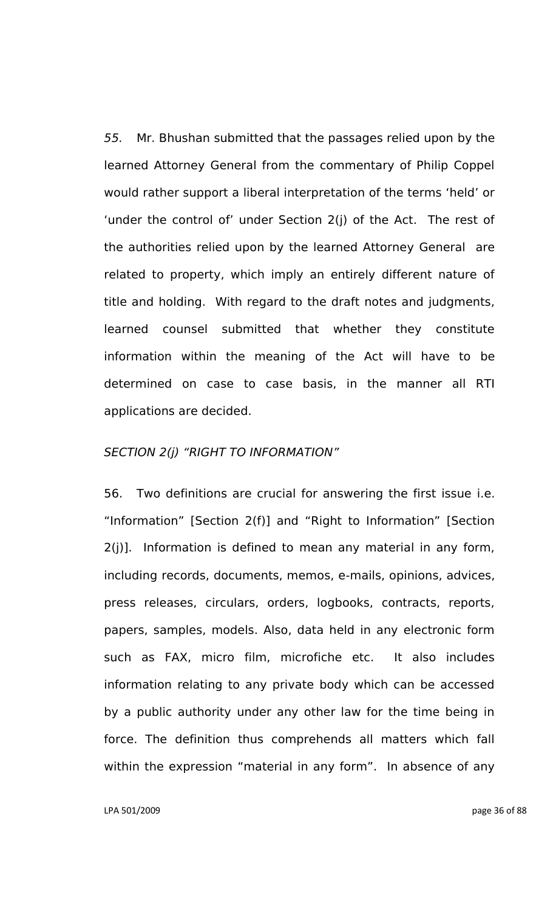*55.* Mr. Bhushan submitted that the passages relied upon by the learned Attorney General from the commentary of Philip Coppel would rather support a liberal interpretation of the terms 'held' or 'under the control of' under Section 2(j) of the Act. The rest of the authorities relied upon by the learned Attorney General are related to property, which imply an entirely different nature of title and holding. With regard to the draft notes and judgments, learned counsel submitted that whether they constitute information within the meaning of the Act will have to be determined on case to case basis, in the manner all RTI applications are decided.

*SECTION 2(j) "RIGHT TO INFORMATION"*

56. Two definitions are crucial for answering the first issue i.e. "Information" [Section 2(f)] and "Right to Information" [Section 2(j)]. Information is defined to mean any material in any form, including records, documents, memos, e-mails, opinions, advices, press releases, circulars, orders, logbooks, contracts, reports, papers, samples, models. Also, data held in any electronic form such as FAX, micro film, microfiche etc. It also includes information relating to any private body which can be accessed by a public authority under any other law for the time being in force. The definition thus comprehends all matters which fall within the expression "material in any form". In absence of any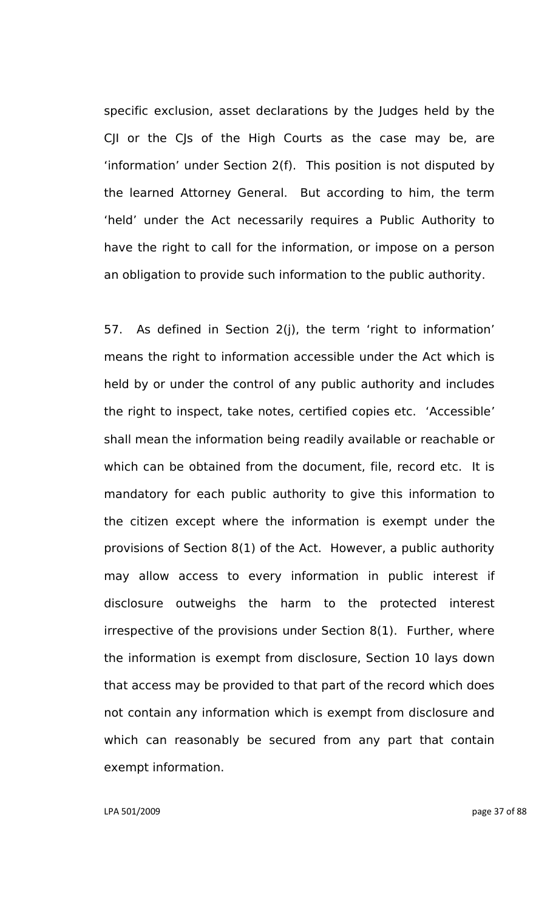specific exclusion, asset declarations by the Judges held by the CJI or the CJs of the High Courts as the case may be, are 'information' under Section 2(f). This position is not disputed by the learned Attorney General. But according to him, the term 'held' under the Act necessarily requires a Public Authority to have the right to call for the information, or impose on a person an obligation to provide such information to the public authority.

57. As defined in Section 2(j), the term 'right to information' means the right to information accessible under the Act which is held by or under the control of any public authority and includes the right to inspect, take notes, certified copies etc. 'Accessible' shall mean the information being readily available or reachable or which can be obtained from the document, file, record etc. It is mandatory for each public authority to give this information to the citizen except where the information is exempt under the provisions of Section 8(1) of the Act. However, a public authority may allow access to every information in public interest if disclosure outweighs the harm to the protected interest irrespective of the provisions under Section 8(1). Further, where the information is exempt from disclosure, Section 10 lays down that access may be provided to that part of the record which does not contain any information which is exempt from disclosure and which can reasonably be secured from any part that contain exempt information.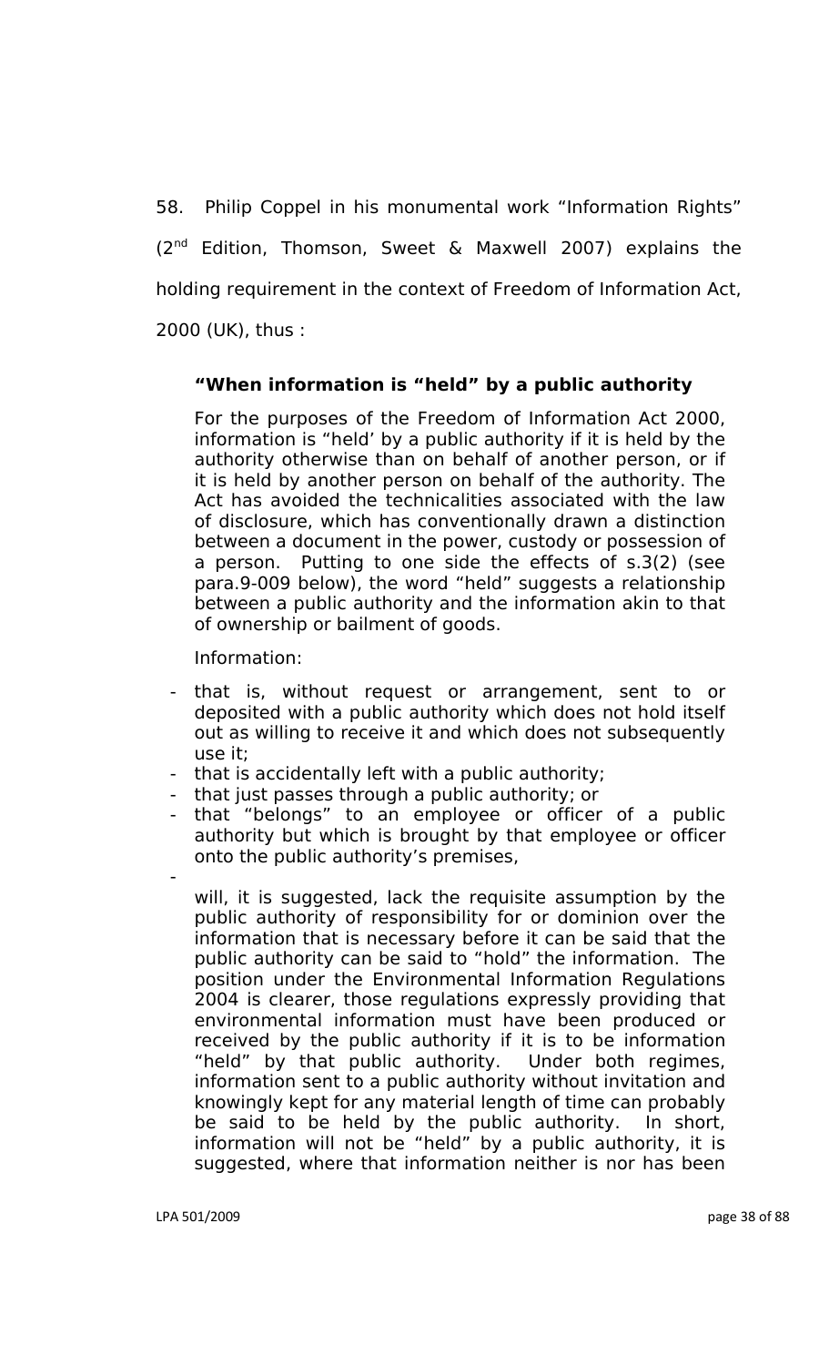58. Philip Coppel in his monumental work "Information Rights" (2nd Edition, Thomson, Sweet & Maxwell 2007) explains the holding requirement in the context of Freedom of Information Act, 2000 (UK), thus :

> **"When information is "held" by a public authority**
>
> For the purposes of the Freedom of Information Act 2000, information is "held' by a public authority if it is held by the authority otherwise than on behalf of another person, or if it is held by another person on behalf of the authority. The Act has avoided the technicalities associated with the law of disclosure, which has conventionally drawn a distinction between a document in the power, custody or possession of a person. Putting to one side the effects of s.3(2) (see para.9-009 below), the word "held" suggests a relationship between a public authority and the information akin to that of ownership or bailment of goods.
>
> Information:
>
> - that is, without request or arrangement, sent to or deposited with a public authority which does not hold itself out as willing to receive it and which does not subsequently use it;
> - that is accidentally left with a public authority;
> - that just passes through a public authority; or
> - that "belongs" to an employee or officer of a public authority but which is brought by that employee or officer onto the public authority's premises,
> -
>
> will, it is suggested, lack the requisite assumption by the public authority of responsibility for or dominion over the information that is necessary before it can be said that the public authority can be said to "hold" the information. The position under the Environmental Information Regulations 2004 is clearer, those regulations expressly providing that environmental information must have been produced or received by the public authority if it is to be information "held" by that public authority. Under both regimes, information sent to a public authority without invitation and knowingly kept for any material length of time can probably be said to be held by the public authority. In short, information will not be "held" by a public authority, it is suggested, where that information neither is nor has been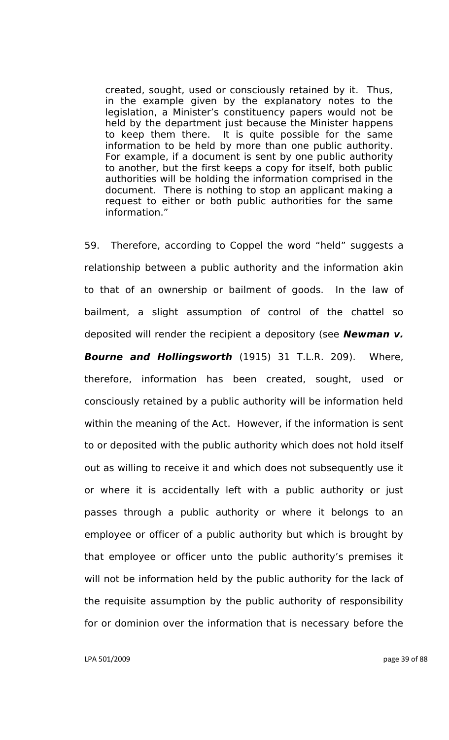> created, sought, used or consciously retained by it. Thus, in the example given by the explanatory notes to the legislation, a Minister's constituency papers would not be held by the department just because the Minister happens to keep them there. It is quite possible for the same information to be held by more than one public authority. For example, if a document is sent by one public authority to another, but the first keeps a copy for itself, both public authorities will be holding the information comprised in the document. There is nothing to stop an applicant making a request to either or both public authorities for the same information."

59. Therefore, according to Coppel the word "held" suggests a relationship between a public authority and the information akin to that of an ownership or bailment of goods. In the law of bailment, a slight assumption of control of the chattel so deposited will render the recipient a depository (see ***Newman v. Bourne and Hollingsworth*** (1915) 31 T.L.R. 209). Where, therefore, information has been created, sought, used or consciously retained by a public authority will be information held within the meaning of the Act. However, if the information is sent to or deposited with the public authority which does not hold itself out as willing to receive it and which does not subsequently use it or where it is accidentally left with a public authority or just passes through a public authority or where it belongs to an employee or officer of a public authority but which is brought by that employee or officer unto the public authority's premises it will not be information held by the public authority for the lack of the requisite assumption by the public authority of responsibility for or dominion over the information that is necessary before the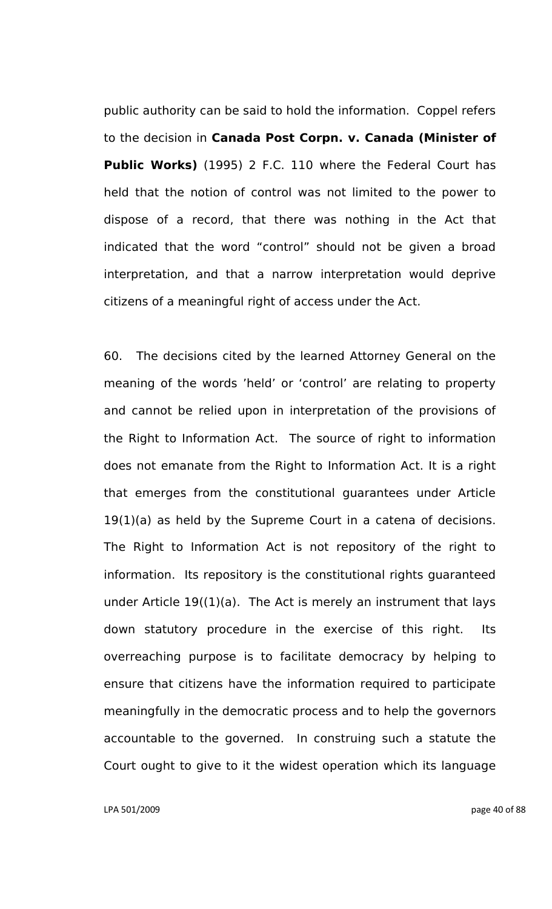public authority can be said to hold the information. Coppel refers to the decision in **Canada Post Corpn. v. Canada (Minister of Public Works)** (1995) 2 F.C. 110 where the Federal Court has held that the notion of control was not limited to the power to dispose of a record, that there was nothing in the Act that indicated that the word "control" should not be given a broad interpretation, and that a narrow interpretation would deprive citizens of a meaningful right of access under the Act.

60. The decisions cited by the learned Attorney General on the meaning of the words 'held' or 'control' are relating to property and cannot be relied upon in interpretation of the provisions of the Right to Information Act. The source of right to information does not emanate from the Right to Information Act. It is a right that emerges from the constitutional guarantees under Article 19(1)(a) as held by the Supreme Court in a catena of decisions. The Right to Information Act is not repository of the right to information. Its repository is the constitutional rights guaranteed under Article 19((1)(a). The Act is merely an instrument that lays down statutory procedure in the exercise of this right. Its overreaching purpose is to facilitate democracy by helping to ensure that citizens have the information required to participate meaningfully in the democratic process and to help the governors accountable to the governed. In construing such a statute the Court ought to give to it the widest operation which its language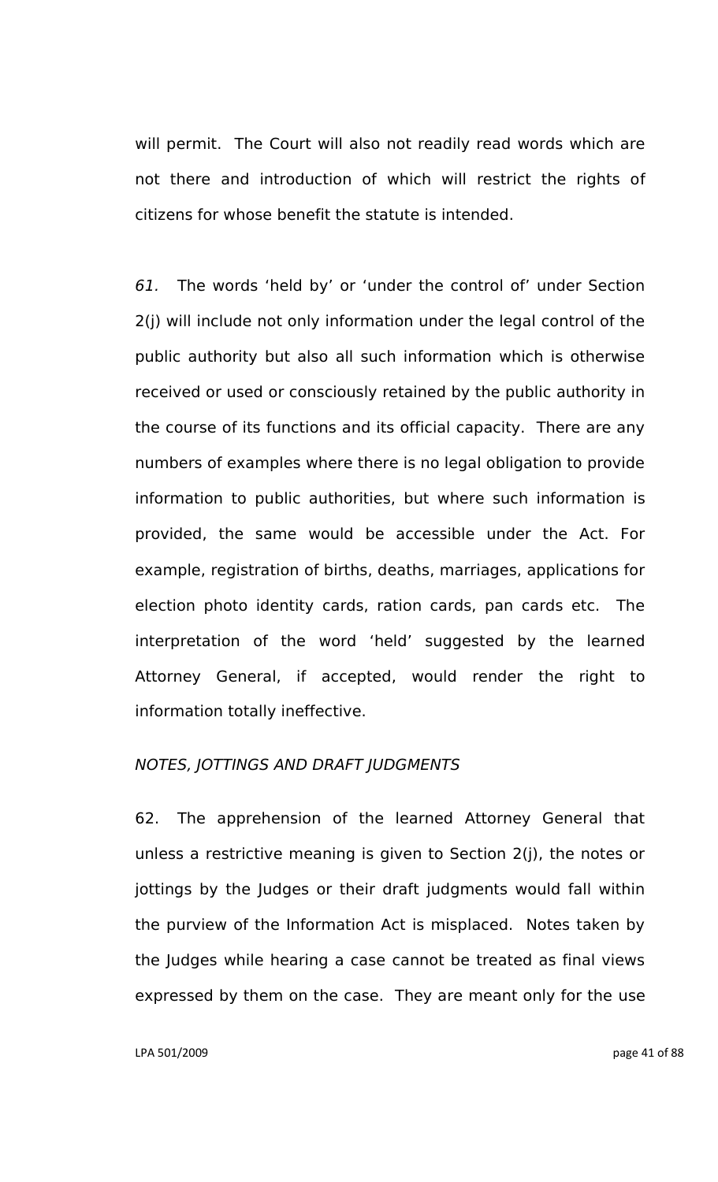will permit. The Court will also not readily read words which are not there and introduction of which will restrict the rights of citizens for whose benefit the statute is intended.

*61.* The words 'held by' or 'under the control of' under Section 2(j) will include not only information under the legal control of the public authority but also all such information which is otherwise received or used or consciously retained by the public authority in the course of its functions and its official capacity. There are any numbers of examples where there is no legal obligation to provide information to public authorities, but where such information is provided, the same would be accessible under the Act. For example, registration of births, deaths, marriages, applications for election photo identity cards, ration cards, pan cards etc. The interpretation of the word 'held' suggested by the learned Attorney General, if accepted, would render the right to information totally ineffective.

*NOTES, JOTTINGS AND DRAFT JUDGMENTS*

62. The apprehension of the learned Attorney General that unless a restrictive meaning is given to Section 2(j), the notes or jottings by the Judges or their draft judgments would fall within the purview of the Information Act is misplaced. Notes taken by the Judges while hearing a case cannot be treated as final views expressed by them on the case. They are meant only for the use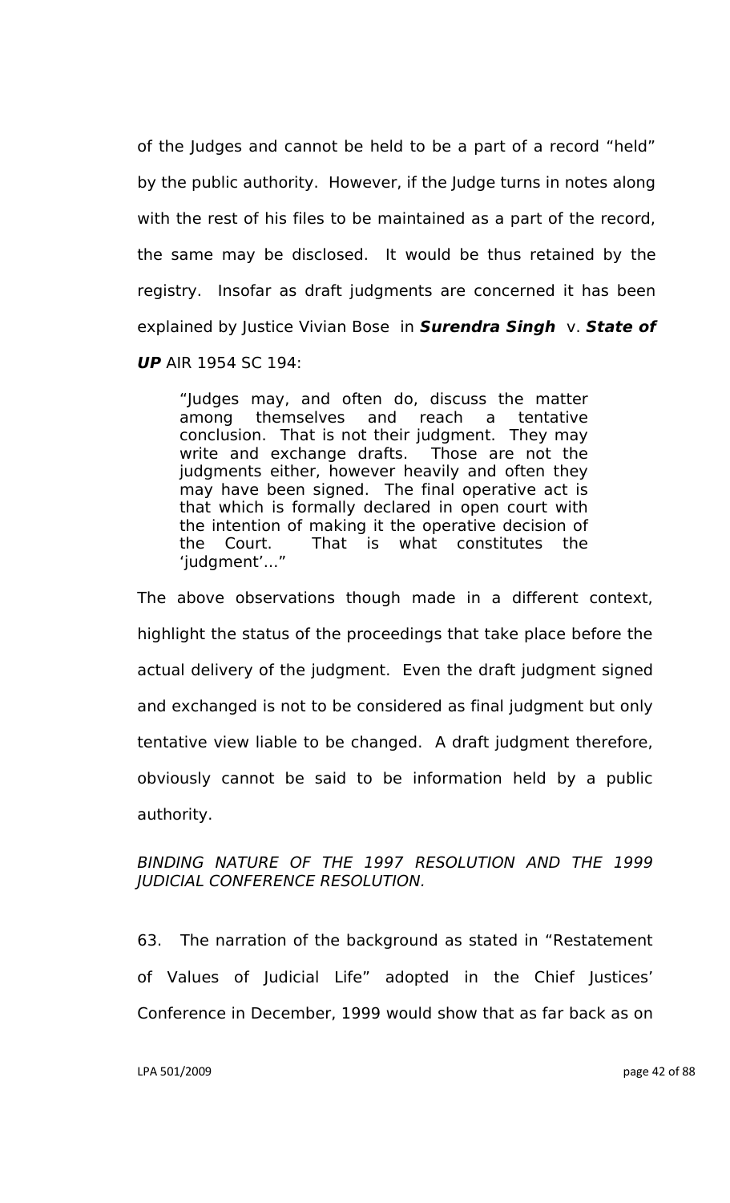of the Judges and cannot be held to be a part of a record "held" by the public authority. However, if the Judge turns in notes along with the rest of his files to be maintained as a part of the record, the same may be disclosed. It would be thus retained by the registry. Insofar as draft judgments are concerned it has been explained by Justice Vivian Bose in ***Surendra Singh*** v. ***State of UP*** AIR 1954 SC 194:

> "Judges may, and often do, discuss the matter among themselves and reach a tentative conclusion. That is not their judgment. They may write and exchange drafts. Those are not the judgments either, however heavily and often they may have been signed. The final operative act is that which is formally declared in open court with the intention of making it the operative decision of the Court. That is what constitutes the 'judgment'…"

The above observations though made in a different context, highlight the status of the proceedings that take place before the actual delivery of the judgment. Even the draft judgment signed and exchanged is not to be considered as final judgment but only tentative view liable to be changed. A draft judgment therefore, obviously cannot be said to be information held by a public authority.

*BINDING NATURE OF THE 1997 RESOLUTION AND THE 1999 JUDICIAL CONFERENCE RESOLUTION.*

63. The narration of the background as stated in "Restatement of Values of Judicial Life" adopted in the Chief Justices' Conference in December, 1999 would show that as far back as on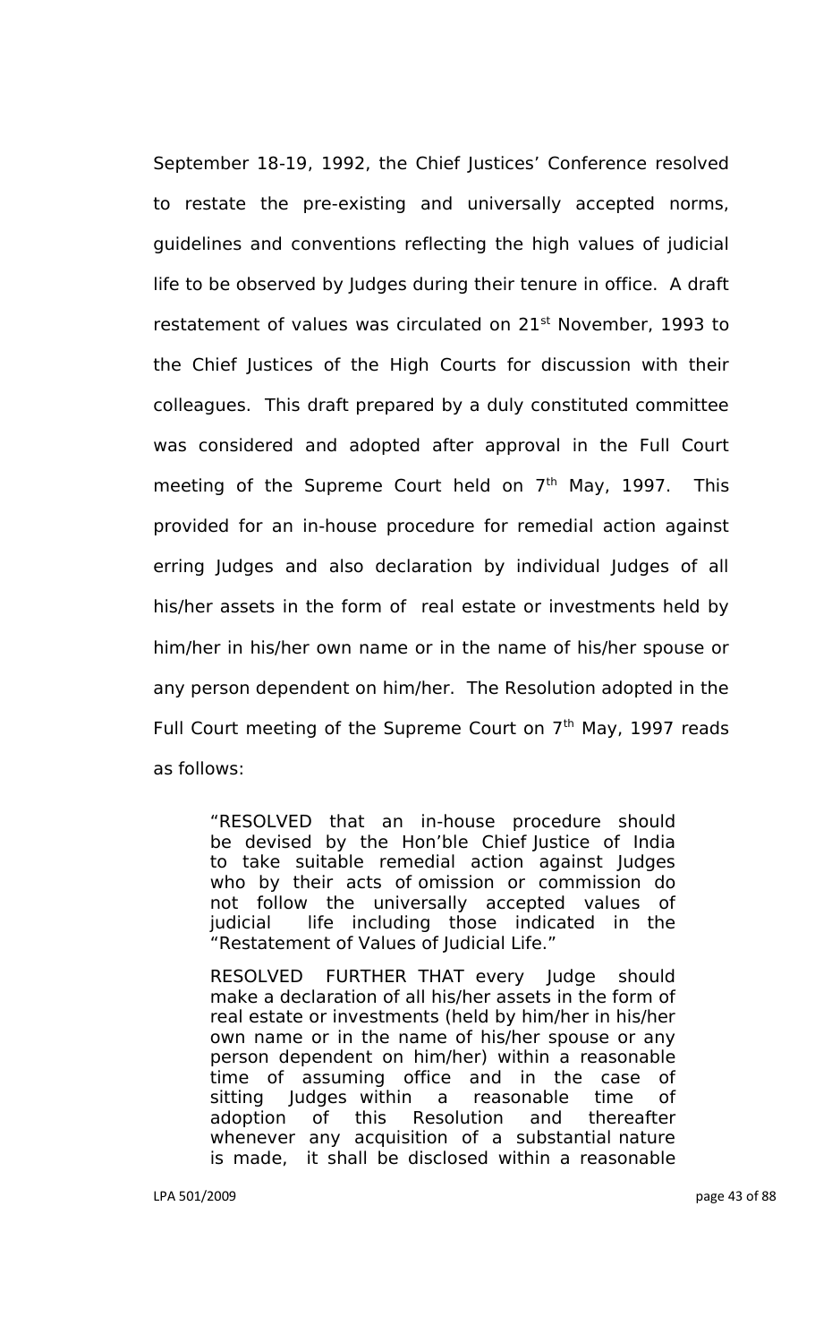September 18-19, 1992, the Chief Justices' Conference resolved to restate the pre-existing and universally accepted norms, guidelines and conventions reflecting the high values of judicial life to be observed by Judges during their tenure in office. A draft restatement of values was circulated on 21st November, 1993 to the Chief Justices of the High Courts for discussion with their colleagues. This draft prepared by a duly constituted committee was considered and adopted after approval in the Full Court meeting of the Supreme Court held on 7th May, 1997. This provided for an in-house procedure for remedial action against erring Judges and also declaration by individual Judges of all his/her assets in the form of real estate or investments held by him/her in his/her own name or in the name of his/her spouse or any person dependent on him/her. The Resolution adopted in the Full Court meeting of the Supreme Court on 7th May, 1997 reads as follows:

> "RESOLVED that an in-house procedure should be devised by the Hon'ble Chief Justice of India to take suitable remedial action against Judges who by their acts of omission or commission do not follow the universally accepted values of judicial life including those indicated in the "Restatement of Values of Judicial Life."
>
> RESOLVED FURTHER THAT every Judge should make a declaration of all his/her assets in the form of real estate or investments (held by him/her in his/her own name or in the name of his/her spouse or any person dependent on him/her) within a reasonable time of assuming office and in the case of sitting Judges within a reasonable time of adoption of this Resolution and thereafter whenever any acquisition of a substantial nature is made, it shall be disclosed within a reasonable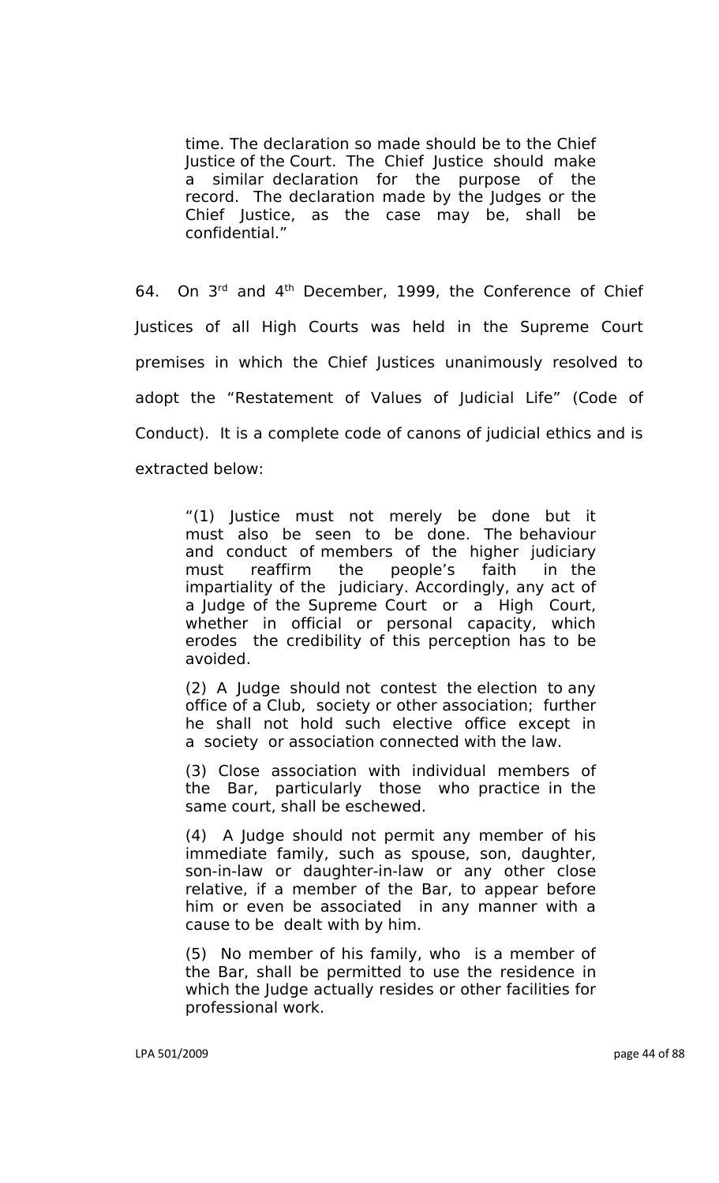> time. The declaration so made should be to the Chief Justice of the Court. The Chief Justice should make a similar declaration for the purpose of the record. The declaration made by the Judges or the Chief Justice, as the case may be, shall be confidential."

64. On 3rd and 4th December, 1999, the Conference of Chief Justices of all High Courts was held in the Supreme Court premises in which the Chief Justices unanimously resolved to adopt the "Restatement of Values of Judicial Life" (Code of Conduct). It is a complete code of canons of judicial ethics and is extracted below:

> "(1) Justice must not merely be done but it must also be seen to be done. The behaviour and conduct of members of the higher judiciary must reaffirm the people's faith in the impartiality of the judiciary. Accordingly, any act of a Judge of the Supreme Court or a High Court, whether in official or personal capacity, which erodes the credibility of this perception has to be avoided.
>
> (2) A Judge should not contest the election to any office of a Club, society or other association; further he shall not hold such elective office except in a society or association connected with the law.
>
> (3) Close association with individual members of the Bar, particularly those who practice in the same court, shall be eschewed.
>
> (4) A Judge should not permit any member of his immediate family, such as spouse, son, daughter, son-in-law or daughter-in-law or any other close relative, if a member of the Bar, to appear before him or even be associated in any manner with a cause to be dealt with by him.
>
> (5) No member of his family, who is a member of the Bar, shall be permitted to use the residence in which the Judge actually resides or other facilities for professional work.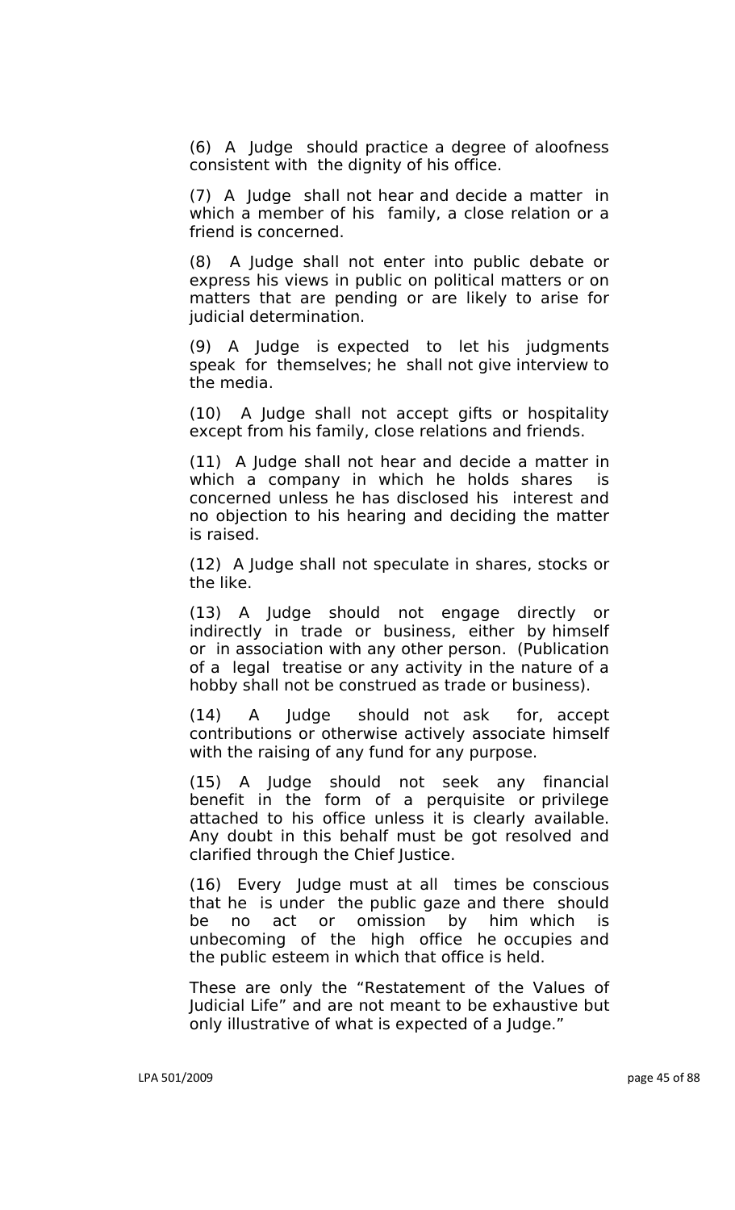(6) A Judge should practice a degree of aloofness consistent with the dignity of his office.

(7) A Judge shall not hear and decide a matter in which a member of his family, a close relation or a friend is concerned.

(8) A Judge shall not enter into public debate or express his views in public on political matters or on matters that are pending or are likely to arise for judicial determination.

(9) A Judge is expected to let his judgments speak for themselves; he shall not give interview to the media.

(10) A Judge shall not accept gifts or hospitality except from his family, close relations and friends.

(11) A Judge shall not hear and decide a matter in which a company in which he holds shares is concerned unless he has disclosed his interest and no objection to his hearing and deciding the matter is raised.

(12) A Judge shall not speculate in shares, stocks or the like.

(13) A Judge should not engage directly or indirectly in trade or business, either by himself or in association with any other person. (Publication of a legal treatise or any activity in the nature of a hobby shall not be construed as trade or business).

(14) A Judge should not ask for, accept contributions or otherwise actively associate himself with the raising of any fund for any purpose.

(15) A Judge should not seek any financial benefit in the form of a perquisite or privilege attached to his office unless it is clearly available. Any doubt in this behalf must be got resolved and clarified through the Chief Justice.

(16) Every Judge must at all times be conscious that he is under the public gaze and there should be no act or omission by him which is unbecoming of the high office he occupies and the public esteem in which that office is held.

These are only the "Restatement of the Values of Judicial Life" and are not meant to be exhaustive but only illustrative of what is expected of a Judge."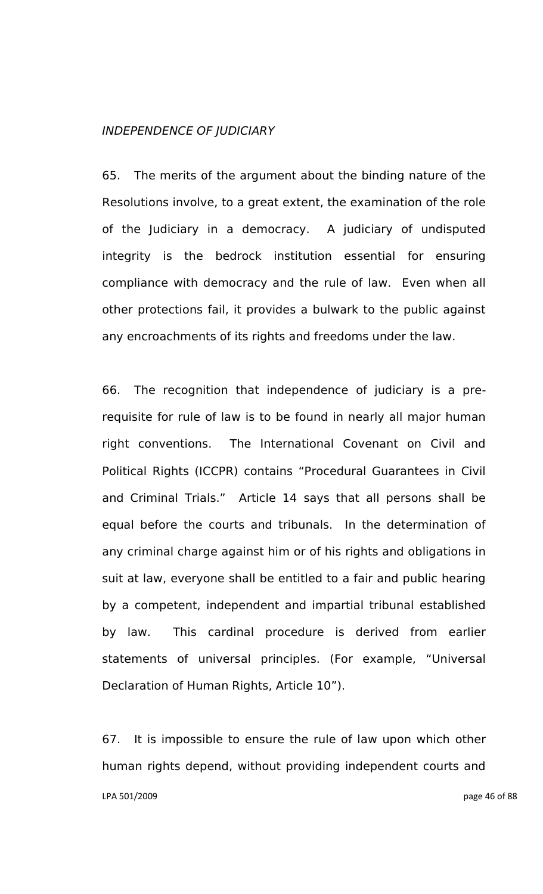*INDEPENDENCE OF JUDICIARY*

65. The merits of the argument about the binding nature of the Resolutions involve, to a great extent, the examination of the role of the Judiciary in a democracy. A judiciary of undisputed integrity is the bedrock institution essential for ensuring compliance with democracy and the rule of law. Even when all other protections fail, it provides a bulwark to the public against any encroachments of its rights and freedoms under the law.

66. The recognition that independence of judiciary is a pre-requisite for rule of law is to be found in nearly all major human right conventions. The International Covenant on Civil and Political Rights (ICCPR) contains "Procedural Guarantees in Civil and Criminal Trials." Article 14 says that all persons shall be equal before the courts and tribunals. In the determination of any criminal charge against him or of his rights and obligations in suit at law, everyone shall be entitled to a fair and public hearing by a competent, independent and impartial tribunal established by law. This cardinal procedure is derived from earlier statements of universal principles. (For example, "Universal Declaration of Human Rights, Article 10").

67. It is impossible to ensure the rule of law upon which other human rights depend, without providing independent courts and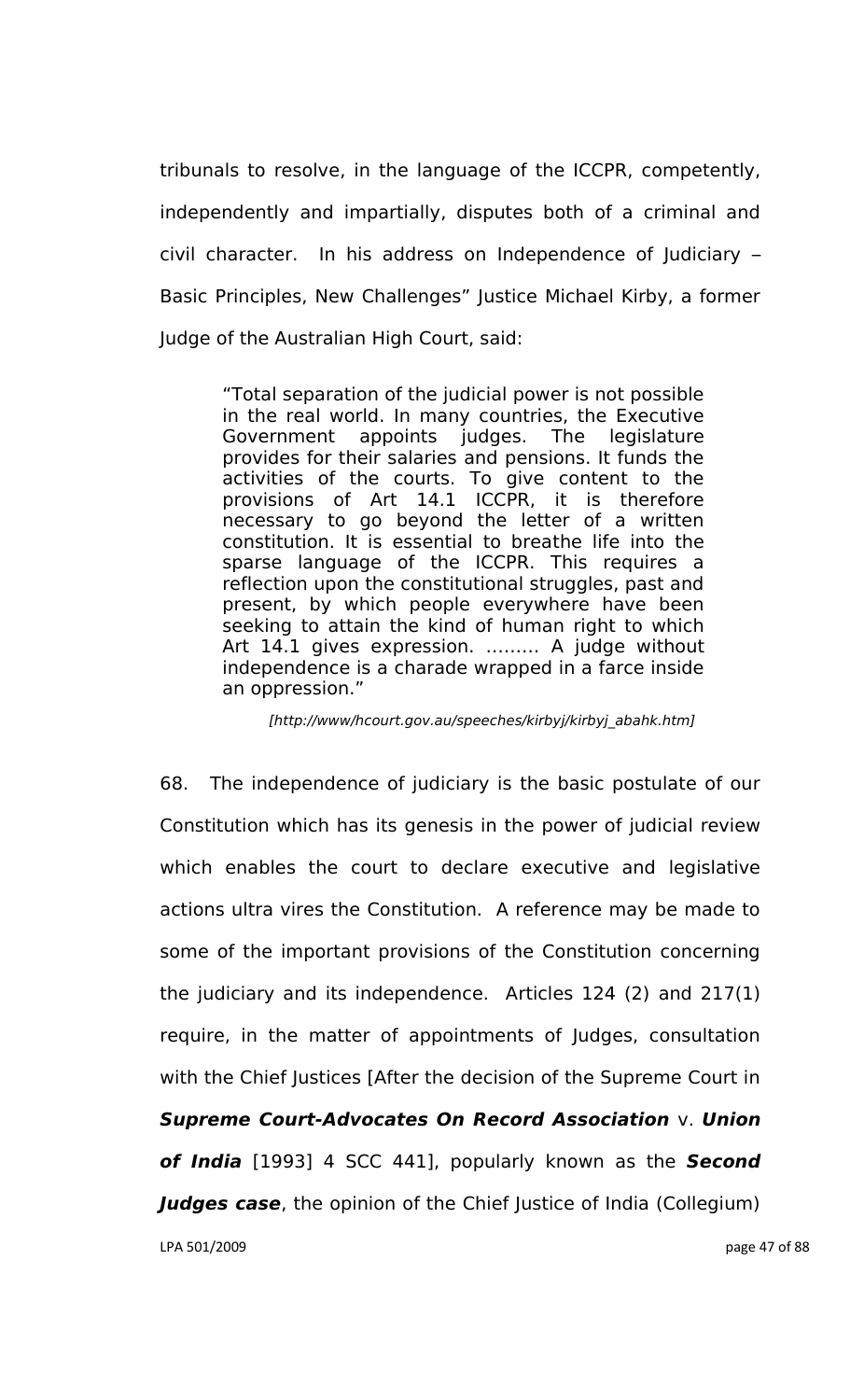tribunals to resolve, in the language of the ICCPR, competently, independently and impartially, disputes both of a criminal and civil character. In his address on Independence of Judiciary – Basic Principles, New Challenges" Justice Michael Kirby, a former Judge of the Australian High Court, said:

> "Total separation of the judicial power is not possible in the real world. In many countries, the Executive Government appoints judges. The legislature provides for their salaries and pensions. It funds the activities of the courts. To give content to the provisions of Art 14.1 ICCPR, it is therefore necessary to go beyond the letter of a written constitution. It is essential to breathe life into the sparse language of the ICCPR. This requires a reflection upon the constitutional struggles, past and present, by which people everywhere have been seeking to attain the kind of human right to which Art 14.1 gives expression. ......... A judge without independence is a charade wrapped in a farce inside an oppression."
>
> *[http://www/hcourt.gov.au/speeches/kirbyj/kirbyj_abahk.htm]*

68. The independence of judiciary is the basic postulate of our Constitution which has its genesis in the power of judicial review which enables the court to declare executive and legislative actions ultra vires the Constitution. A reference may be made to some of the important provisions of the Constitution concerning the judiciary and its independence. Articles 124 (2) and 217(1) require, in the matter of appointments of Judges, consultation with the Chief Justices [After the decision of the Supreme Court in ***Supreme Court-Advocates On Record Association*** v. ***Union of India*** [1993] 4 SCC 441], popularly known as the ***Second Judges case***, the opinion of the Chief Justice of India (Collegium)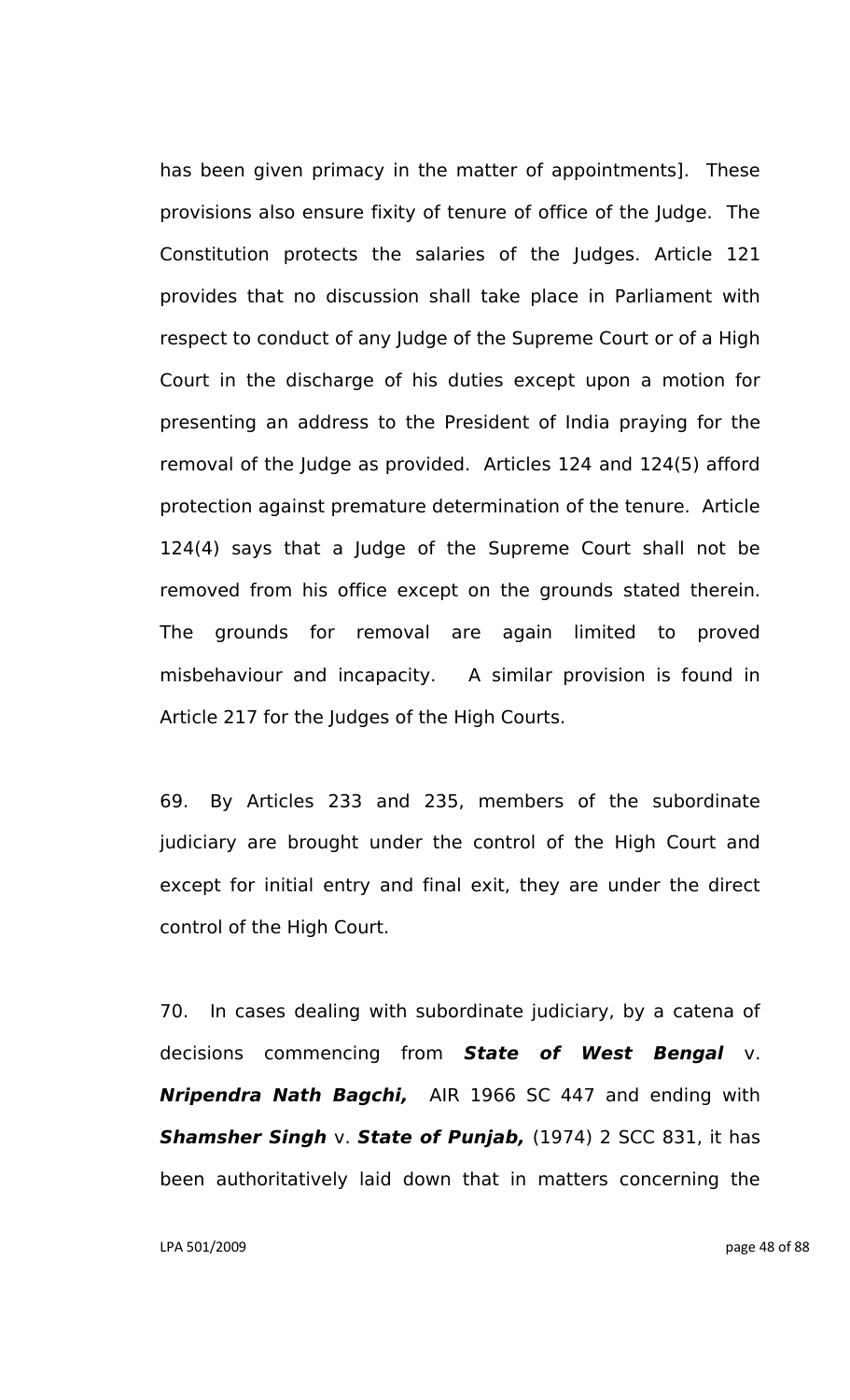has been given primacy in the matter of appointments]. These provisions also ensure fixity of tenure of office of the Judge. The Constitution protects the salaries of the Judges. Article 121 provides that no discussion shall take place in Parliament with respect to conduct of any Judge of the Supreme Court or of a High Court in the discharge of his duties except upon a motion for presenting an address to the President of India praying for the removal of the Judge as provided. Articles 124 and 124(5) afford protection against premature determination of the tenure. Article 124(4) says that a Judge of the Supreme Court shall not be removed from his office except on the grounds stated therein. The grounds for removal are again limited to proved misbehaviour and incapacity. A similar provision is found in Article 217 for the Judges of the High Courts.

69. By Articles 233 and 235, members of the subordinate judiciary are brought under the control of the High Court and except for initial entry and final exit, they are under the direct control of the High Court.

70. In cases dealing with subordinate judiciary, by a catena of decisions commencing from ***State of West Bengal*** v. ***Nripendra Nath Bagchi,*** AIR 1966 SC 447 and ending with ***Shamsher Singh*** v. ***State of Punjab,*** (1974) 2 SCC 831, it has been authoritatively laid down that in matters concerning the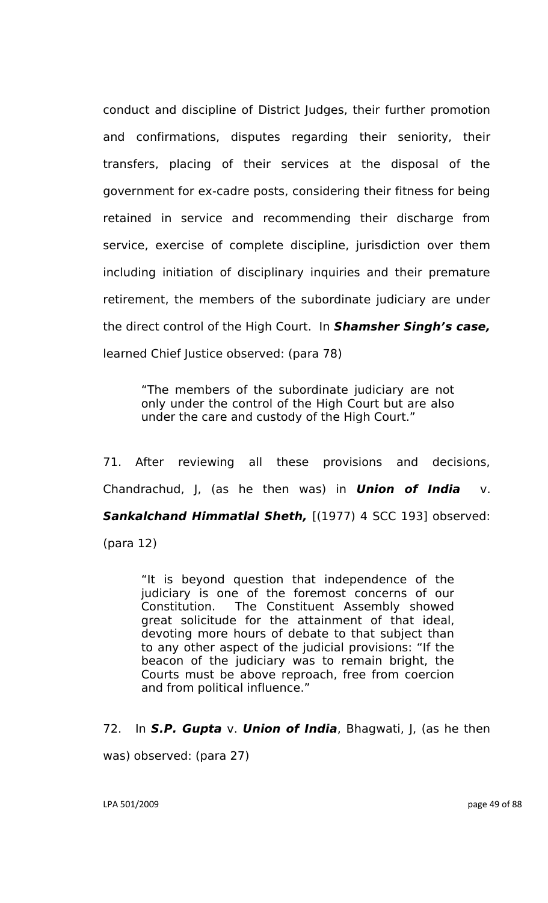conduct and discipline of District Judges, their further promotion and confirmations, disputes regarding their seniority, their transfers, placing of their services at the disposal of the government for ex-cadre posts, considering their fitness for being retained in service and recommending their discharge from service, exercise of complete discipline, jurisdiction over them including initiation of disciplinary inquiries and their premature retirement, the members of the subordinate judiciary are under the direct control of the High Court. In ***Shamsher Singh's case,*** learned Chief Justice observed: (para 78)

> "The members of the subordinate judiciary are not only under the control of the High Court but are also under the care and custody of the High Court."

71. After reviewing all these provisions and decisions, Chandrachud, J, (as he then was) in ***Union of India*** v. ***Sankalchand Himmatlal Sheth,*** [(1977) 4 SCC 193] observed: (para 12)

> "It is beyond question that independence of the judiciary is one of the foremost concerns of our Constitution. The Constituent Assembly showed great solicitude for the attainment of that ideal, devoting more hours of debate to that subject than to any other aspect of the judicial provisions: "If the beacon of the judiciary was to remain bright, the Courts must be above reproach, free from coercion and from political influence."

72. In ***S.P. Gupta*** v. ***Union of India***, Bhagwati, J, (as he then was) observed: (para 27)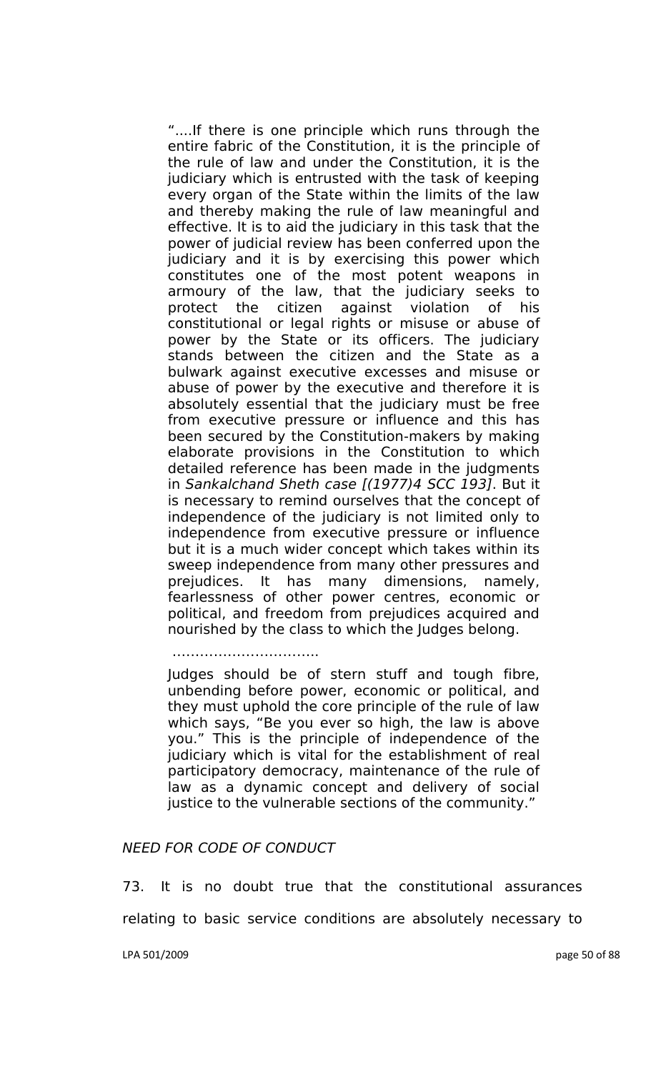> "....If there is one principle which runs through the entire fabric of the Constitution, it is the principle of the rule of law and under the Constitution, it is the judiciary which is entrusted with the task of keeping every organ of the State within the limits of the law and thereby making the rule of law meaningful and effective. It is to aid the judiciary in this task that the power of judicial review has been conferred upon the judiciary and it is by exercising this power which constitutes one of the most potent weapons in armoury of the law, that the judiciary seeks to protect the citizen against violation of his constitutional or legal rights or misuse or abuse of power by the State or its officers. The judiciary stands between the citizen and the State as a bulwark against executive excesses and misuse or abuse of power by the executive and therefore it is absolutely essential that the judiciary must be free from executive pressure or influence and this has been secured by the Constitution-makers by making elaborate provisions in the Constitution to which detailed reference has been made in the judgments in *Sankalchand Sheth case [(1977)4 SCC 193]*. But it is necessary to remind ourselves that the concept of independence of the judiciary is not limited only to independence from executive pressure or influence but it is a much wider concept which takes within its sweep independence from many other pressures and prejudices. It has many dimensions, namely, fearlessness of other power centres, economic or political, and freedom from prejudices acquired and nourished by the class to which the Judges belong.
>
> ..............................
>
> Judges should be of stern stuff and tough fibre, unbending before power, economic or political, and they must uphold the core principle of the rule of law which says, "Be you ever so high, the law is above you." This is the principle of independence of the judiciary which is vital for the establishment of real participatory democracy, maintenance of the rule of law as a dynamic concept and delivery of social justice to the vulnerable sections of the community."

*NEED FOR CODE OF CONDUCT*

73. It is no doubt true that the constitutional assurances relating to basic service conditions are absolutely necessary to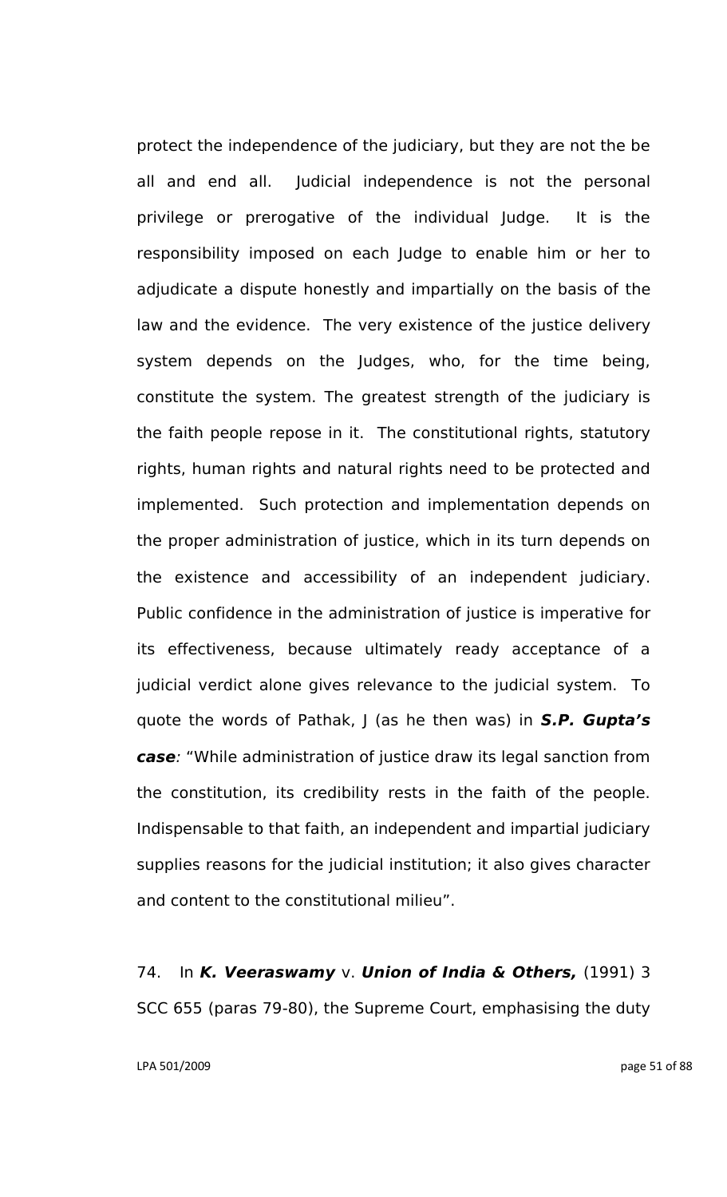protect the independence of the judiciary, but they are not the be all and end all. Judicial independence is not the personal privilege or prerogative of the individual Judge. It is the responsibility imposed on each Judge to enable him or her to adjudicate a dispute honestly and impartially on the basis of the law and the evidence. The very existence of the justice delivery system depends on the Judges, who, for the time being, constitute the system. The greatest strength of the judiciary is the faith people repose in it. The constitutional rights, statutory rights, human rights and natural rights need to be protected and implemented. Such protection and implementation depends on the proper administration of justice, which in its turn depends on the existence and accessibility of an independent judiciary. Public confidence in the administration of justice is imperative for its effectiveness, because ultimately ready acceptance of a judicial verdict alone gives relevance to the judicial system. To quote the words of Pathak, J (as he then was) in ***S.P. Gupta's case****:* "While administration of justice draw its legal sanction from the constitution, its credibility rests in the faith of the people. Indispensable to that faith, an independent and impartial judiciary supplies reasons for the judicial institution; it also gives character and content to the constitutional milieu".

74. In ***K. Veeraswamy*** v. ***Union of India & Others,*** (1991) 3 SCC 655 (paras 79-80), the Supreme Court, emphasising the duty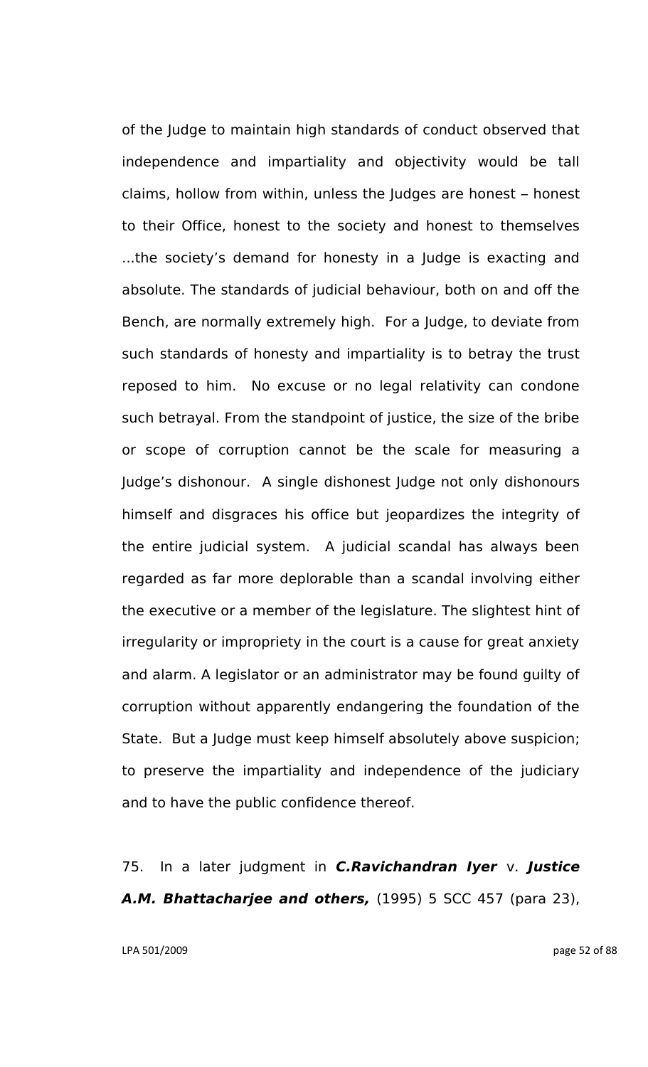of the Judge to maintain high standards of conduct observed that independence and impartiality and objectivity would be tall claims, hollow from within, unless the Judges are honest – honest to their Office, honest to the society and honest to themselves ...the society's demand for honesty in a Judge is exacting and absolute. The standards of judicial behaviour, both on and off the Bench, are normally extremely high. For a Judge, to deviate from such standards of honesty and impartiality is to betray the trust reposed to him. No excuse or no legal relativity can condone such betrayal. From the standpoint of justice, the size of the bribe or scope of corruption cannot be the scale for measuring a Judge's dishonour. A single dishonest Judge not only dishonours himself and disgraces his office but jeopardizes the integrity of the entire judicial system. A judicial scandal has always been regarded as far more deplorable than a scandal involving either the executive or a member of the legislature. The slightest hint of irregularity or impropriety in the court is a cause for great anxiety and alarm. A legislator or an administrator may be found guilty of corruption without apparently endangering the foundation of the State. But a Judge must keep himself absolutely above suspicion; to preserve the impartiality and independence of the judiciary and to have the public confidence thereof.

75. In a later judgment in ***C.Ravichandran Iyer*** v. ***Justice A.M. Bhattacharjee and others,*** (1995) 5 SCC 457 (para 23),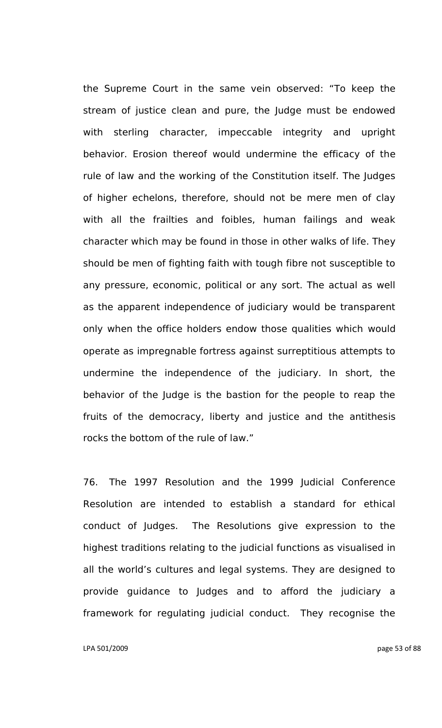the Supreme Court in the same vein observed: "To keep the stream of justice clean and pure, the Judge must be endowed with sterling character, impeccable integrity and upright behavior. Erosion thereof would undermine the efficacy of the rule of law and the working of the Constitution itself. The Judges of higher echelons, therefore, should not be mere men of clay with all the frailties and foibles, human failings and weak character which may be found in those in other walks of life. They should be men of fighting faith with tough fibre not susceptible to any pressure, economic, political or any sort. The actual as well as the apparent independence of judiciary would be transparent only when the office holders endow those qualities which would operate as impregnable fortress against surreptitious attempts to undermine the independence of the judiciary. In short, the behavior of the Judge is the bastion for the people to reap the fruits of the democracy, liberty and justice and the antithesis rocks the bottom of the rule of law."

76. The 1997 Resolution and the 1999 Judicial Conference Resolution are intended to establish a standard for ethical conduct of Judges. The Resolutions give expression to the highest traditions relating to the judicial functions as visualised in all the world's cultures and legal systems. They are designed to provide guidance to Judges and to afford the judiciary a framework for regulating judicial conduct. They recognise the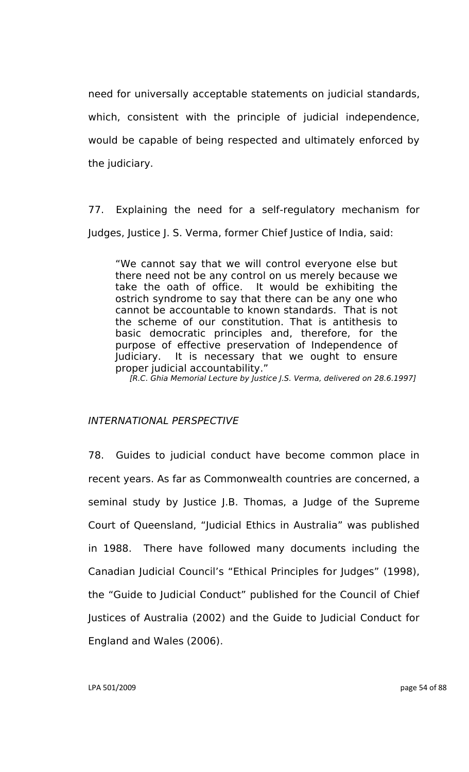need for universally acceptable statements on judicial standards, which, consistent with the principle of judicial independence, would be capable of being respected and ultimately enforced by the judiciary.

77. Explaining the need for a self-regulatory mechanism for Judges, Justice J. S. Verma, former Chief Justice of India, said:

> "We cannot say that we will control everyone else but there need not be any control on us merely because we take the oath of office. It would be exhibiting the ostrich syndrome to say that there can be any one who cannot be accountable to known standards. That is not the scheme of our constitution. That is antithesis to basic democratic principles and, therefore, for the purpose of effective preservation of Independence of Judiciary. It is necessary that we ought to ensure proper judicial accountability."
>
> *[R.C. Ghia Memorial Lecture by Justice J.S. Verma, delivered on 28.6.1997]*

*INTERNATIONAL PERSPECTIVE*

78. Guides to judicial conduct have become common place in recent years. As far as Commonwealth countries are concerned, a seminal study by Justice J.B. Thomas, a Judge of the Supreme Court of Queensland, "Judicial Ethics in Australia" was published in 1988. There have followed many documents including the Canadian Judicial Council's "Ethical Principles for Judges" (1998), the "Guide to Judicial Conduct" published for the Council of Chief Justices of Australia (2002) and the Guide to Judicial Conduct for England and Wales (2006).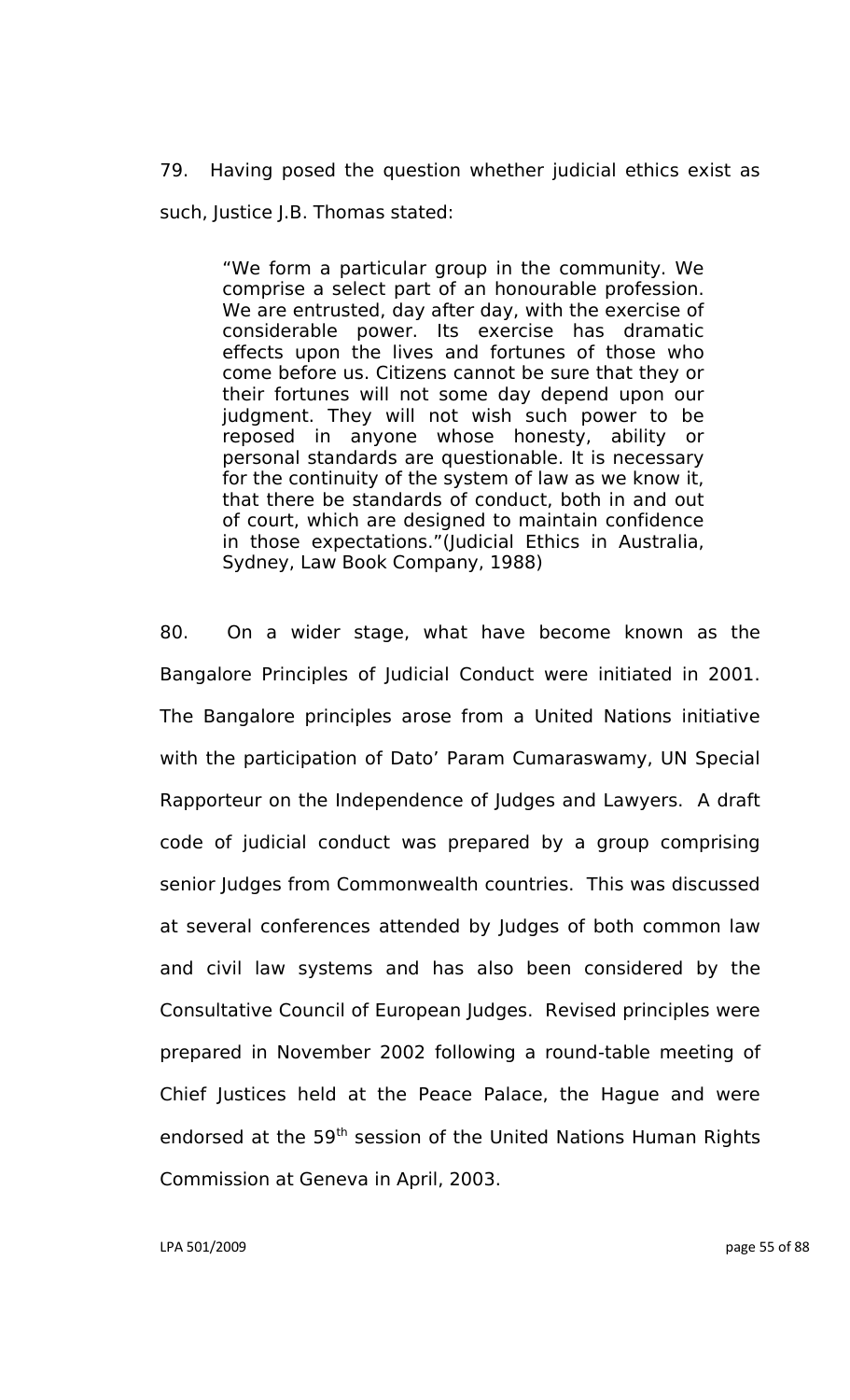79. Having posed the question whether judicial ethics exist as such, Justice J.B. Thomas stated:

> "We form a particular group in the community. We comprise a select part of an honourable profession. We are entrusted, day after day, with the exercise of considerable power. Its exercise has dramatic effects upon the lives and fortunes of those who come before us. Citizens cannot be sure that they or their fortunes will not some day depend upon our judgment. They will not wish such power to be reposed in anyone whose honesty, ability or personal standards are questionable. It is necessary for the continuity of the system of law as we know it, that there be standards of conduct, both in and out of court, which are designed to maintain confidence in those expectations."(Judicial Ethics in Australia, Sydney, Law Book Company, 1988)

80. On a wider stage, what have become known as the Bangalore Principles of Judicial Conduct were initiated in 2001. The Bangalore principles arose from a United Nations initiative with the participation of Dato' Param Cumaraswamy, UN Special Rapporteur on the Independence of Judges and Lawyers. A draft code of judicial conduct was prepared by a group comprising senior Judges from Commonwealth countries. This was discussed at several conferences attended by Judges of both common law and civil law systems and has also been considered by the Consultative Council of European Judges. Revised principles were prepared in November 2002 following a round-table meeting of Chief Justices held at the Peace Palace, the Hague and were endorsed at the 59th session of the United Nations Human Rights Commission at Geneva in April, 2003.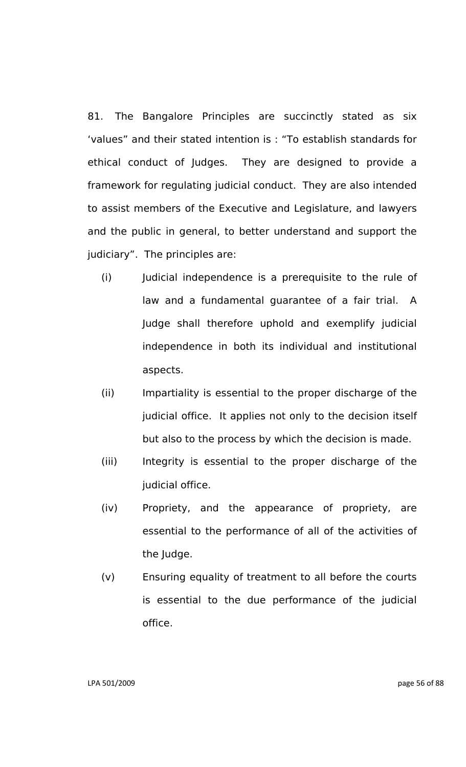81. The Bangalore Principles are succinctly stated as six 'values" and their stated intention is : "To establish standards for ethical conduct of Judges. They are designed to provide a framework for regulating judicial conduct. They are also intended to assist members of the Executive and Legislature, and lawyers and the public in general, to better understand and support the judiciary". The principles are:

(i) Judicial independence is a prerequisite to the rule of law and a fundamental guarantee of a fair trial. A Judge shall therefore uphold and exemplify judicial independence in both its individual and institutional aspects.

(ii) Impartiality is essential to the proper discharge of the judicial office. It applies not only to the decision itself but also to the process by which the decision is made.

(iii) Integrity is essential to the proper discharge of the judicial office.

(iv) Propriety, and the appearance of propriety, are essential to the performance of all of the activities of the Judge.

(v) Ensuring equality of treatment to all before the courts is essential to the due performance of the judicial office.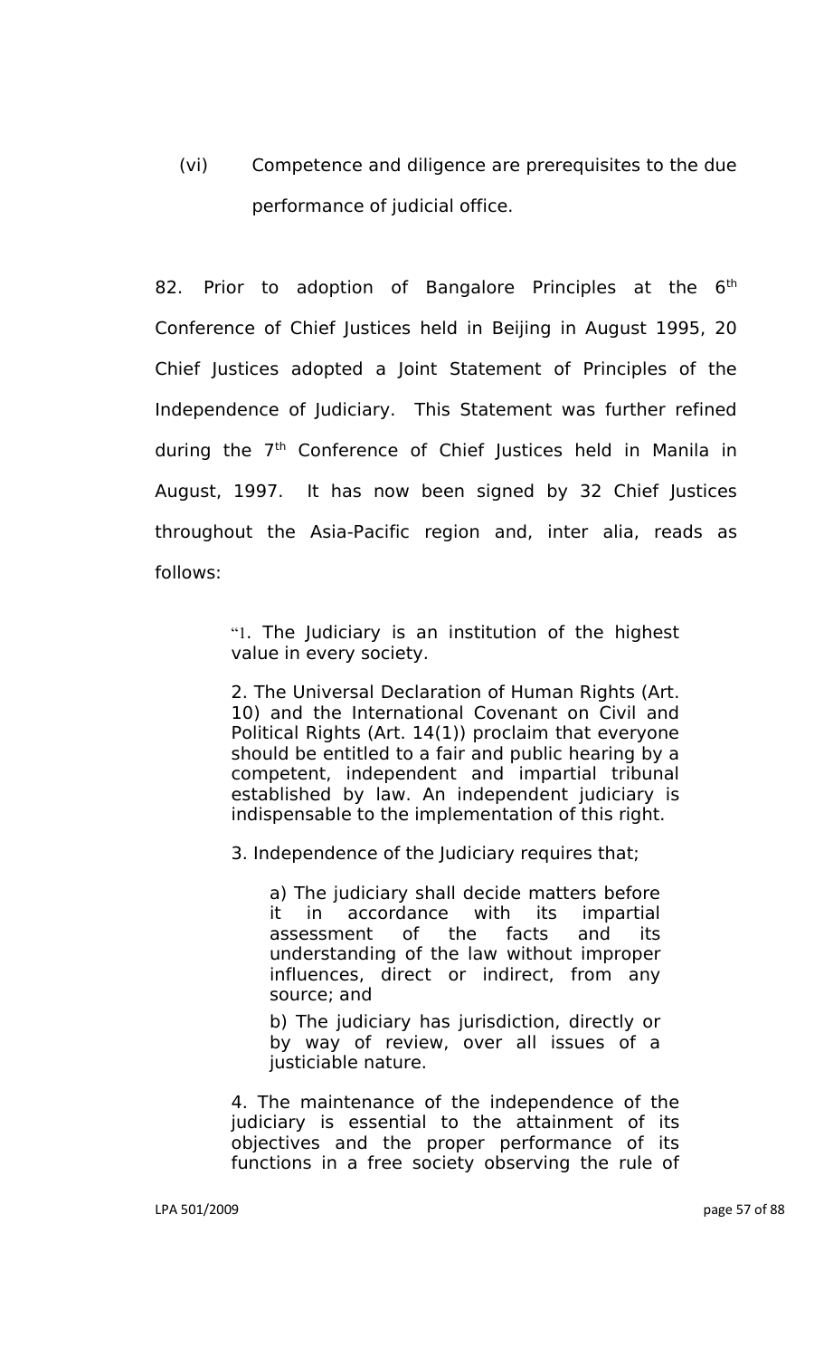(vi) Competence and diligence are prerequisites to the due performance of judicial office.

82. Prior to adoption of Bangalore Principles at the 6th Conference of Chief Justices held in Beijing in August 1995, 20 Chief Justices adopted a Joint Statement of Principles of the Independence of Judiciary. This Statement was further refined during the 7th Conference of Chief Justices held in Manila in August, 1997. It has now been signed by 32 Chief Justices throughout the Asia-Pacific region and, inter alia, reads as follows:

> "1. The Judiciary is an institution of the highest value in every society.
>
> 2. The Universal Declaration of Human Rights (Art. 10) and the International Covenant on Civil and Political Rights (Art. 14(1)) proclaim that everyone should be entitled to a fair and public hearing by a competent, independent and impartial tribunal established by law. An independent judiciary is indispensable to the implementation of this right.
>
> 3. Independence of the Judiciary requires that;
>
> > a) The judiciary shall decide matters before it in accordance with its impartial assessment of the facts and its understanding of the law without improper influences, direct or indirect, from any source; and
> >
> > b) The judiciary has jurisdiction, directly or by way of review, over all issues of a justiciable nature.
>
> 4. The maintenance of the independence of the judiciary is essential to the attainment of its objectives and the proper performance of its functions in a free society observing the rule of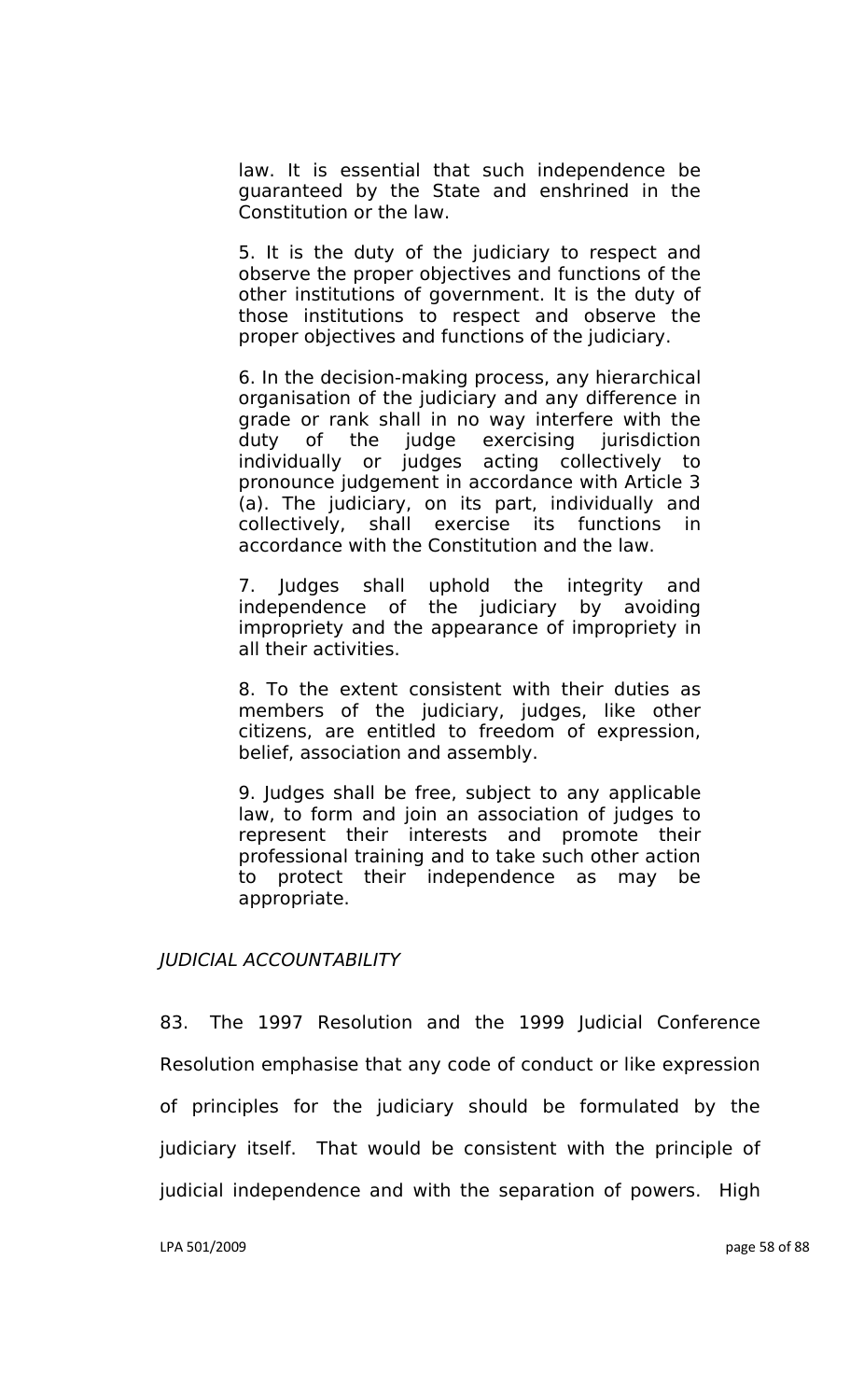> law. It is essential that such independence be guaranteed by the State and enshrined in the Constitution or the law.
>
> 5. It is the duty of the judiciary to respect and observe the proper objectives and functions of the other institutions of government. It is the duty of those institutions to respect and observe the proper objectives and functions of the judiciary.
>
> 6. In the decision-making process, any hierarchical organisation of the judiciary and any difference in grade or rank shall in no way interfere with the duty of the judge exercising jurisdiction individually or judges acting collectively to pronounce judgement in accordance with Article 3 (a). The judiciary, on its part, individually and collectively, shall exercise its functions in accordance with the Constitution and the law.
>
> 7. Judges shall uphold the integrity and independence of the judiciary by avoiding impropriety and the appearance of impropriety in all their activities.
>
> 8. To the extent consistent with their duties as members of the judiciary, judges, like other citizens, are entitled to freedom of expression, belief, association and assembly.
>
> 9. Judges shall be free, subject to any applicable law, to form and join an association of judges to represent their interests and promote their professional training and to take such other action to protect their independence as may be appropriate.

*JUDICIAL ACCOUNTABILITY*

83. The 1997 Resolution and the 1999 Judicial Conference Resolution emphasise that any code of conduct or like expression of principles for the judiciary should be formulated by the judiciary itself. That would be consistent with the principle of judicial independence and with the separation of powers. High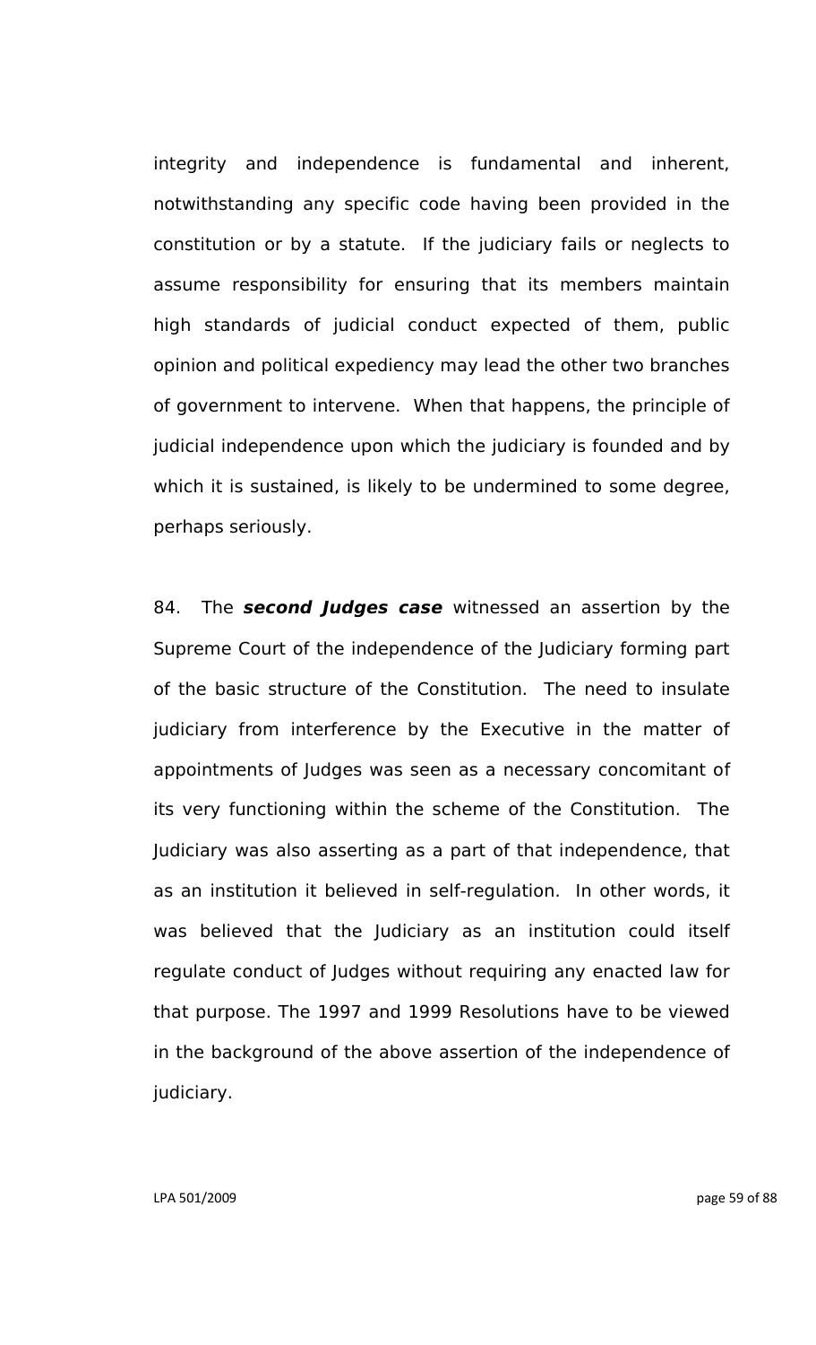integrity and independence is fundamental and inherent, notwithstanding any specific code having been provided in the constitution or by a statute. If the judiciary fails or neglects to assume responsibility for ensuring that its members maintain high standards of judicial conduct expected of them, public opinion and political expediency may lead the other two branches of government to intervene. When that happens, the principle of judicial independence upon which the judiciary is founded and by which it is sustained, is likely to be undermined to some degree, perhaps seriously.

84. The ***second Judges case*** witnessed an assertion by the Supreme Court of the independence of the Judiciary forming part of the basic structure of the Constitution. The need to insulate judiciary from interference by the Executive in the matter of appointments of Judges was seen as a necessary concomitant of its very functioning within the scheme of the Constitution. The Judiciary was also asserting as a part of that independence, that as an institution it believed in self-regulation. In other words, it was believed that the Judiciary as an institution could itself regulate conduct of Judges without requiring any enacted law for that purpose. The 1997 and 1999 Resolutions have to be viewed in the background of the above assertion of the independence of judiciary.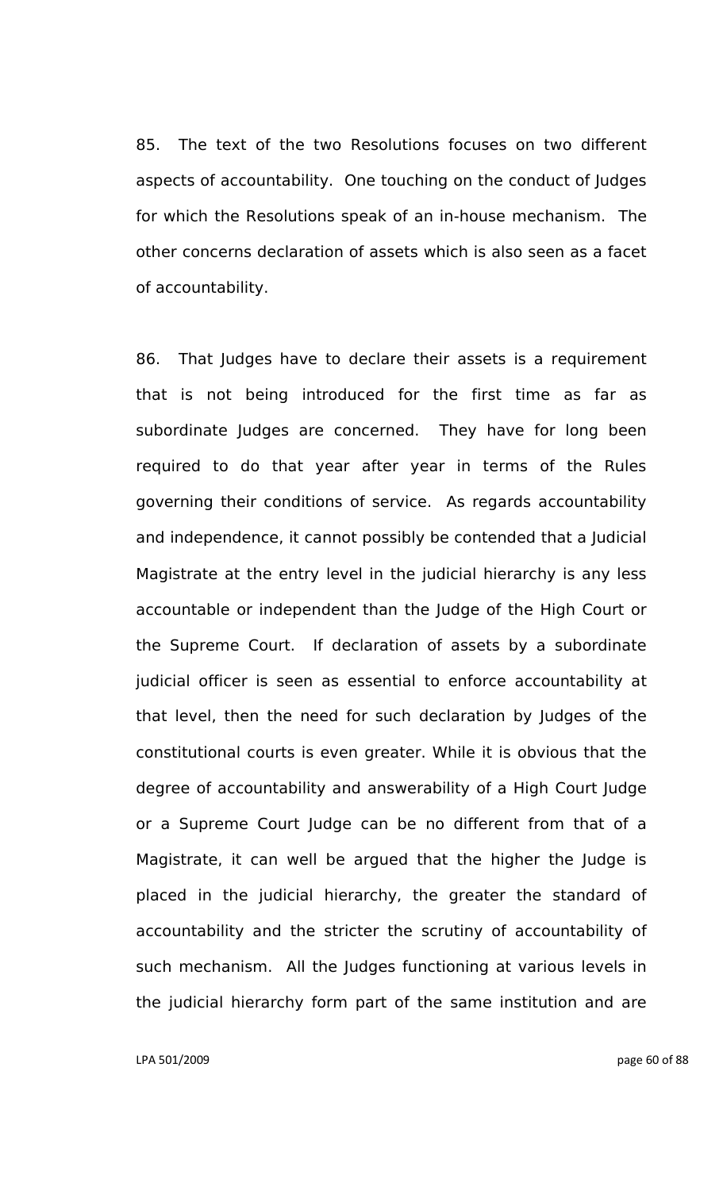85. The text of the two Resolutions focuses on two different aspects of accountability. One touching on the conduct of Judges for which the Resolutions speak of an in-house mechanism. The other concerns declaration of assets which is also seen as a facet of accountability.

86. That Judges have to declare their assets is a requirement that is not being introduced for the first time as far as subordinate Judges are concerned. They have for long been required to do that year after year in terms of the Rules governing their conditions of service. As regards accountability and independence, it cannot possibly be contended that a Judicial Magistrate at the entry level in the judicial hierarchy is any less accountable or independent than the Judge of the High Court or the Supreme Court. If declaration of assets by a subordinate judicial officer is seen as essential to enforce accountability at that level, then the need for such declaration by Judges of the constitutional courts is even greater. While it is obvious that the degree of accountability and answerability of a High Court Judge or a Supreme Court Judge can be no different from that of a Magistrate, it can well be argued that the higher the Judge is placed in the judicial hierarchy, the greater the standard of accountability and the stricter the scrutiny of accountability of such mechanism. All the Judges functioning at various levels in the judicial hierarchy form part of the same institution and are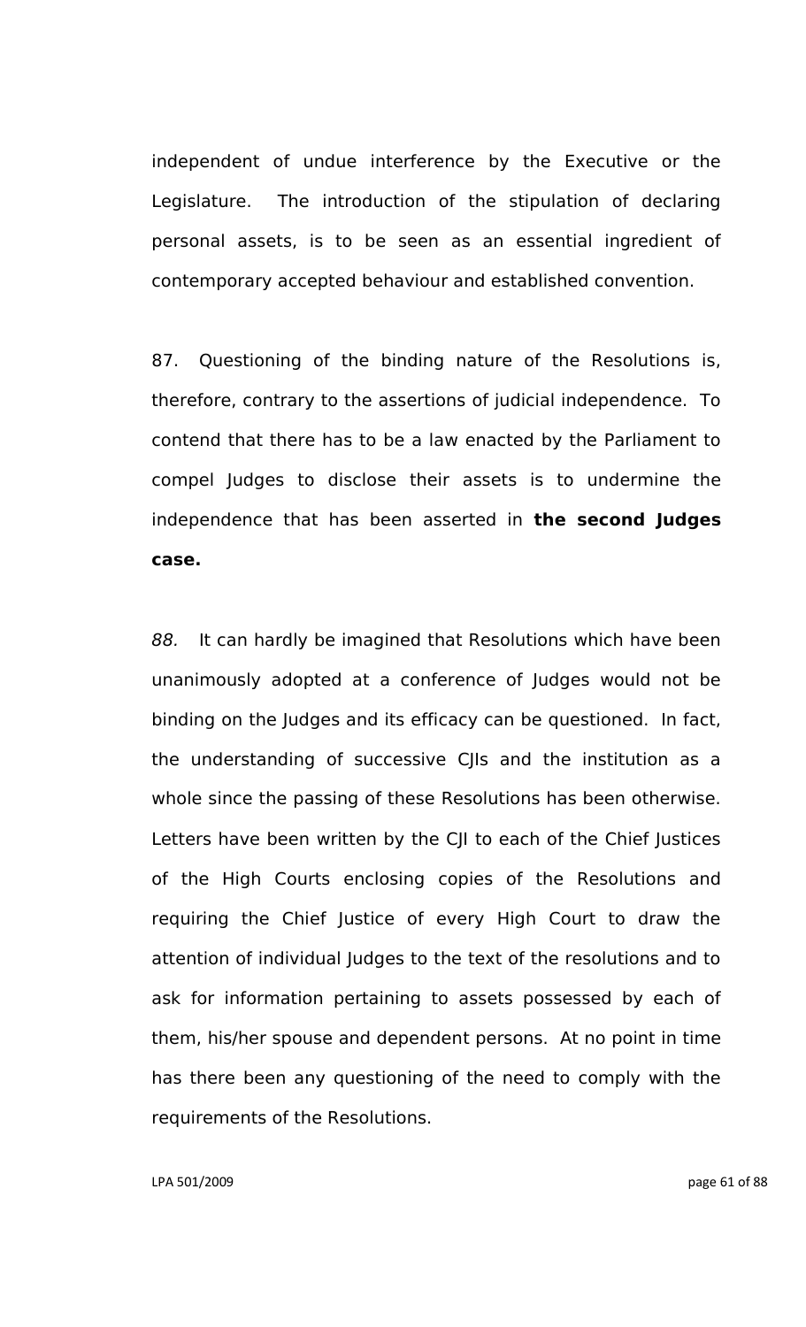independent of undue interference by the Executive or the Legislature. The introduction of the stipulation of declaring personal assets, is to be seen as an essential ingredient of contemporary accepted behaviour and established convention.

87. Questioning of the binding nature of the Resolutions is, therefore, contrary to the assertions of judicial independence. To contend that there has to be a law enacted by the Parliament to compel Judges to disclose their assets is to undermine the independence that has been asserted in **the second Judges case.**

*88.* It can hardly be imagined that Resolutions which have been unanimously adopted at a conference of Judges would not be binding on the Judges and its efficacy can be questioned. In fact, the understanding of successive CJIs and the institution as a whole since the passing of these Resolutions has been otherwise. Letters have been written by the CJI to each of the Chief Justices of the High Courts enclosing copies of the Resolutions and requiring the Chief Justice of every High Court to draw the attention of individual Judges to the text of the resolutions and to ask for information pertaining to assets possessed by each of them, his/her spouse and dependent persons. At no point in time has there been any questioning of the need to comply with the requirements of the Resolutions.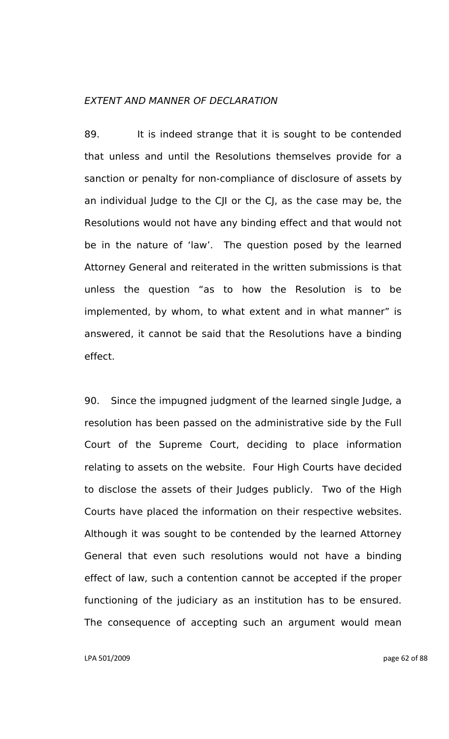*EXTENT AND MANNER OF DECLARATION*

89. It is indeed strange that it is sought to be contended that unless and until the Resolutions themselves provide for a sanction or penalty for non-compliance of disclosure of assets by an individual Judge to the CJI or the CJ, as the case may be, the Resolutions would not have any binding effect and that would not be in the nature of 'law'. The question posed by the learned Attorney General and reiterated in the written submissions is that unless the question "as to how the Resolution is to be implemented, by whom, to what extent and in what manner" is answered, it cannot be said that the Resolutions have a binding effect.

90. Since the impugned judgment of the learned single Judge, a resolution has been passed on the administrative side by the Full Court of the Supreme Court, deciding to place information relating to assets on the website. Four High Courts have decided to disclose the assets of their Judges publicly. Two of the High Courts have placed the information on their respective websites. Although it was sought to be contended by the learned Attorney General that even such resolutions would not have a binding effect of law, such a contention cannot be accepted if the proper functioning of the judiciary as an institution has to be ensured. The consequence of accepting such an argument would mean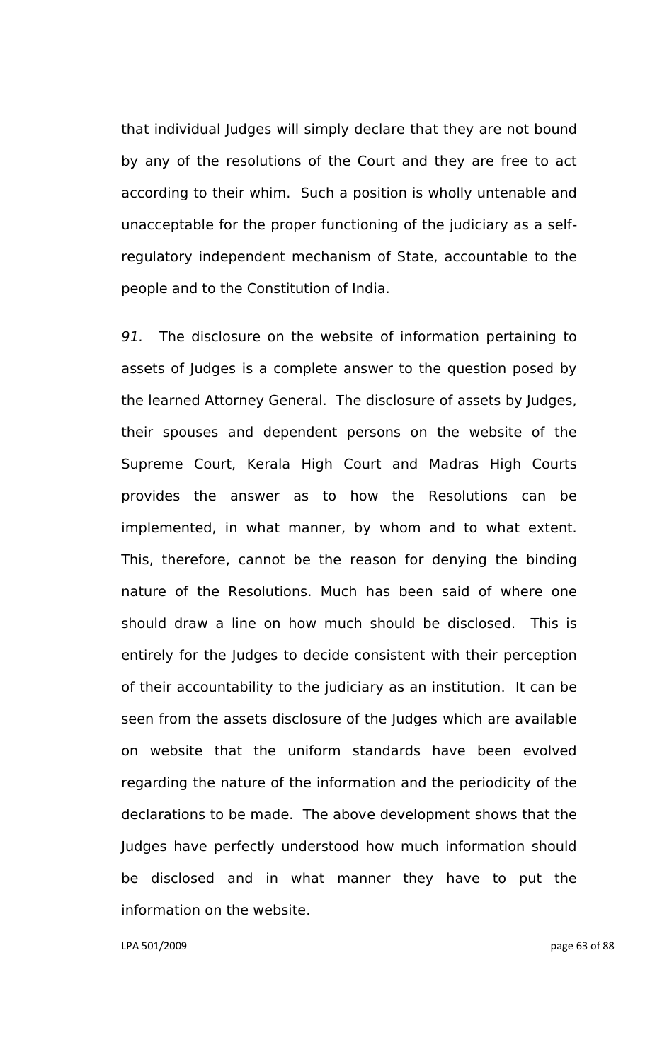that individual Judges will simply declare that they are not bound by any of the resolutions of the Court and they are free to act according to their whim. Such a position is wholly untenable and unacceptable for the proper functioning of the judiciary as a self-regulatory independent mechanism of State, accountable to the people and to the Constitution of India.

*91.* The disclosure on the website of information pertaining to assets of Judges is a complete answer to the question posed by the learned Attorney General. The disclosure of assets by Judges, their spouses and dependent persons on the website of the Supreme Court, Kerala High Court and Madras High Courts provides the answer as to how the Resolutions can be implemented, in what manner, by whom and to what extent. This, therefore, cannot be the reason for denying the binding nature of the Resolutions. Much has been said of where one should draw a line on how much should be disclosed. This is entirely for the Judges to decide consistent with their perception of their accountability to the judiciary as an institution. It can be seen from the assets disclosure of the Judges which are available on website that the uniform standards have been evolved regarding the nature of the information and the periodicity of the declarations to be made. The above development shows that the Judges have perfectly understood how much information should be disclosed and in what manner they have to put the information on the website.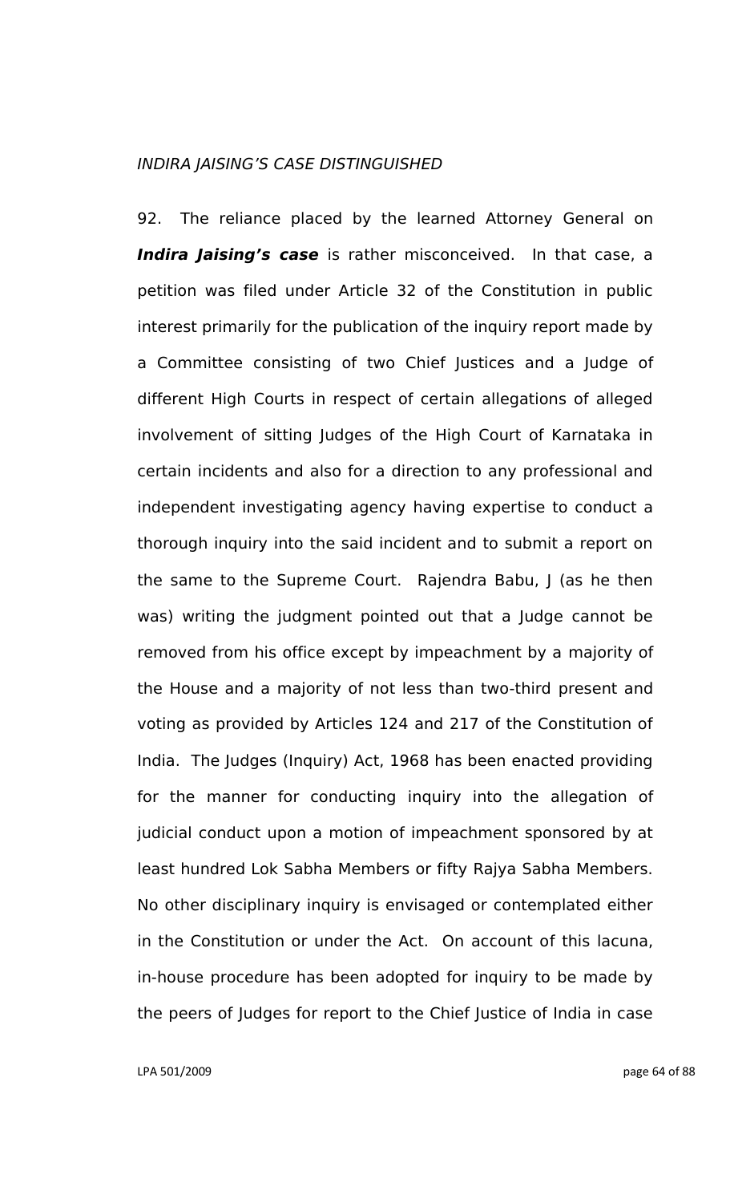*INDIRA JAISING'S CASE DISTINGUISHED*

92. The reliance placed by the learned Attorney General on ***Indira Jaising's case*** is rather misconceived. In that case, a petition was filed under Article 32 of the Constitution in public interest primarily for the publication of the inquiry report made by a Committee consisting of two Chief Justices and a Judge of different High Courts in respect of certain allegations of alleged involvement of sitting Judges of the High Court of Karnataka in certain incidents and also for a direction to any professional and independent investigating agency having expertise to conduct a thorough inquiry into the said incident and to submit a report on the same to the Supreme Court. Rajendra Babu, J (as he then was) writing the judgment pointed out that a Judge cannot be removed from his office except by impeachment by a majority of the House and a majority of not less than two-third present and voting as provided by Articles 124 and 217 of the Constitution of India. The Judges (Inquiry) Act, 1968 has been enacted providing for the manner for conducting inquiry into the allegation of judicial conduct upon a motion of impeachment sponsored by at least hundred Lok Sabha Members or fifty Rajya Sabha Members. No other disciplinary inquiry is envisaged or contemplated either in the Constitution or under the Act. On account of this lacuna, in-house procedure has been adopted for inquiry to be made by the peers of Judges for report to the Chief Justice of India in case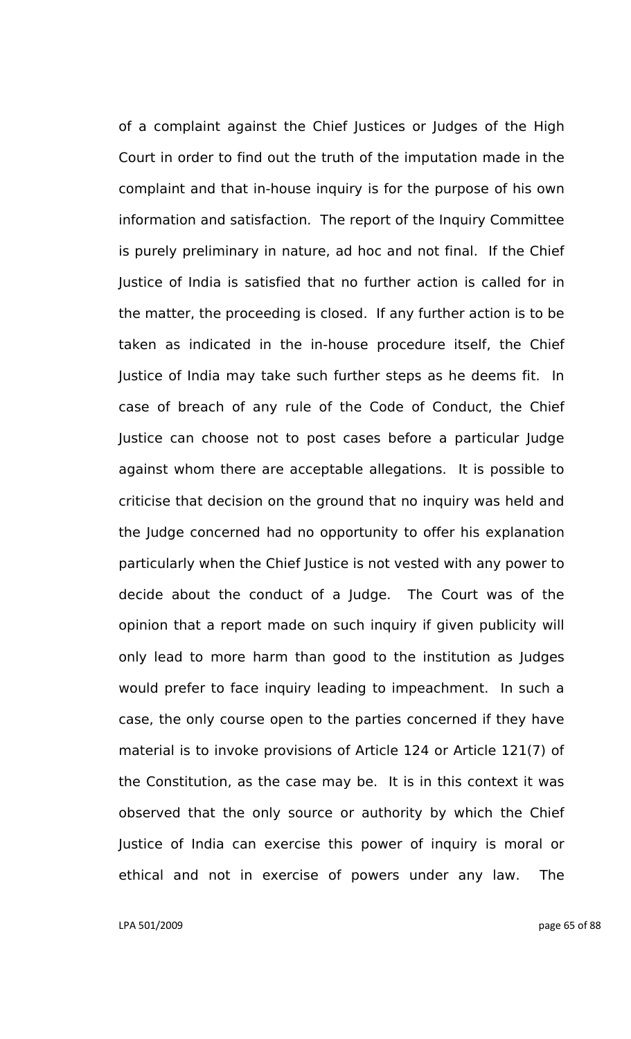of a complaint against the Chief Justices or Judges of the High Court in order to find out the truth of the imputation made in the complaint and that in-house inquiry is for the purpose of his own information and satisfaction. The report of the Inquiry Committee is purely preliminary in nature, ad hoc and not final. If the Chief Justice of India is satisfied that no further action is called for in the matter, the proceeding is closed. If any further action is to be taken as indicated in the in-house procedure itself, the Chief Justice of India may take such further steps as he deems fit. In case of breach of any rule of the Code of Conduct, the Chief Justice can choose not to post cases before a particular Judge against whom there are acceptable allegations. It is possible to criticise that decision on the ground that no inquiry was held and the Judge concerned had no opportunity to offer his explanation particularly when the Chief Justice is not vested with any power to decide about the conduct of a Judge. The Court was of the opinion that a report made on such inquiry if given publicity will only lead to more harm than good to the institution as Judges would prefer to face inquiry leading to impeachment. In such a case, the only course open to the parties concerned if they have material is to invoke provisions of Article 124 or Article 121(7) of the Constitution, as the case may be. It is in this context it was observed that the only source or authority by which the Chief Justice of India can exercise this power of inquiry is moral or ethical and not in exercise of powers under any law. The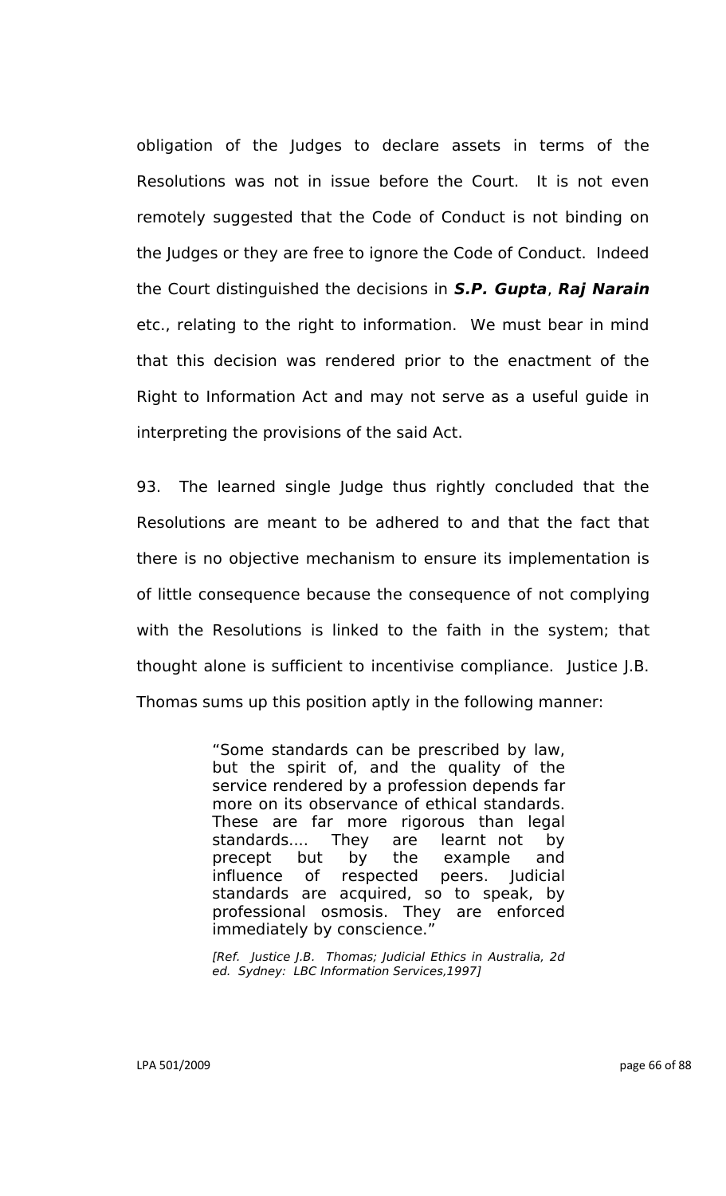obligation of the Judges to declare assets in terms of the Resolutions was not in issue before the Court. It is not even remotely suggested that the Code of Conduct is not binding on the Judges or they are free to ignore the Code of Conduct. Indeed the Court distinguished the decisions in ***S.P. Gupta***, ***Raj Narain*** etc., relating to the right to information. We must bear in mind that this decision was rendered prior to the enactment of the Right to Information Act and may not serve as a useful guide in interpreting the provisions of the said Act.

93. The learned single Judge thus rightly concluded that the Resolutions are meant to be adhered to and that the fact that there is no objective mechanism to ensure its implementation is of little consequence because the consequence of not complying with the Resolutions is linked to the faith in the system; that thought alone is sufficient to incentivise compliance. Justice J.B. Thomas sums up this position aptly in the following manner:

> "Some standards can be prescribed by law, but the spirit of, and the quality of the service rendered by a profession depends far more on its observance of ethical standards. These are far more rigorous than legal standards.... They are learnt not by precept but by the example and influence of respected peers. Judicial standards are acquired, so to speak, by professional osmosis. They are enforced immediately by conscience."
>
> *[Ref. Justice J.B. Thomas; Judicial Ethics in Australia, 2d ed. Sydney: LBC Information Services,1997]*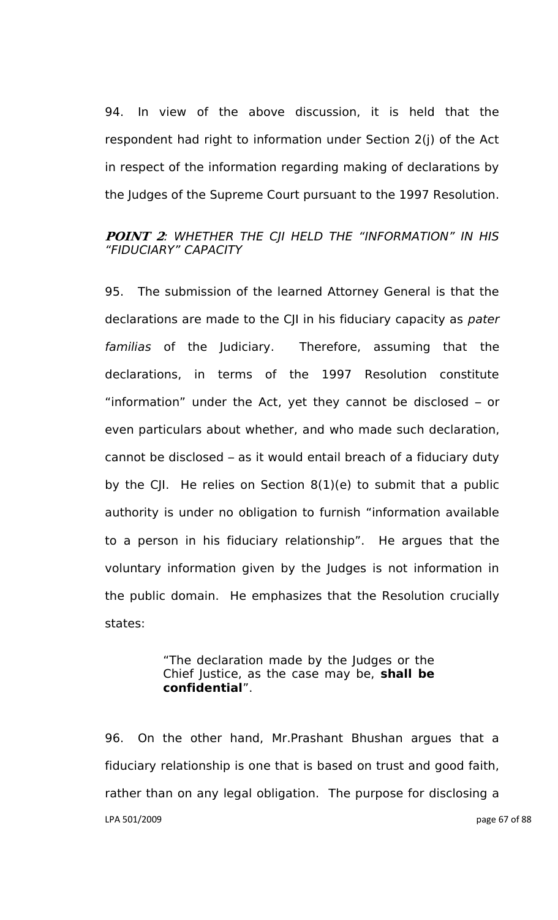94. In view of the above discussion, it is held that the respondent had right to information under Section 2(j) of the Act in respect of the information regarding making of declarations by the Judges of the Supreme Court pursuant to the 1997 Resolution.

***POINT 2***: *WHETHER THE CJI HELD THE "INFORMATION" IN HIS "FIDUCIARY" CAPACITY*

95. The submission of the learned Attorney General is that the declarations are made to the CJI in his fiduciary capacity as *pater familias* of the Judiciary. Therefore, assuming that the declarations, in terms of the 1997 Resolution constitute "information" under the Act, yet they cannot be disclosed – or even particulars about whether, and who made such declaration, cannot be disclosed – as it would entail breach of a fiduciary duty by the CJI. He relies on Section 8(1)(e) to submit that a public authority is under no obligation to furnish "information available to a person in his fiduciary relationship". He argues that the voluntary information given by the Judges is not information in the public domain. He emphasizes that the Resolution crucially states:

> "The declaration made by the Judges or the Chief Justice, as the case may be, **shall be confidential**".

96. On the other hand, Mr.Prashant Bhushan argues that a fiduciary relationship is one that is based on trust and good faith, rather than on any legal obligation. The purpose for disclosing a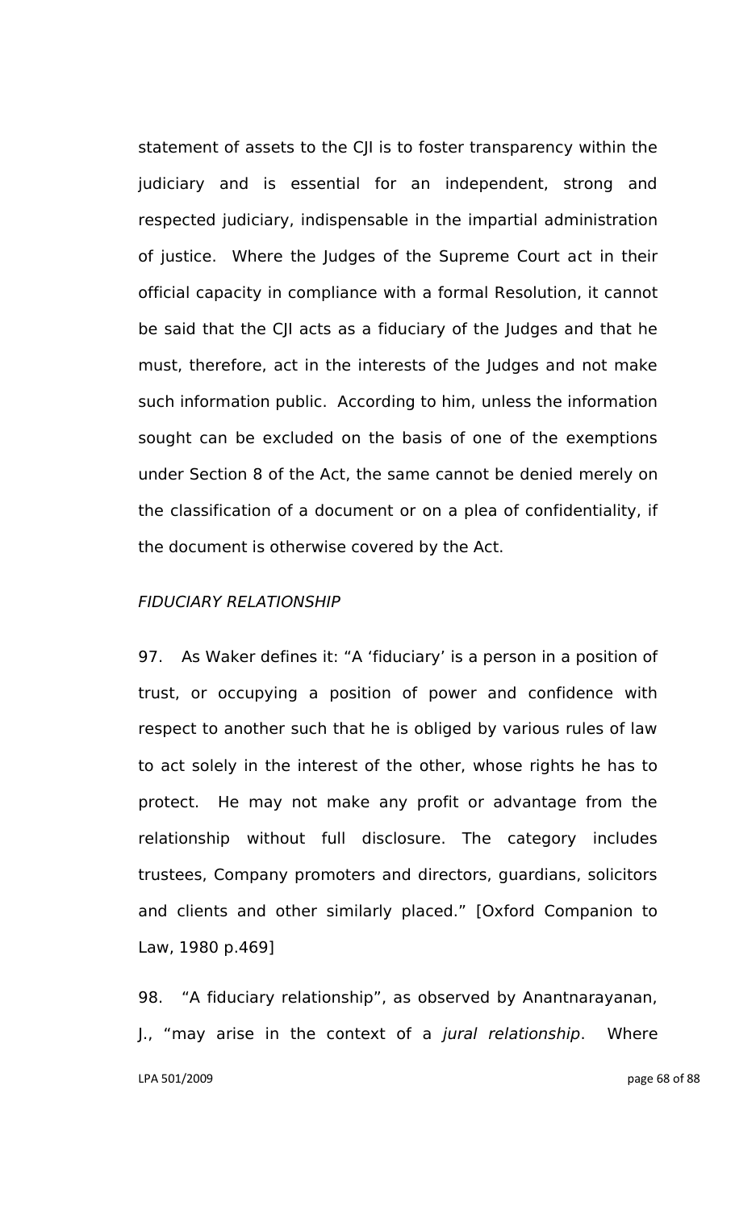statement of assets to the CJI is to foster transparency within the judiciary and is essential for an independent, strong and respected judiciary, indispensable in the impartial administration of justice. Where the Judges of the Supreme Court act in their official capacity in compliance with a formal Resolution, it cannot be said that the CJI acts as a fiduciary of the Judges and that he must, therefore, act in the interests of the Judges and not make such information public. According to him, unless the information sought can be excluded on the basis of one of the exemptions under Section 8 of the Act, the same cannot be denied merely on the classification of a document or on a plea of confidentiality, if the document is otherwise covered by the Act.

*FIDUCIARY RELATIONSHIP*

97. As Waker defines it: "A 'fiduciary' is a person in a position of trust, or occupying a position of power and confidence with respect to another such that he is obliged by various rules of law to act solely in the interest of the other, whose rights he has to protect. He may not make any profit or advantage from the relationship without full disclosure. The category includes trustees, Company promoters and directors, guardians, solicitors and clients and other similarly placed." [Oxford Companion to Law, 1980 p.469]

98. "A fiduciary relationship", as observed by Anantnarayanan, J., "may arise in the context of a *jural relationship*. Where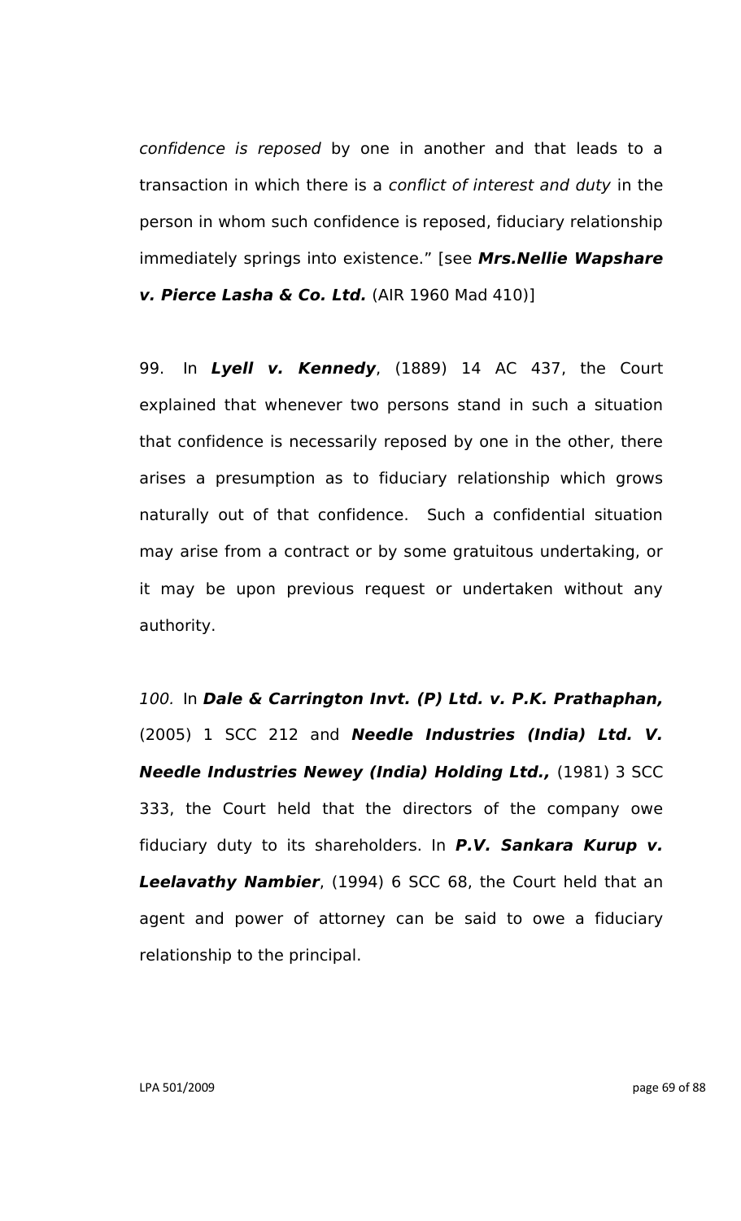*confidence is reposed* by one in another and that leads to a transaction in which there is a *conflict of interest and duty* in the person in whom such confidence is reposed, fiduciary relationship immediately springs into existence." [see ***Mrs.Nellie Wapshare v. Pierce Lasha & Co. Ltd.*** (AIR 1960 Mad 410)]

99. In ***Lyell v. Kennedy***, (1889) 14 AC 437, the Court explained that whenever two persons stand in such a situation that confidence is necessarily reposed by one in the other, there arises a presumption as to fiduciary relationship which grows naturally out of that confidence. Such a confidential situation may arise from a contract or by some gratuitous undertaking, or it may be upon previous request or undertaken without any authority.

*100.* In ***Dale & Carrington Invt. (P) Ltd. v. P.K. Prathaphan,*** (2005) 1 SCC 212 and ***Needle Industries (India) Ltd. V. Needle Industries Newey (India) Holding Ltd.,*** (1981) 3 SCC 333, the Court held that the directors of the company owe fiduciary duty to its shareholders. In ***P.V. Sankara Kurup v. Leelavathy Nambier***, (1994) 6 SCC 68, the Court held that an agent and power of attorney can be said to owe a fiduciary relationship to the principal.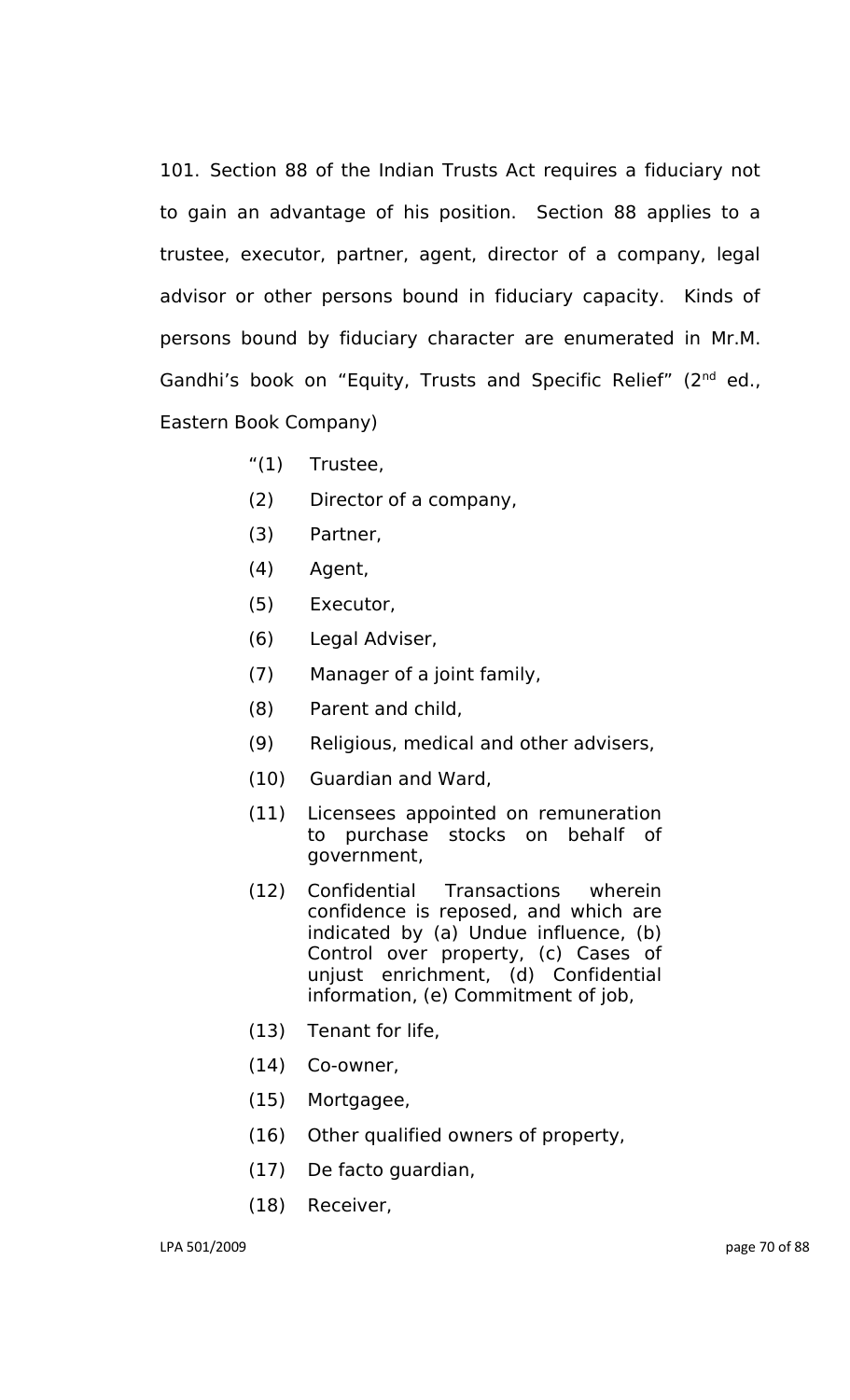101. Section 88 of the Indian Trusts Act requires a fiduciary not to gain an advantage of his position. Section 88 applies to a trustee, executor, partner, agent, director of a company, legal advisor or other persons bound in fiduciary capacity. Kinds of persons bound by fiduciary character are enumerated in Mr.M. Gandhi's book on "Equity, Trusts and Specific Relief" (2nd ed., Eastern Book Company)

> "(1) Trustee,
>
> (2) Director of a company,
>
> (3) Partner,
>
> (4) Agent,
>
> (5) Executor,
>
> (6) Legal Adviser,
>
> (7) Manager of a joint family,
>
> (8) Parent and child,
>
> (9) Religious, medical and other advisers,
>
> (10) Guardian and Ward,
>
> (11) Licensees appointed on remuneration to purchase stocks on behalf of government,
>
> (12) Confidential Transactions wherein confidence is reposed, and which are indicated by (a) Undue influence, (b) Control over property, (c) Cases of unjust enrichment, (d) Confidential information, (e) Commitment of job,
>
> (13) Tenant for life,
>
> (14) Co-owner,
>
> (15) Mortgagee,
>
> (16) Other qualified owners of property,
>
> (17) De facto guardian,
>
> (18) Receiver,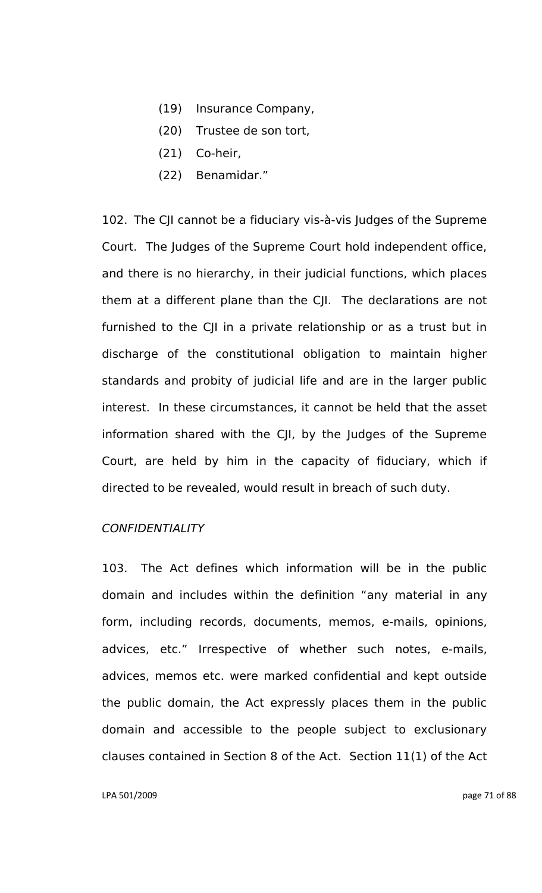(19) Insurance Company,

(20) Trustee de son tort,

(21) Co-heir,

(22) Benamidar."

102. The CJI cannot be a fiduciary vis-à-vis Judges of the Supreme Court. The Judges of the Supreme Court hold independent office, and there is no hierarchy, in their judicial functions, which places them at a different plane than the CJI. The declarations are not furnished to the CJI in a private relationship or as a trust but in discharge of the constitutional obligation to maintain higher standards and probity of judicial life and are in the larger public interest. In these circumstances, it cannot be held that the asset information shared with the CJI, by the Judges of the Supreme Court, are held by him in the capacity of fiduciary, which if directed to be revealed, would result in breach of such duty.

*CONFIDENTIALITY*

103. The Act defines which information will be in the public domain and includes within the definition "any material in any form, including records, documents, memos, e-mails, opinions, advices, etc." Irrespective of whether such notes, e-mails, advices, memos etc. were marked confidential and kept outside the public domain, the Act expressly places them in the public domain and accessible to the people subject to exclusionary clauses contained in Section 8 of the Act. Section 11(1) of the Act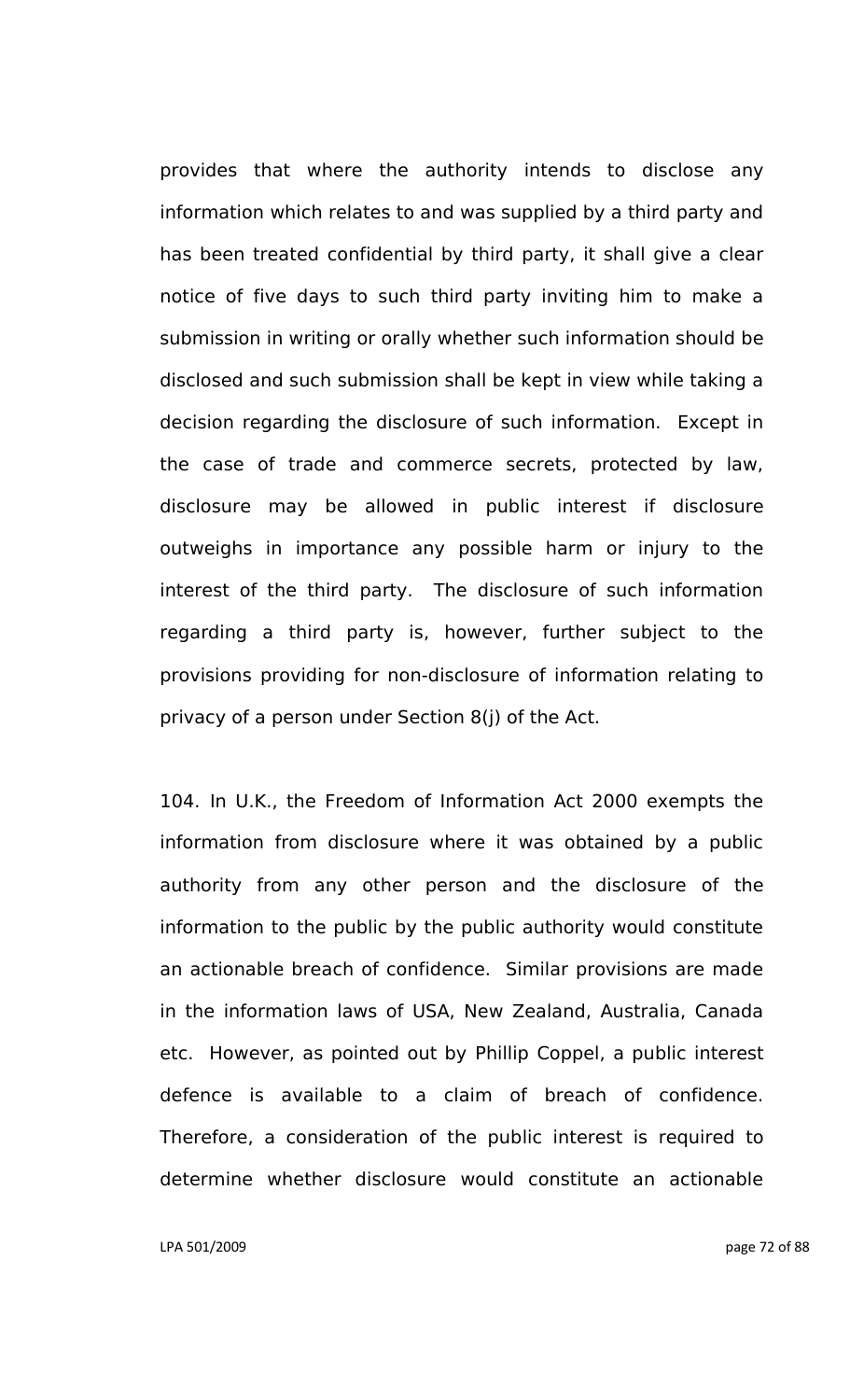provides that where the authority intends to disclose any information which relates to and was supplied by a third party and has been treated confidential by third party, it shall give a clear notice of five days to such third party inviting him to make a submission in writing or orally whether such information should be disclosed and such submission shall be kept in view while taking a decision regarding the disclosure of such information. Except in the case of trade and commerce secrets, protected by law, disclosure may be allowed in public interest if disclosure outweighs in importance any possible harm or injury to the interest of the third party. The disclosure of such information regarding a third party is, however, further subject to the provisions providing for non-disclosure of information relating to privacy of a person under Section 8(j) of the Act.

104. In U.K., the Freedom of Information Act 2000 exempts the information from disclosure where it was obtained by a public authority from any other person and the disclosure of the information to the public by the public authority would constitute an actionable breach of confidence. Similar provisions are made in the information laws of USA, New Zealand, Australia, Canada etc. However, as pointed out by Phillip Coppel, a public interest defence is available to a claim of breach of confidence. Therefore, a consideration of the public interest is required to determine whether disclosure would constitute an actionable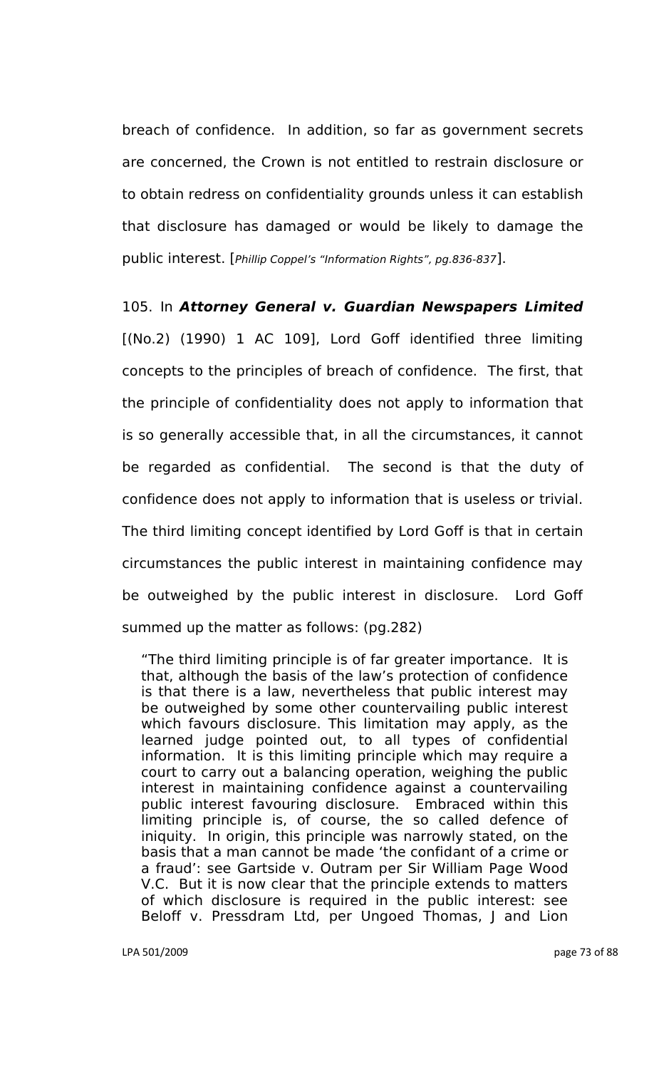breach of confidence. In addition, so far as government secrets are concerned, the Crown is not entitled to restrain disclosure or to obtain redress on confidentiality grounds unless it can establish that disclosure has damaged or would be likely to damage the public interest. [*Phillip Coppel's "Information Rights", pg.836-837*].

105. In ***Attorney General v. Guardian Newspapers Limited*** [(No.2) (1990) 1 AC 109], Lord Goff identified three limiting concepts to the principles of breach of confidence. The first, that the principle of confidentiality does not apply to information that is so generally accessible that, in all the circumstances, it cannot be regarded as confidential. The second is that the duty of confidence does not apply to information that is useless or trivial. The third limiting concept identified by Lord Goff is that in certain circumstances the public interest in maintaining confidence may be outweighed by the public interest in disclosure. Lord Goff summed up the matter as follows: (pg.282)

> "The third limiting principle is of far greater importance. It is that, although the basis of the law's protection of confidence is that there is a law, nevertheless that public interest may be outweighed by some other countervailing public interest which favours disclosure. This limitation may apply, as the learned judge pointed out, to all types of confidential information. It is this limiting principle which may require a court to carry out a balancing operation, weighing the public interest in maintaining confidence against a countervailing public interest favouring disclosure. Embraced within this limiting principle is, of course, the so called defence of iniquity. In origin, this principle was narrowly stated, on the basis that a man cannot be made 'the confidant of a crime or a fraud': see Gartside v. Outram per Sir William Page Wood V.C. But it is now clear that the principle extends to matters of which disclosure is required in the public interest: see Beloff v. Pressdram Ltd, per Ungoed Thomas, J and Lion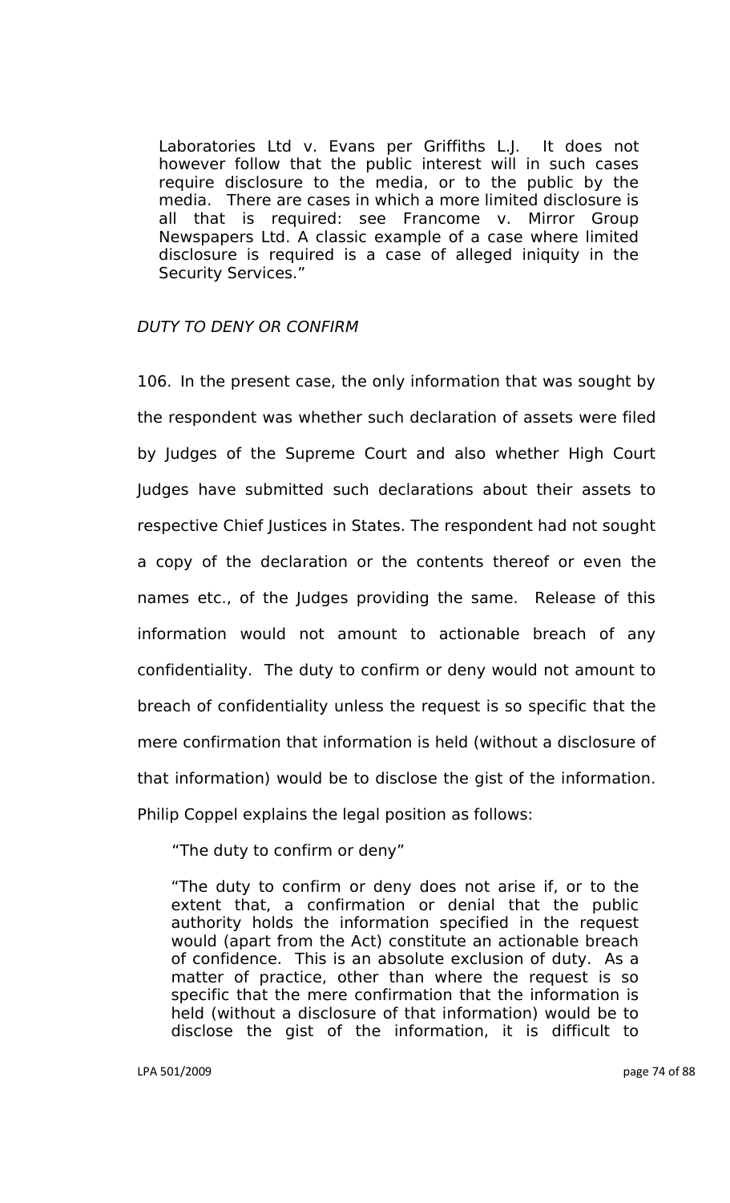> Laboratories Ltd v. Evans per Griffiths L.J. It does not however follow that the public interest will in such cases require disclosure to the media, or to the public by the media. There are cases in which a more limited disclosure is all that is required: see Francome v. Mirror Group Newspapers Ltd. A classic example of a case where limited disclosure is required is a case of alleged iniquity in the Security Services."

*DUTY TO DENY OR CONFIRM*

106. In the present case, the only information that was sought by the respondent was whether such declaration of assets were filed by Judges of the Supreme Court and also whether High Court Judges have submitted such declarations about their assets to respective Chief Justices in States. The respondent had not sought a copy of the declaration or the contents thereof or even the names etc., of the Judges providing the same. Release of this information would not amount to actionable breach of any confidentiality. The duty to confirm or deny would not amount to breach of confidentiality unless the request is so specific that the mere confirmation that information is held (without a disclosure of that information) would be to disclose the gist of the information. Philip Coppel explains the legal position as follows:

> "The duty to confirm or deny"
>
> "The duty to confirm or deny does not arise if, or to the extent that, a confirmation or denial that the public authority holds the information specified in the request would (apart from the Act) constitute an actionable breach of confidence. This is an absolute exclusion of duty. As a matter of practice, other than where the request is so specific that the mere confirmation that the information is held (without a disclosure of that information) would be to disclose the gist of the information, it is difficult to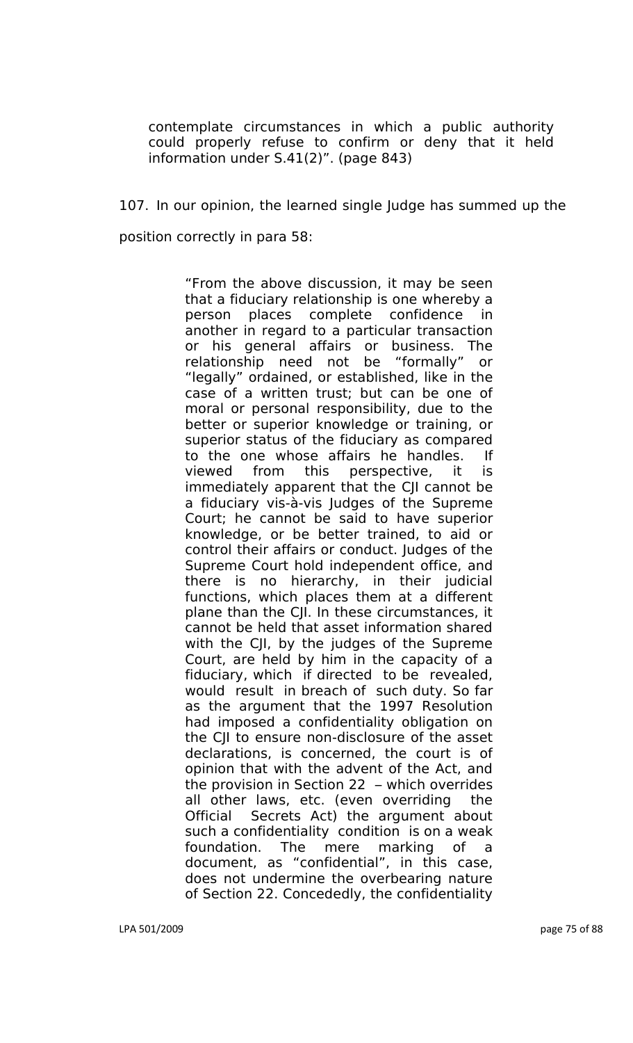contemplate circumstances in which a public authority could properly refuse to confirm or deny that it held information under S.41(2)". (page 843)

107. In our opinion, the learned single Judge has summed up the position correctly in para 58:

> "From the above discussion, it may be seen that a fiduciary relationship is one whereby a person places complete confidence in another in regard to a particular transaction or his general affairs or business. The relationship need not be "formally" or "legally" ordained, or established, like in the case of a written trust; but can be one of moral or personal responsibility, due to the better or superior knowledge or training, or superior status of the fiduciary as compared to the one whose affairs he handles. If viewed from this perspective, it is immediately apparent that the CJI cannot be a fiduciary vis-à-vis Judges of the Supreme Court; he cannot be said to have superior knowledge, or be better trained, to aid or control their affairs or conduct. Judges of the Supreme Court hold independent office, and there is no hierarchy, in their judicial functions, which places them at a different plane than the CJI. In these circumstances, it cannot be held that asset information shared with the CJI, by the judges of the Supreme Court, are held by him in the capacity of a fiduciary, which if directed to be revealed, would result in breach of such duty. So far as the argument that the 1997 Resolution had imposed a confidentiality obligation on the CJI to ensure non-disclosure of the asset declarations, is concerned, the court is of opinion that with the advent of the Act, and the provision in Section 22 – which overrides all other laws, etc. (even overriding the Official Secrets Act) the argument about such a confidentiality condition is on a weak foundation. The mere marking of a document, as "confidential", in this case, does not undermine the overbearing nature of Section 22. Concededly, the confidentiality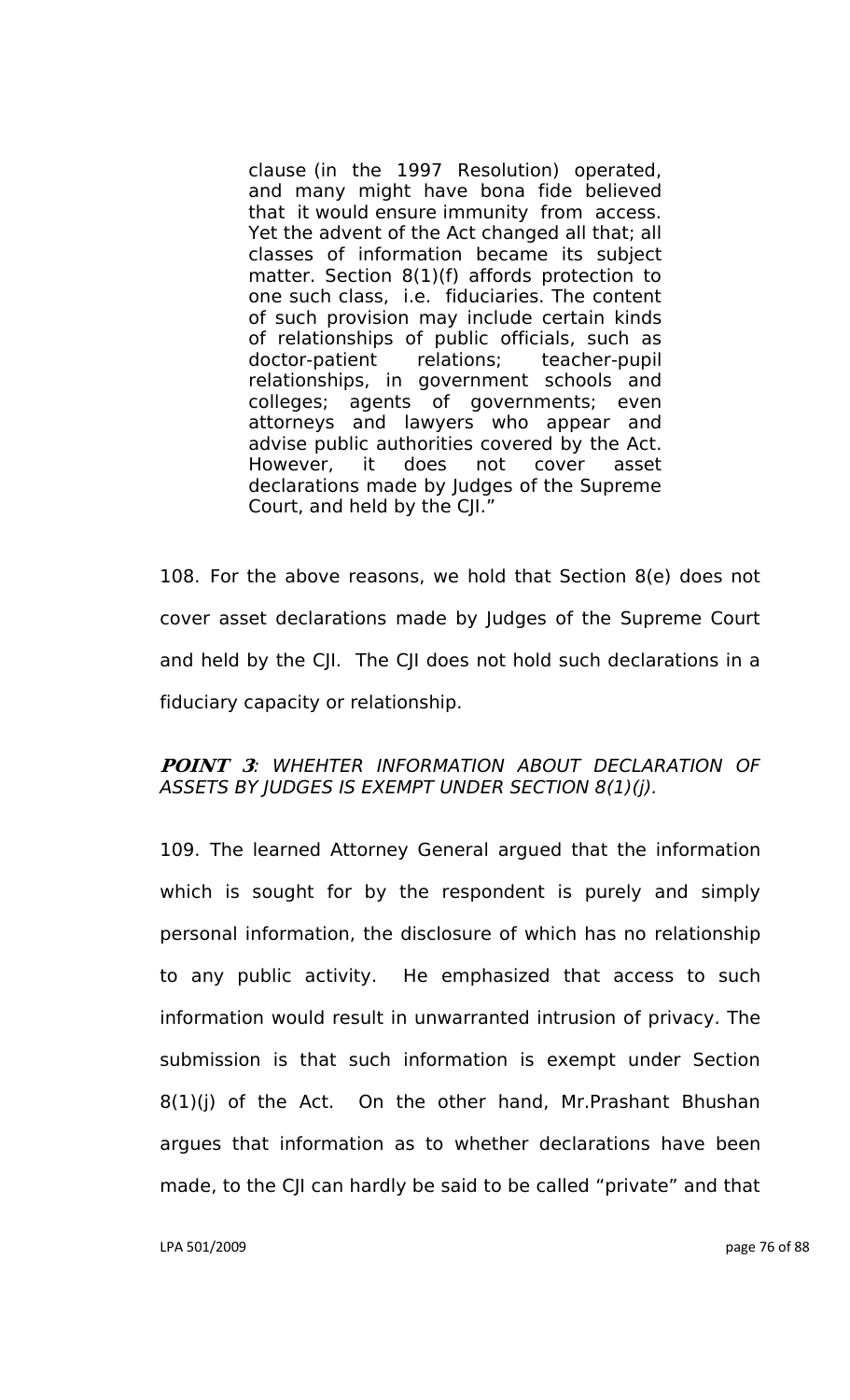> clause (in the 1997 Resolution) operated, and many might have bona fide believed that it would ensure immunity from access. Yet the advent of the Act changed all that; all classes of information became its subject matter. Section 8(1)(f) affords protection to one such class, i.e. fiduciaries. The content of such provision may include certain kinds of relationships of public officials, such as doctor-patient relations; teacher-pupil relationships, in government schools and colleges; agents of governments; even attorneys and lawyers who appear and advise public authorities covered by the Act. However, it does not cover asset declarations made by Judges of the Supreme Court, and held by the CJI."

108. For the above reasons, we hold that Section 8(e) does not cover asset declarations made by Judges of the Supreme Court and held by the CJI. The CJI does not hold such declarations in a fiduciary capacity or relationship.

***POINT 3****: WHEHTER INFORMATION ABOUT DECLARATION OF ASSETS BY JUDGES IS EXEMPT UNDER SECTION 8(1)(j).*

109. The learned Attorney General argued that the information which is sought for by the respondent is purely and simply personal information, the disclosure of which has no relationship to any public activity. He emphasized that access to such information would result in unwarranted intrusion of privacy. The submission is that such information is exempt under Section 8(1)(j) of the Act. On the other hand, Mr.Prashant Bhushan argues that information as to whether declarations have been made, to the CJI can hardly be said to be called "private" and that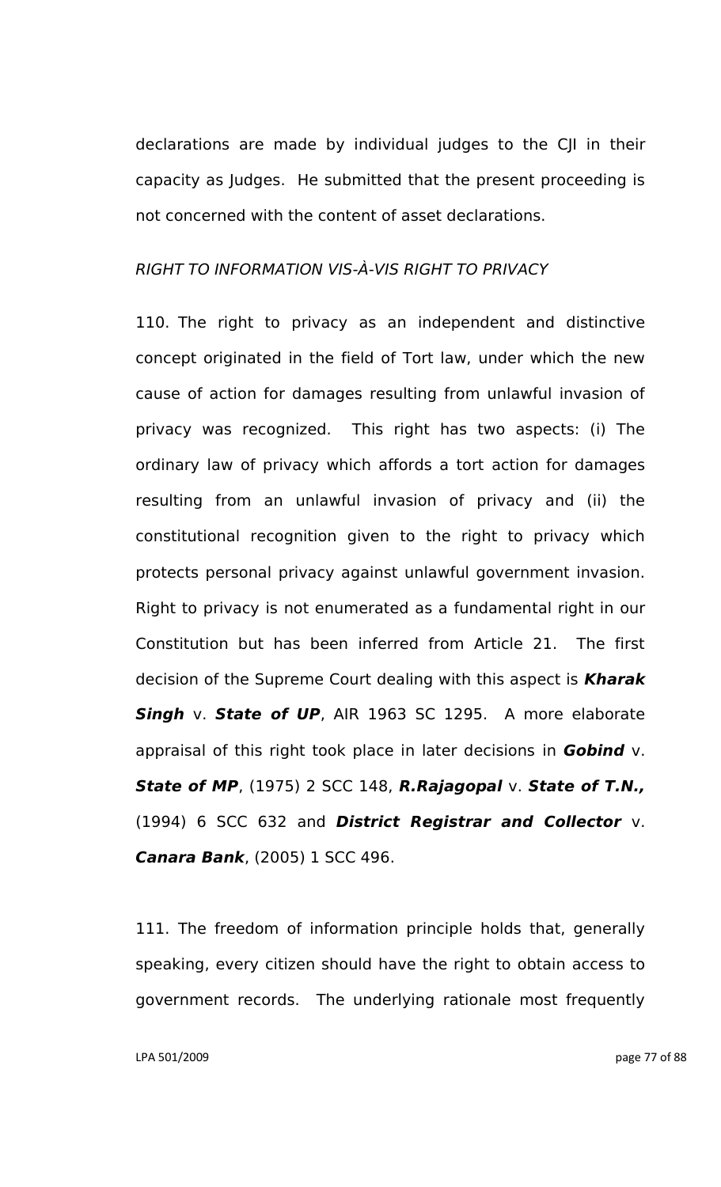declarations are made by individual judges to the CJI in their capacity as Judges. He submitted that the present proceeding is not concerned with the content of asset declarations.

*RIGHT TO INFORMATION VIS-À-VIS RIGHT TO PRIVACY*

110. The right to privacy as an independent and distinctive concept originated in the field of Tort law, under which the new cause of action for damages resulting from unlawful invasion of privacy was recognized. This right has two aspects: (i) The ordinary law of privacy which affords a tort action for damages resulting from an unlawful invasion of privacy and (ii) the constitutional recognition given to the right to privacy which protects personal privacy against unlawful government invasion. Right to privacy is not enumerated as a fundamental right in our Constitution but has been inferred from Article 21. The first decision of the Supreme Court dealing with this aspect is ***Kharak Singh*** v. ***State of UP***, AIR 1963 SC 1295. A more elaborate appraisal of this right took place in later decisions in ***Gobind*** v. ***State of MP***, (1975) 2 SCC 148, ***R.Rajagopal*** v. ***State of T.N.,*** (1994) 6 SCC 632 and ***District Registrar and Collector*** v. ***Canara Bank***, (2005) 1 SCC 496.

111. The freedom of information principle holds that, generally speaking, every citizen should have the right to obtain access to government records. The underlying rationale most frequently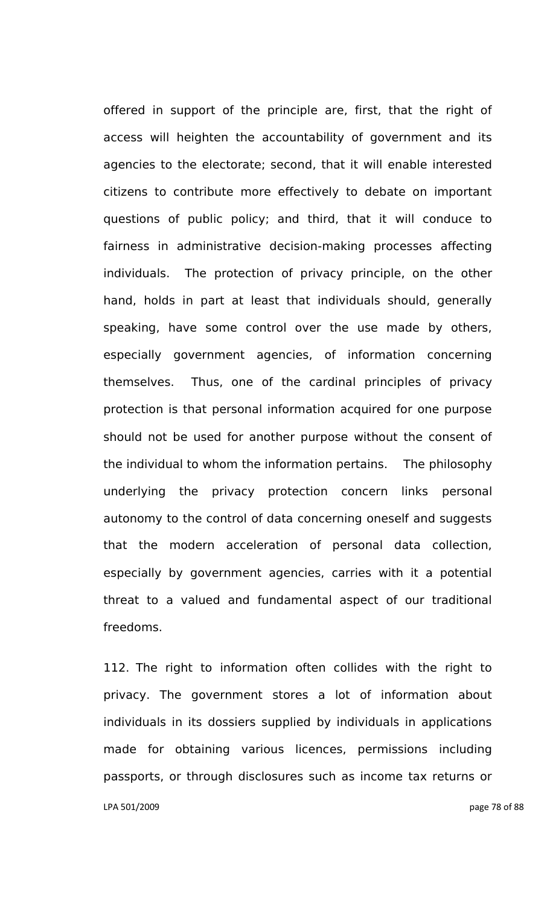offered in support of the principle are, first, that the right of access will heighten the accountability of government and its agencies to the electorate; second, that it will enable interested citizens to contribute more effectively to debate on important questions of public policy; and third, that it will conduce to fairness in administrative decision-making processes affecting individuals. The protection of privacy principle, on the other hand, holds in part at least that individuals should, generally speaking, have some control over the use made by others, especially government agencies, of information concerning themselves. Thus, one of the cardinal principles of privacy protection is that personal information acquired for one purpose should not be used for another purpose without the consent of the individual to whom the information pertains. The philosophy underlying the privacy protection concern links personal autonomy to the control of data concerning oneself and suggests that the modern acceleration of personal data collection, especially by government agencies, carries with it a potential threat to a valued and fundamental aspect of our traditional freedoms.

112. The right to information often collides with the right to privacy. The government stores a lot of information about individuals in its dossiers supplied by individuals in applications made for obtaining various licences, permissions including passports, or through disclosures such as income tax returns or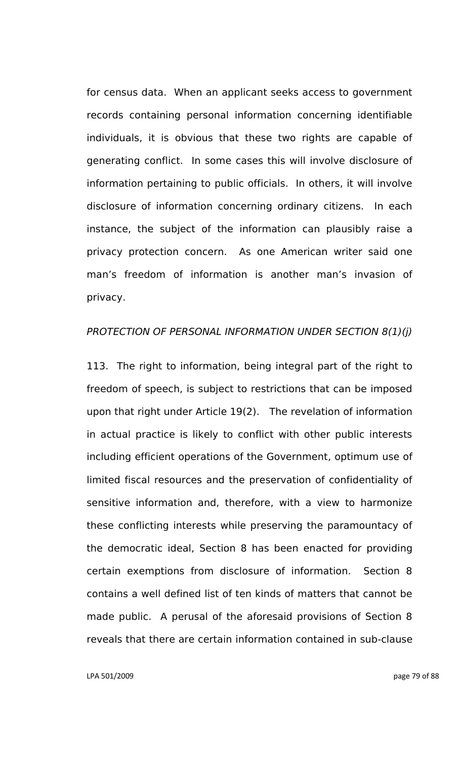for census data. When an applicant seeks access to government records containing personal information concerning identifiable individuals, it is obvious that these two rights are capable of generating conflict. In some cases this will involve disclosure of information pertaining to public officials. In others, it will involve disclosure of information concerning ordinary citizens. In each instance, the subject of the information can plausibly raise a privacy protection concern. As one American writer said one man's freedom of information is another man's invasion of privacy.

*PROTECTION OF PERSONAL INFORMATION UNDER SECTION 8(1)(j)*

113. The right to information, being integral part of the right to freedom of speech, is subject to restrictions that can be imposed upon that right under Article 19(2). The revelation of information in actual practice is likely to conflict with other public interests including efficient operations of the Government, optimum use of limited fiscal resources and the preservation of confidentiality of sensitive information and, therefore, with a view to harmonize these conflicting interests while preserving the paramountacy of the democratic ideal, Section 8 has been enacted for providing certain exemptions from disclosure of information. Section 8 contains a well defined list of ten kinds of matters that cannot be made public. A perusal of the aforesaid provisions of Section 8 reveals that there are certain information contained in sub-clause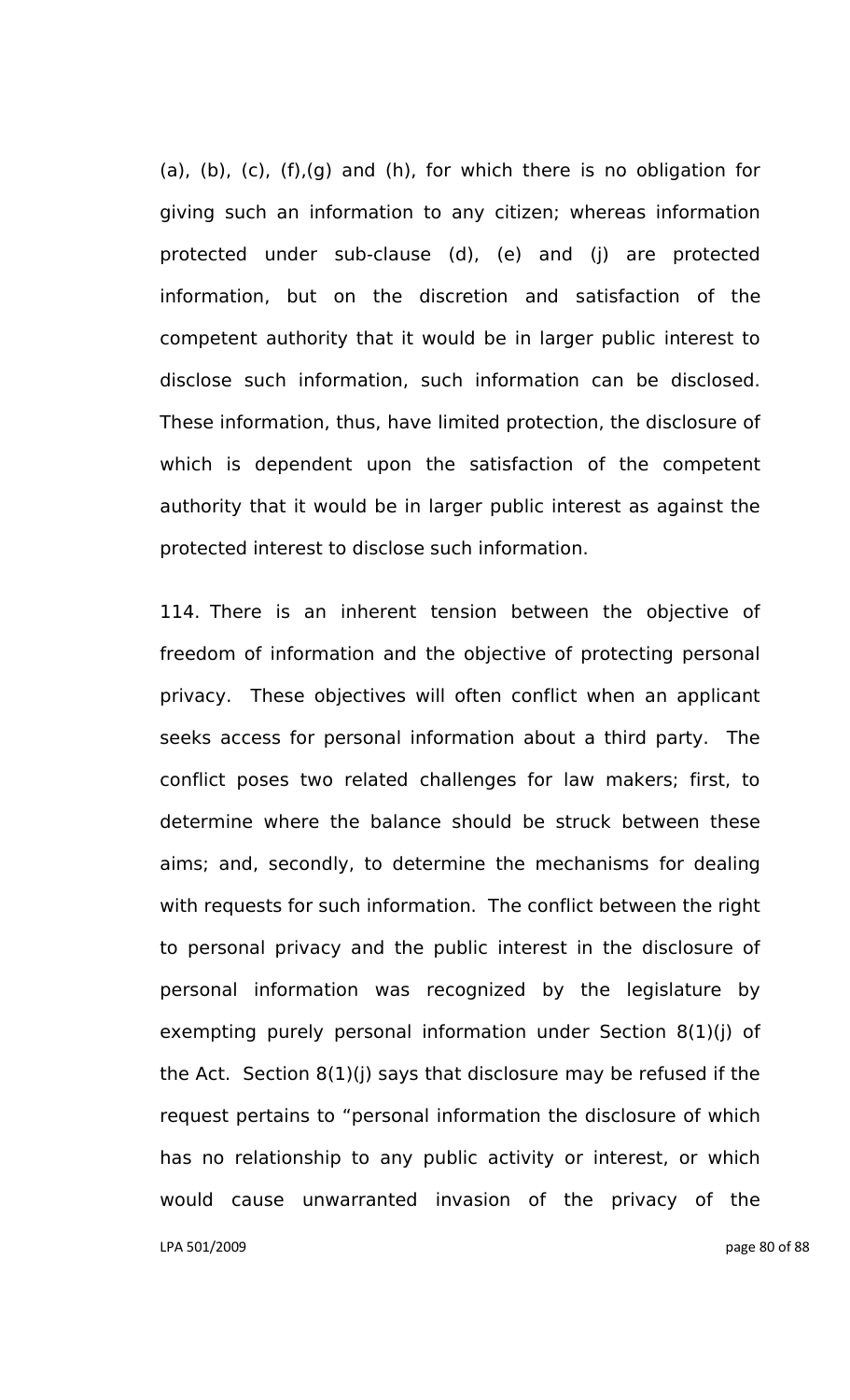(a), (b), (c), (f),(g) and (h), for which there is no obligation for giving such an information to any citizen; whereas information protected under sub-clause (d), (e) and (j) are protected information, but on the discretion and satisfaction of the competent authority that it would be in larger public interest to disclose such information, such information can be disclosed. These information, thus, have limited protection, the disclosure of which is dependent upon the satisfaction of the competent authority that it would be in larger public interest as against the protected interest to disclose such information.

114. There is an inherent tension between the objective of freedom of information and the objective of protecting personal privacy. These objectives will often conflict when an applicant seeks access for personal information about a third party. The conflict poses two related challenges for law makers; first, to determine where the balance should be struck between these aims; and, secondly, to determine the mechanisms for dealing with requests for such information. The conflict between the right to personal privacy and the public interest in the disclosure of personal information was recognized by the legislature by exempting purely personal information under Section 8(1)(j) of the Act. Section 8(1)(j) says that disclosure may be refused if the request pertains to "personal information the disclosure of which has no relationship to any public activity or interest, or which would cause unwarranted invasion of the privacy of the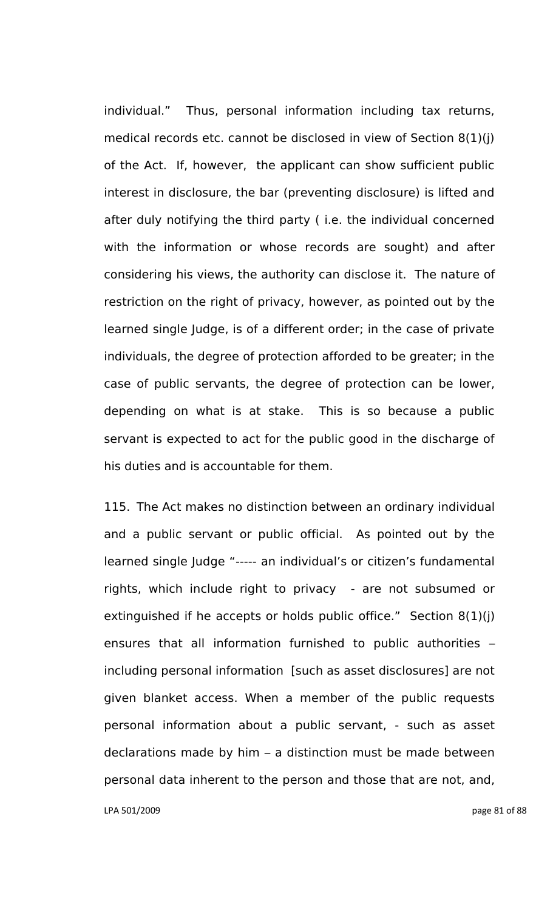individual." Thus, personal information including tax returns, medical records etc. cannot be disclosed in view of Section 8(1)(j) of the Act. If, however, the applicant can show sufficient public interest in disclosure, the bar (preventing disclosure) is lifted and after duly notifying the third party ( i.e. the individual concerned with the information or whose records are sought) and after considering his views, the authority can disclose it. The nature of restriction on the right of privacy, however, as pointed out by the learned single Judge, is of a different order; in the case of private individuals, the degree of protection afforded to be greater; in the case of public servants, the degree of protection can be lower, depending on what is at stake. This is so because a public servant is expected to act for the public good in the discharge of his duties and is accountable for them.

115. The Act makes no distinction between an ordinary individual and a public servant or public official. As pointed out by the learned single Judge "----- an individual's or citizen's fundamental rights, which include right to privacy - are not subsumed or extinguished if he accepts or holds public office." Section 8(1)(j) ensures that all information furnished to public authorities – including personal information [such as asset disclosures] are not given blanket access. When a member of the public requests personal information about a public servant, - such as asset declarations made by him – a distinction must be made between personal data inherent to the person and those that are not, and,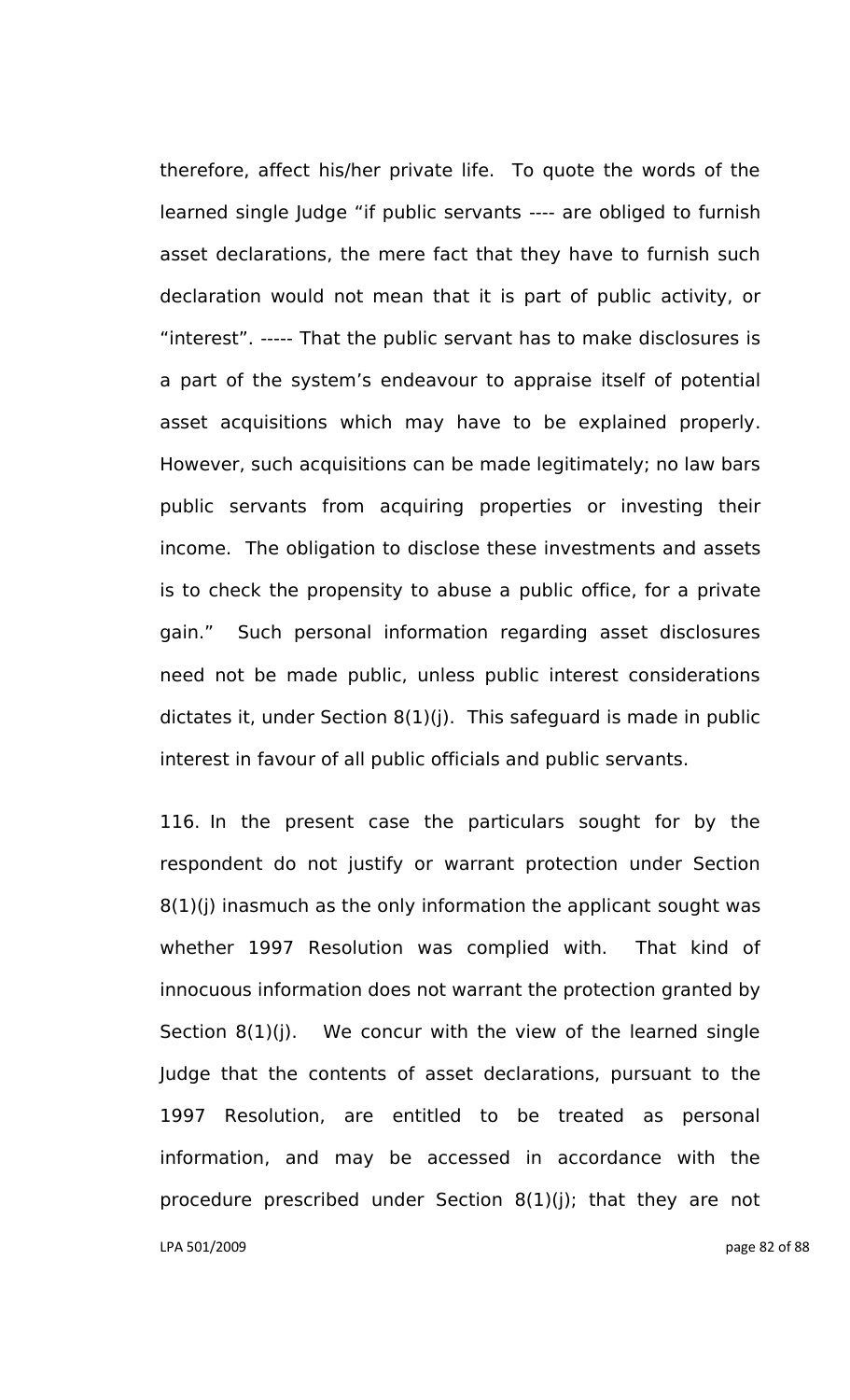therefore, affect his/her private life. To quote the words of the learned single Judge "if public servants ---- are obliged to furnish asset declarations, the mere fact that they have to furnish such declaration would not mean that it is part of public activity, or "interest". ----- That the public servant has to make disclosures is a part of the system's endeavour to appraise itself of potential asset acquisitions which may have to be explained properly. However, such acquisitions can be made legitimately; no law bars public servants from acquiring properties or investing their income. The obligation to disclose these investments and assets is to check the propensity to abuse a public office, for a private gain." Such personal information regarding asset disclosures need not be made public, unless public interest considerations dictates it, under Section 8(1)(j). This safeguard is made in public interest in favour of all public officials and public servants.

116. In the present case the particulars sought for by the respondent do not justify or warrant protection under Section 8(1)(j) inasmuch as the only information the applicant sought was whether 1997 Resolution was complied with. That kind of innocuous information does not warrant the protection granted by Section 8(1)(j). We concur with the view of the learned single Judge that the contents of asset declarations, pursuant to the 1997 Resolution, are entitled to be treated as personal information, and may be accessed in accordance with the procedure prescribed under Section 8(1)(j); that they are not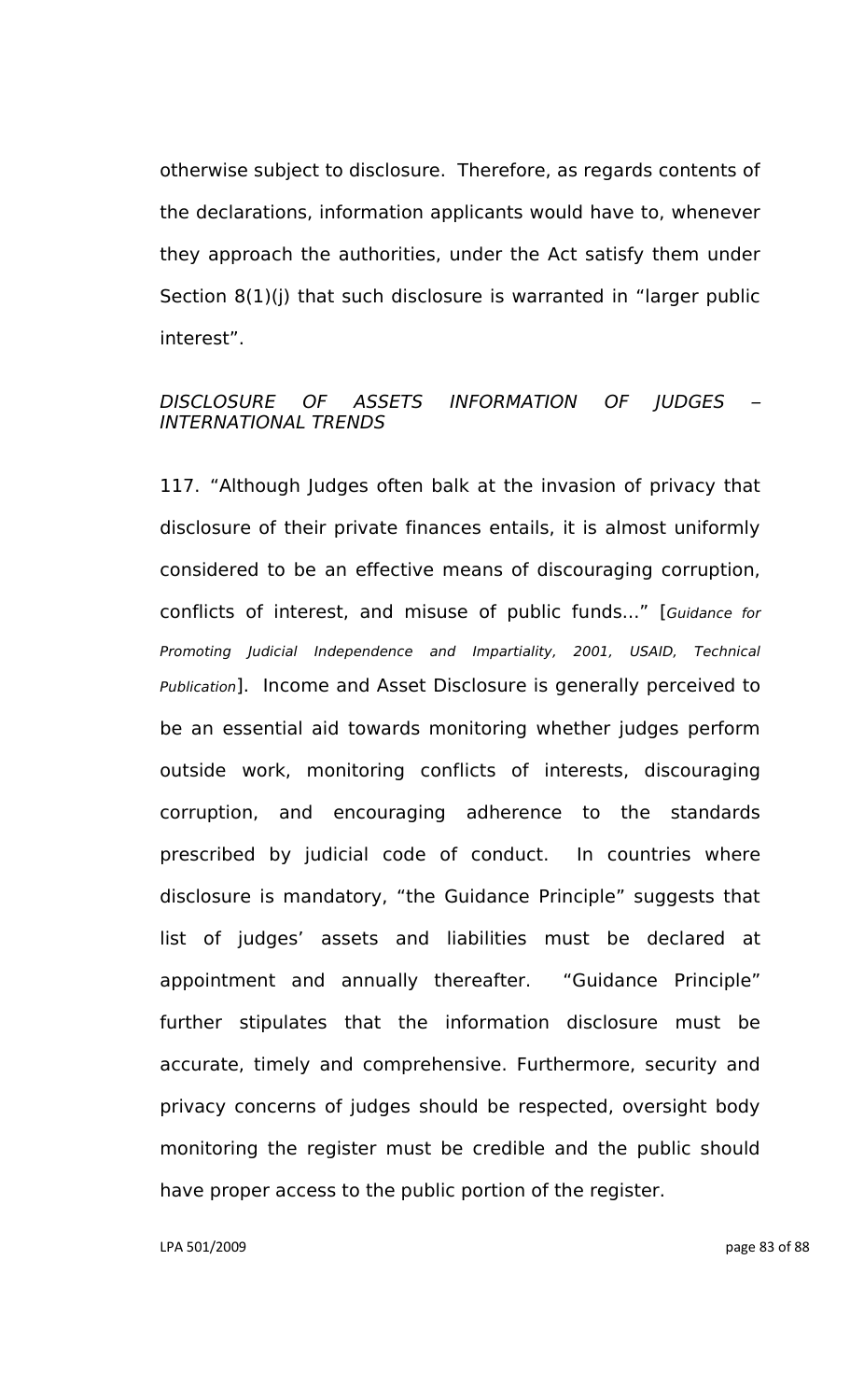otherwise subject to disclosure. Therefore, as regards contents of the declarations, information applicants would have to, whenever they approach the authorities, under the Act satisfy them under Section 8(1)(j) that such disclosure is warranted in "larger public interest".

*DISCLOSURE OF ASSETS INFORMATION OF JUDGES – INTERNATIONAL TRENDS*

117. "Although Judges often balk at the invasion of privacy that disclosure of their private finances entails, it is almost uniformly considered to be an effective means of discouraging corruption, conflicts of interest, and misuse of public funds..." [*Guidance for Promoting Judicial Independence and Impartiality, 2001, USAID, Technical Publication*]. Income and Asset Disclosure is generally perceived to be an essential aid towards monitoring whether judges perform outside work, monitoring conflicts of interests, discouraging corruption, and encouraging adherence to the standards prescribed by judicial code of conduct. In countries where disclosure is mandatory, "the Guidance Principle" suggests that list of judges' assets and liabilities must be declared at appointment and annually thereafter. "Guidance Principle" further stipulates that the information disclosure must be accurate, timely and comprehensive. Furthermore, security and privacy concerns of judges should be respected, oversight body monitoring the register must be credible and the public should have proper access to the public portion of the register.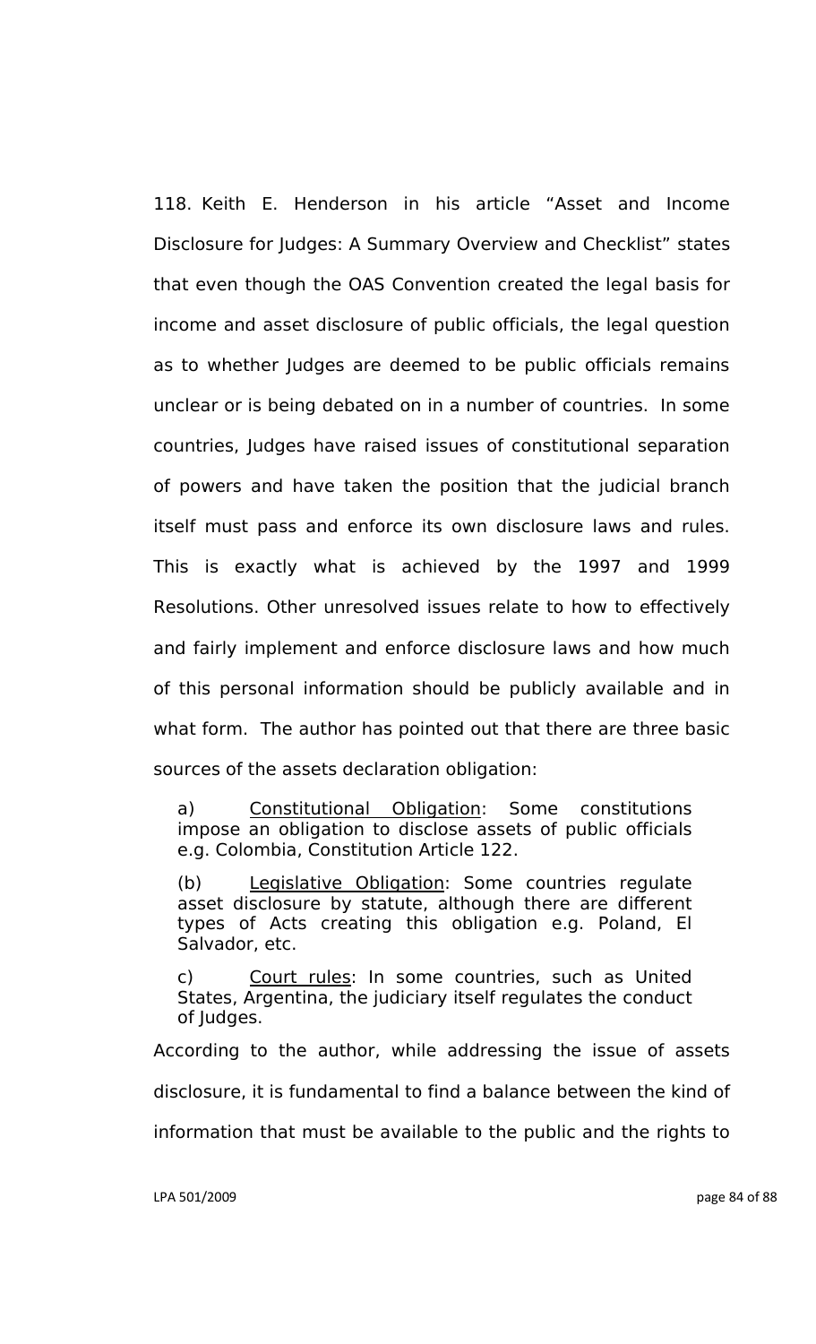118. Keith E. Henderson in his article "Asset and Income Disclosure for Judges: A Summary Overview and Checklist" states that even though the OAS Convention created the legal basis for income and asset disclosure of public officials, the legal question as to whether Judges are deemed to be public officials remains unclear or is being debated on in a number of countries. In some countries, Judges have raised issues of constitutional separation of powers and have taken the position that the judicial branch itself must pass and enforce its own disclosure laws and rules. This is exactly what is achieved by the 1997 and 1999 Resolutions. Other unresolved issues relate to how to effectively and fairly implement and enforce disclosure laws and how much of this personal information should be publicly available and in what form. The author has pointed out that there are three basic sources of the assets declaration obligation:

> a) <u>Constitutional Obligation</u>: Some constitutions impose an obligation to disclose assets of public officials e.g. Colombia, Constitution Article 122.
>
> (b) <u>Legislative Obligation</u>: Some countries regulate asset disclosure by statute, although there are different types of Acts creating this obligation e.g. Poland, El Salvador, etc.
>
> c) <u>Court rules</u>: In some countries, such as United States, Argentina, the judiciary itself regulates the conduct of Judges.

According to the author, while addressing the issue of assets disclosure, it is fundamental to find a balance between the kind of information that must be available to the public and the rights to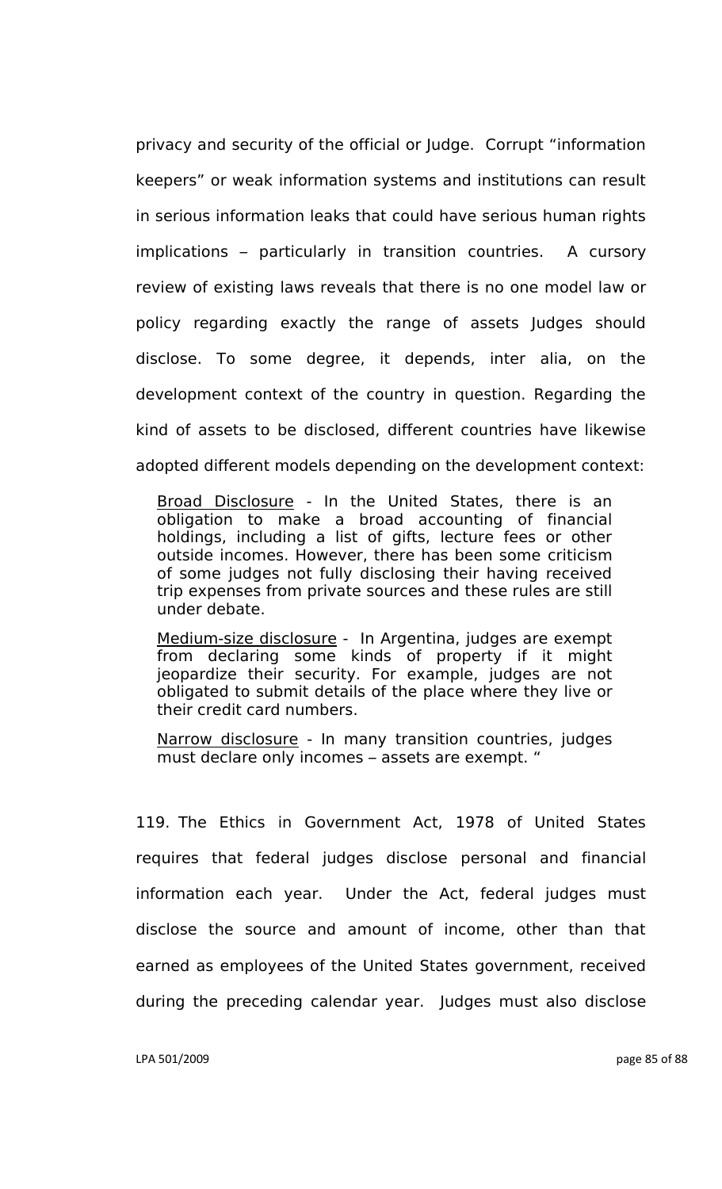privacy and security of the official or Judge. Corrupt "information keepers" or weak information systems and institutions can result in serious information leaks that could have serious human rights implications – particularly in transition countries. A cursory review of existing laws reveals that there is no one model law or policy regarding exactly the range of assets Judges should disclose. To some degree, it depends, inter alia, on the development context of the country in question. Regarding the kind of assets to be disclosed, different countries have likewise adopted different models depending on the development context:

> Broad Disclosure - In the United States, there is an obligation to make a broad accounting of financial holdings, including a list of gifts, lecture fees or other outside incomes. However, there has been some criticism of some judges not fully disclosing their having received trip expenses from private sources and these rules are still under debate.
>
> Medium-size disclosure - In Argentina, judges are exempt from declaring some kinds of property if it might jeopardize their security. For example, judges are not obligated to submit details of the place where they live or their credit card numbers.
>
> Narrow disclosure - In many transition countries, judges must declare only incomes – assets are exempt. "

119. The Ethics in Government Act, 1978 of United States requires that federal judges disclose personal and financial information each year. Under the Act, federal judges must disclose the source and amount of income, other than that earned as employees of the United States government, received during the preceding calendar year. Judges must also disclose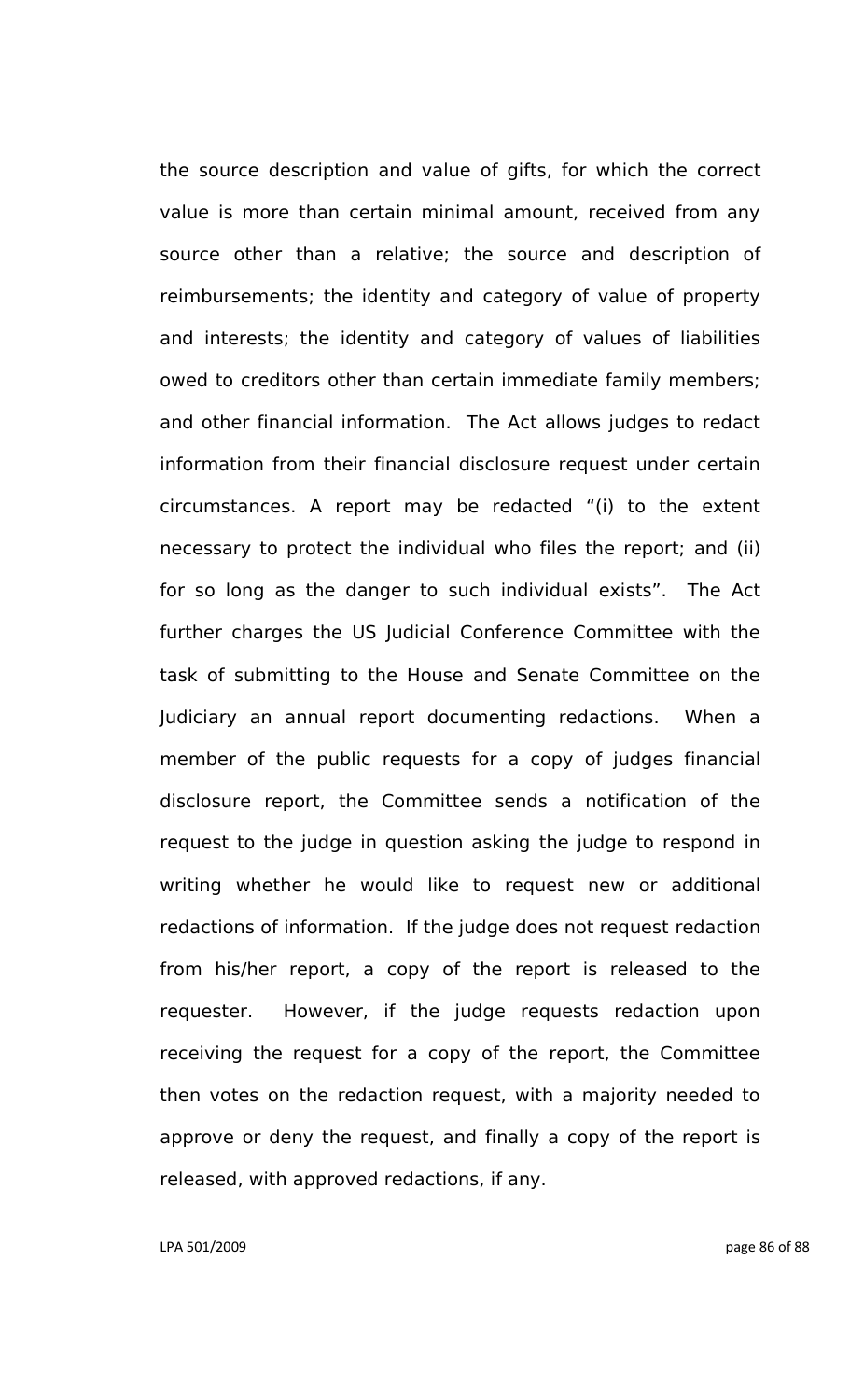the source description and value of gifts, for which the correct value is more than certain minimal amount, received from any source other than a relative; the source and description of reimbursements; the identity and category of value of property and interests; the identity and category of values of liabilities owed to creditors other than certain immediate family members; and other financial information. The Act allows judges to redact information from their financial disclosure request under certain circumstances. A report may be redacted "(i) to the extent necessary to protect the individual who files the report; and (ii) for so long as the danger to such individual exists". The Act further charges the US Judicial Conference Committee with the task of submitting to the House and Senate Committee on the Judiciary an annual report documenting redactions. When a member of the public requests for a copy of judges financial disclosure report, the Committee sends a notification of the request to the judge in question asking the judge to respond in writing whether he would like to request new or additional redactions of information. If the judge does not request redaction from his/her report, a copy of the report is released to the requester. However, if the judge requests redaction upon receiving the request for a copy of the report, the Committee then votes on the redaction request, with a majority needed to approve or deny the request, and finally a copy of the report is released, with approved redactions, if any.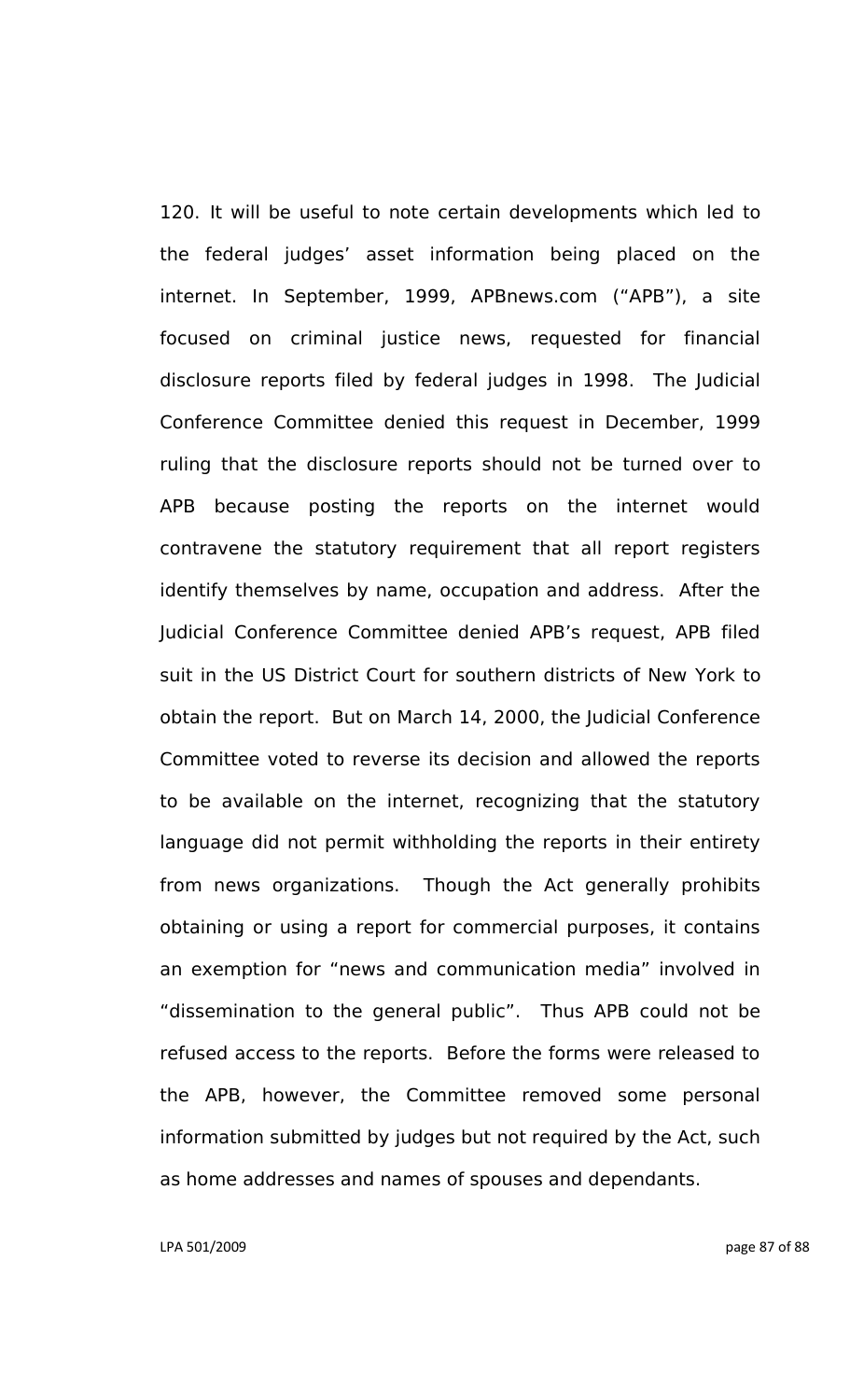120. It will be useful to note certain developments which led to the federal judges' asset information being placed on the internet. In September, 1999, APBnews.com ("APB"), a site focused on criminal justice news, requested for financial disclosure reports filed by federal judges in 1998. The Judicial Conference Committee denied this request in December, 1999 ruling that the disclosure reports should not be turned over to APB because posting the reports on the internet would contravene the statutory requirement that all report registers identify themselves by name, occupation and address. After the Judicial Conference Committee denied APB's request, APB filed suit in the US District Court for southern districts of New York to obtain the report. But on March 14, 2000, the Judicial Conference Committee voted to reverse its decision and allowed the reports to be available on the internet, recognizing that the statutory language did not permit withholding the reports in their entirety from news organizations. Though the Act generally prohibits obtaining or using a report for commercial purposes, it contains an exemption for "news and communication media" involved in "dissemination to the general public". Thus APB could not be refused access to the reports. Before the forms were released to the APB, however, the Committee removed some personal information submitted by judges but not required by the Act, such as home addresses and names of spouses and dependants.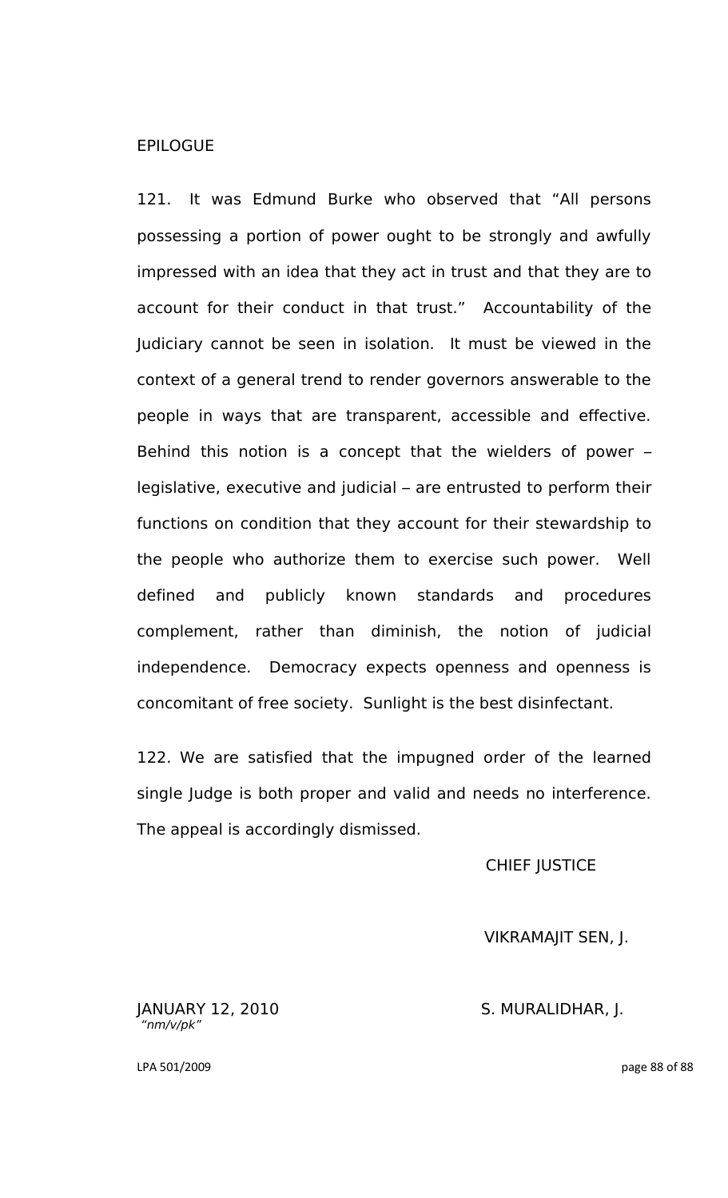## EPILOGUE

121. It was Edmund Burke who observed that "All persons possessing a portion of power ought to be strongly and awfully impressed with an idea that they act in trust and that they are to account for their conduct in that trust." Accountability of the Judiciary cannot be seen in isolation. It must be viewed in the context of a general trend to render governors answerable to the people in ways that are transparent, accessible and effective. Behind this notion is a concept that the wielders of power – legislative, executive and judicial – are entrusted to perform their functions on condition that they account for their stewardship to the people who authorize them to exercise such power. Well defined and publicly known standards and procedures complement, rather than diminish, the notion of judicial independence. Democracy expects openness and openness is concomitant of free society. Sunlight is the best disinfectant.

122. We are satisfied that the impugned order of the learned single Judge is both proper and valid and needs no interference. The appeal is accordingly dismissed.

CHIEF JUSTICE

VIKRAMAJIT SEN, J.

JANUARY 12, 2010

S. MURALIDHAR, J.

*"nm/v/pk"*